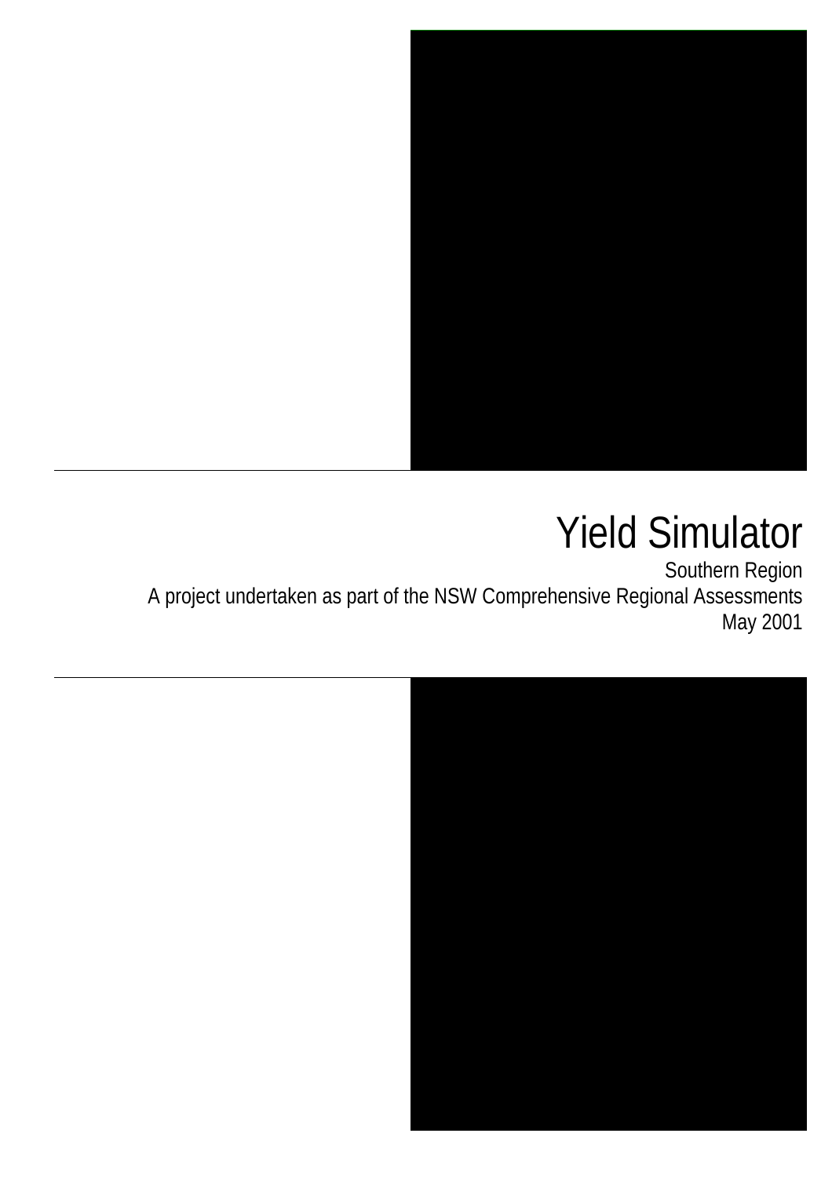# Yield Simulator

Southern Region

A project undertaken as part of the NSW Comprehensive Regional Assessments

May 2001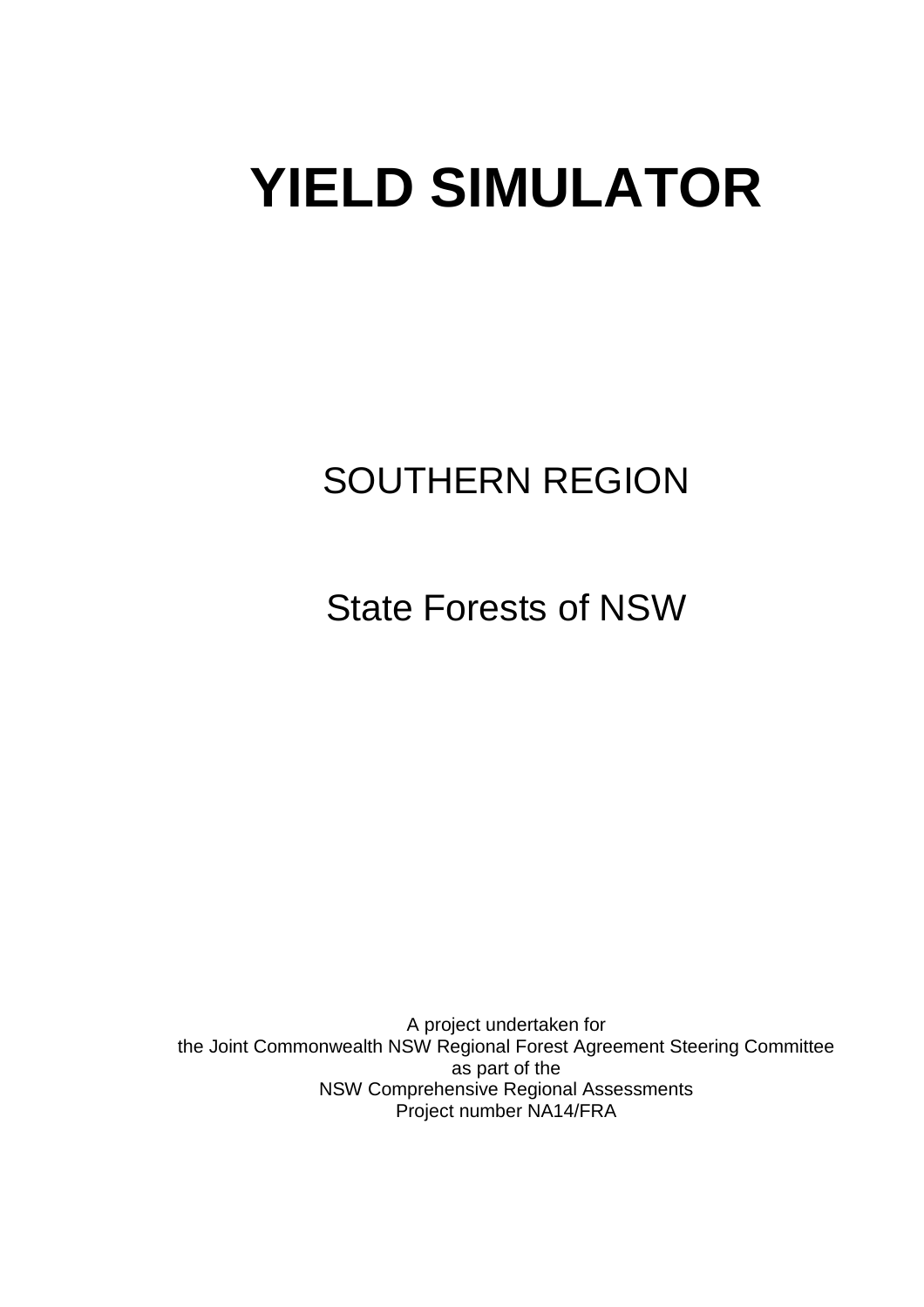# YIELD SIMULATOR

SOUTHERN REGION

State Forests of NSW

A project undertaken for
the Joint Commonwealth NSW Regional Forest Agreement Steering Committee
as part of the
NSW Comprehensive Regional Assessments
Project number NA14/FRA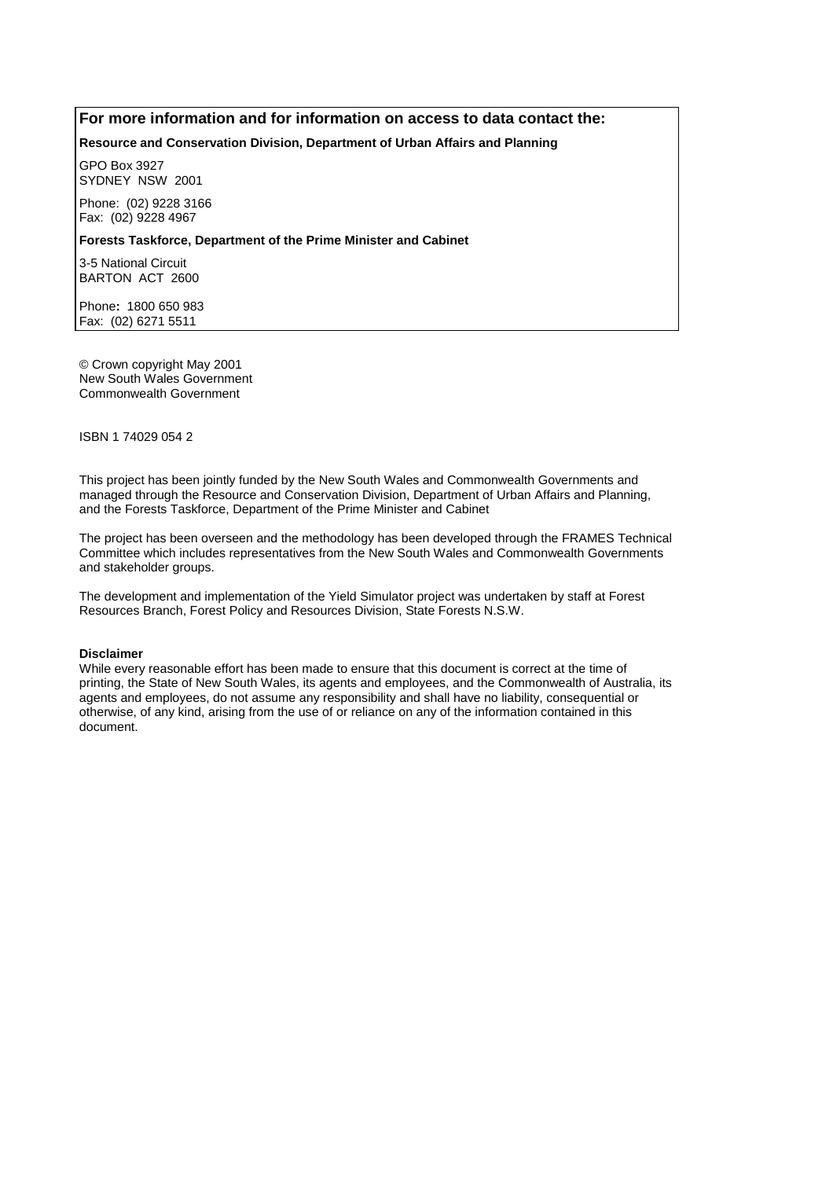## For more information and for information on access to data contact the:

**Resource and Conservation Division, Department of Urban Affairs and Planning**

GPO Box 3927
SYDNEY NSW 2001

Phone: (02) 9228 3166
Fax: (02) 9228 4967

**Forests Taskforce, Department of the Prime Minister and Cabinet**

3-5 National Circuit
BARTON ACT 2600

Phone**:** 1800 650 983
Fax: (02) 6271 5511

© Crown copyright May 2001
New South Wales Government
Commonwealth Government

ISBN 1 74029 054 2

This project has been jointly funded by the New South Wales and Commonwealth Governments and managed through the Resource and Conservation Division, Department of Urban Affairs and Planning, and the Forests Taskforce, Department of the Prime Minister and Cabinet

The project has been overseen and the methodology has been developed through the FRAMES Technical Committee which includes representatives from the New South Wales and Commonwealth Governments and stakeholder groups.

The development and implementation of the Yield Simulator project was undertaken by staff at Forest Resources Branch, Forest Policy and Resources Division, State Forests N.S.W.

**Disclaimer**

While every reasonable effort has been made to ensure that this document is correct at the time of printing, the State of New South Wales, its agents and employees, and the Commonwealth of Australia, its agents and employees, do not assume any responsibility and shall have no liability, consequential or otherwise, of any kind, arising from the use of or reliance on any of the information contained in this document.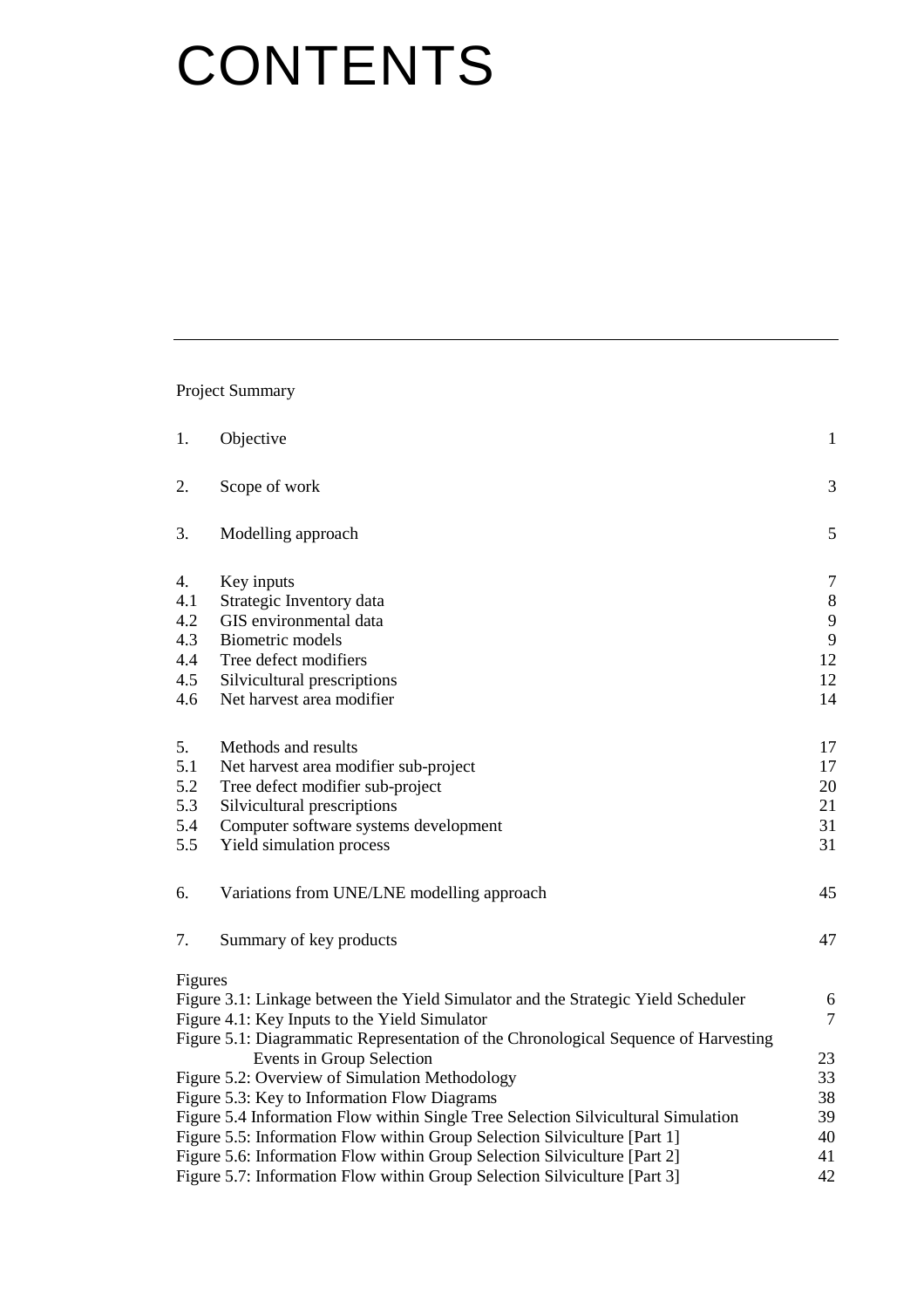# CONTENTS

---

Project Summary

| | | |
|---|---|---|
| 1. | Objective | 1 |
| 2. | Scope of work | 3 |
| 3. | Modelling approach | 5 |
| 4. | Key inputs | 7 |
| 4.1 | Strategic Inventory data | 8 |
| 4.2 | GIS environmental data | 9 |
| 4.3 | Biometric models | 9 |
| 4.4 | Tree defect modifiers | 12 |
| 4.5 | Silvicultural prescriptions | 12 |
| 4.6 | Net harvest area modifier | 14 |
| 5. | Methods and results | 17 |
| 5.1 | Net harvest area modifier sub-project | 17 |
| 5.2 | Tree defect modifier sub-project | 20 |
| 5.3 | Silvicultural prescriptions | 21 |
| 5.4 | Computer software systems development | 31 |
| 5.5 | Yield simulation process | 31 |
| 6. | Variations from UNE/LNE modelling approach | 45 |
| 7. | Summary of key products | 47 |

Figures

| | |
|---|---|
| Figure 3.1: Linkage between the Yield Simulator and the Strategic Yield Scheduler | 6 |
| Figure 4.1: Key Inputs to the Yield Simulator | 7 |
| Figure 5.1: Diagrammatic Representation of the Chronological Sequence of Harvesting Events in Group Selection | 23 |
| Figure 5.2: Overview of Simulation Methodology | 33 |
| Figure 5.3: Key to Information Flow Diagrams | 38 |
| Figure 5.4 Information Flow within Single Tree Selection Silvicultural Simulation | 39 |
| Figure 5.5: Information Flow within Group Selection Silviculture [Part 1] | 40 |
| Figure 5.6: Information Flow within Group Selection Silviculture [Part 2] | 41 |
| Figure 5.7: Information Flow within Group Selection Silviculture [Part 3] | 42 |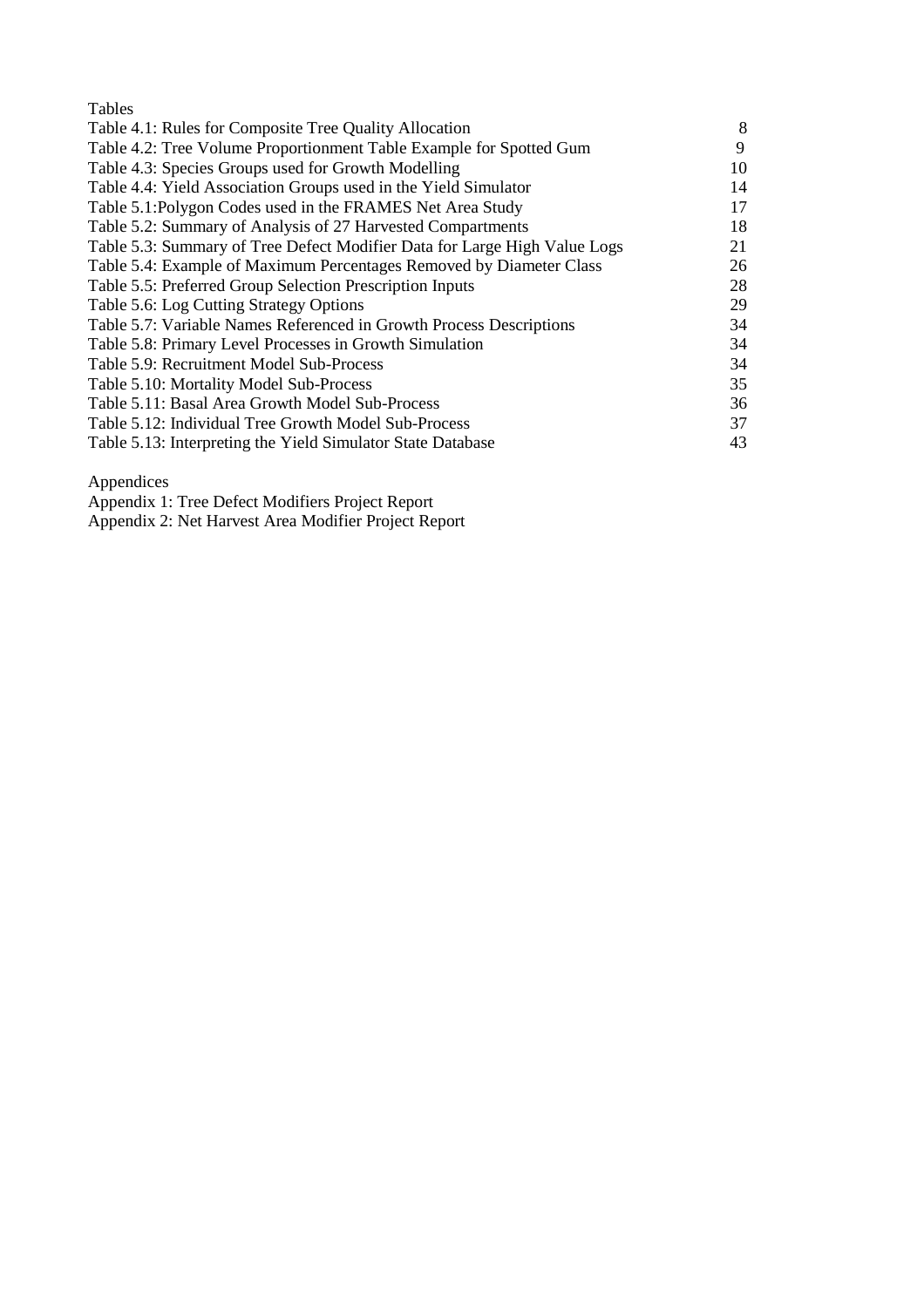Tables

| | |
|---|---|
| Table 4.1: Rules for Composite Tree Quality Allocation | 8 |
| Table 4.2: Tree Volume Proportionment Table Example for Spotted Gum | 9 |
| Table 4.3: Species Groups used for Growth Modelling | 10 |
| Table 4.4: Yield Association Groups used in the Yield Simulator | 14 |
| Table 5.1:Polygon Codes used in the FRAMES Net Area Study | 17 |
| Table 5.2: Summary of Analysis of 27 Harvested Compartments | 18 |
| Table 5.3: Summary of Tree Defect Modifier Data for Large High Value Logs | 21 |
| Table 5.4: Example of Maximum Percentages Removed by Diameter Class | 26 |
| Table 5.5: Preferred Group Selection Prescription Inputs | 28 |
| Table 5.6: Log Cutting Strategy Options | 29 |
| Table 5.7: Variable Names Referenced in Growth Process Descriptions | 34 |
| Table 5.8: Primary Level Processes in Growth Simulation | 34 |
| Table 5.9: Recruitment Model Sub-Process | 34 |
| Table 5.10: Mortality Model Sub-Process | 35 |
| Table 5.11: Basal Area Growth Model Sub-Process | 36 |
| Table 5.12: Individual Tree Growth Model Sub-Process | 37 |
| Table 5.13: Interpreting the Yield Simulator State Database | 43 |

Appendices

Appendix 1: Tree Defect Modifiers Project Report
Appendix 2: Net Harvest Area Modifier Project Report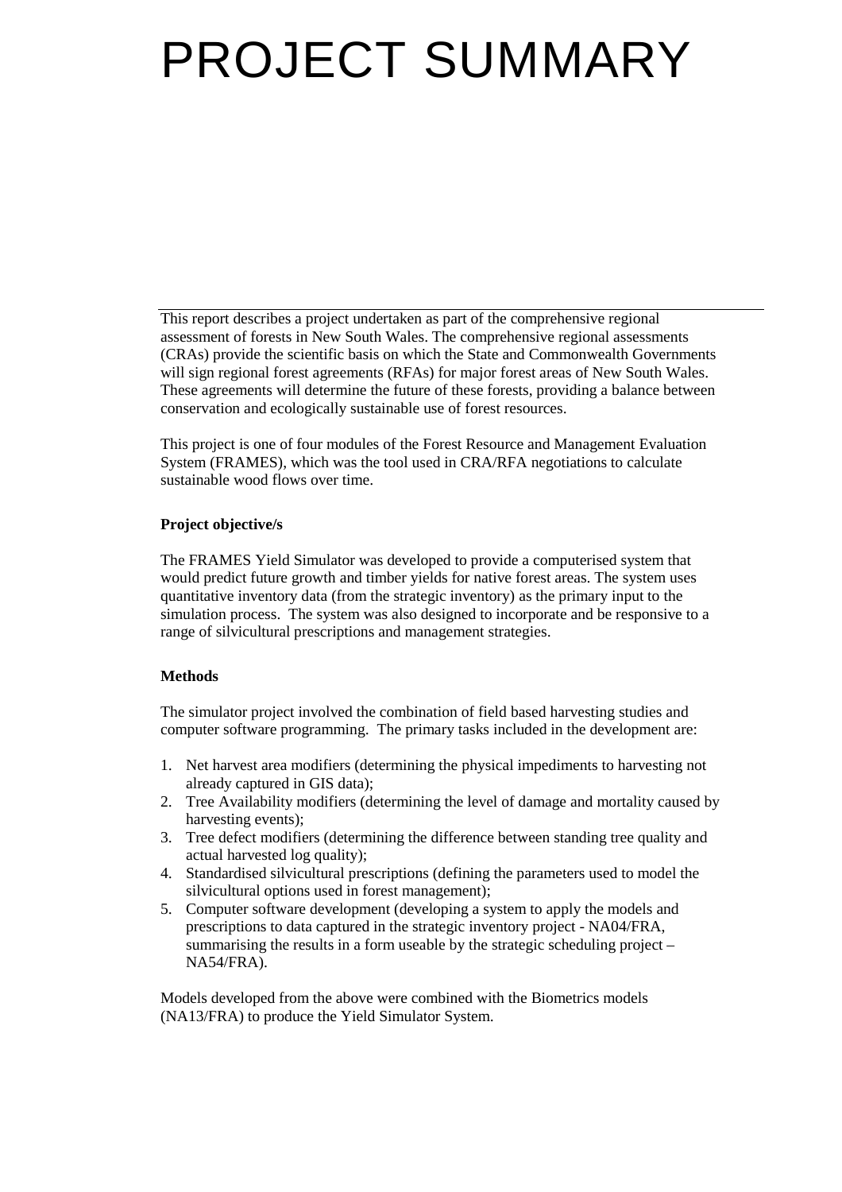# PROJECT SUMMARY

This report describes a project undertaken as part of the comprehensive regional assessment of forests in New South Wales. The comprehensive regional assessments (CRAs) provide the scientific basis on which the State and Commonwealth Governments will sign regional forest agreements (RFAs) for major forest areas of New South Wales. These agreements will determine the future of these forests, providing a balance between conservation and ecologically sustainable use of forest resources.

This project is one of four modules of the Forest Resource and Management Evaluation System (FRAMES), which was the tool used in CRA/RFA negotiations to calculate sustainable wood flows over time.

**Project objective/s**

The FRAMES Yield Simulator was developed to provide a computerised system that would predict future growth and timber yields for native forest areas. The system uses quantitative inventory data (from the strategic inventory) as the primary input to the simulation process. The system was also designed to incorporate and be responsive to a range of silvicultural prescriptions and management strategies.

**Methods**

The simulator project involved the combination of field based harvesting studies and computer software programming. The primary tasks included in the development are:

1. Net harvest area modifiers (determining the physical impediments to harvesting not already captured in GIS data);
2. Tree Availability modifiers (determining the level of damage and mortality caused by harvesting events);
3. Tree defect modifiers (determining the difference between standing tree quality and actual harvested log quality);
4. Standardised silvicultural prescriptions (defining the parameters used to model the silvicultural options used in forest management);
5. Computer software development (developing a system to apply the models and prescriptions to data captured in the strategic inventory project - NA04/FRA, summarising the results in a form useable by the strategic scheduling project – NA54/FRA).

Models developed from the above were combined with the Biometrics models (NA13/FRA) to produce the Yield Simulator System.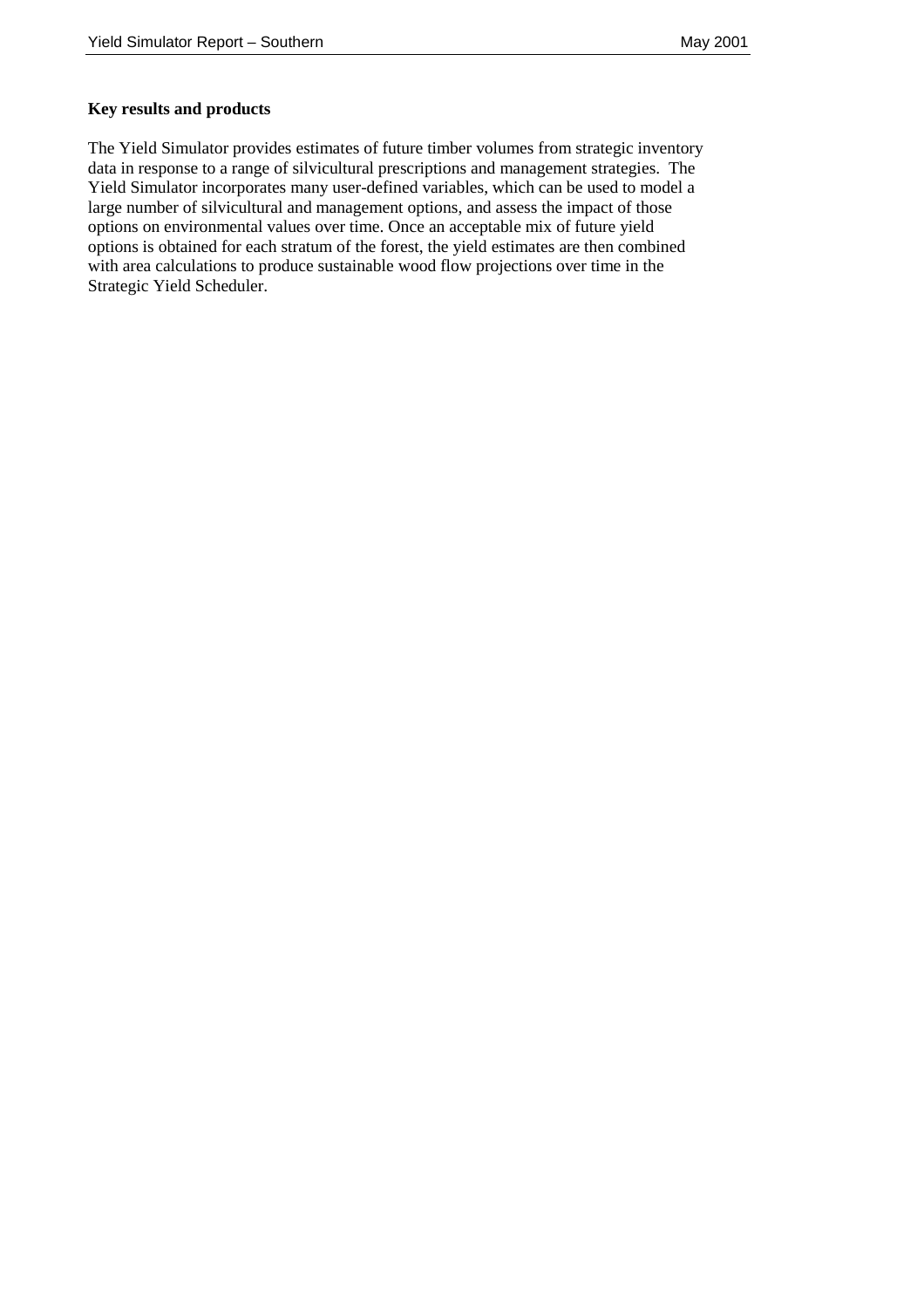**Key results and products**

The Yield Simulator provides estimates of future timber volumes from strategic inventory data in response to a range of silvicultural prescriptions and management strategies. The Yield Simulator incorporates many user-defined variables, which can be used to model a large number of silvicultural and management options, and assess the impact of those options on environmental values over time. Once an acceptable mix of future yield options is obtained for each stratum of the forest, the yield estimates are then combined with area calculations to produce sustainable wood flow projections over time in the Strategic Yield Scheduler.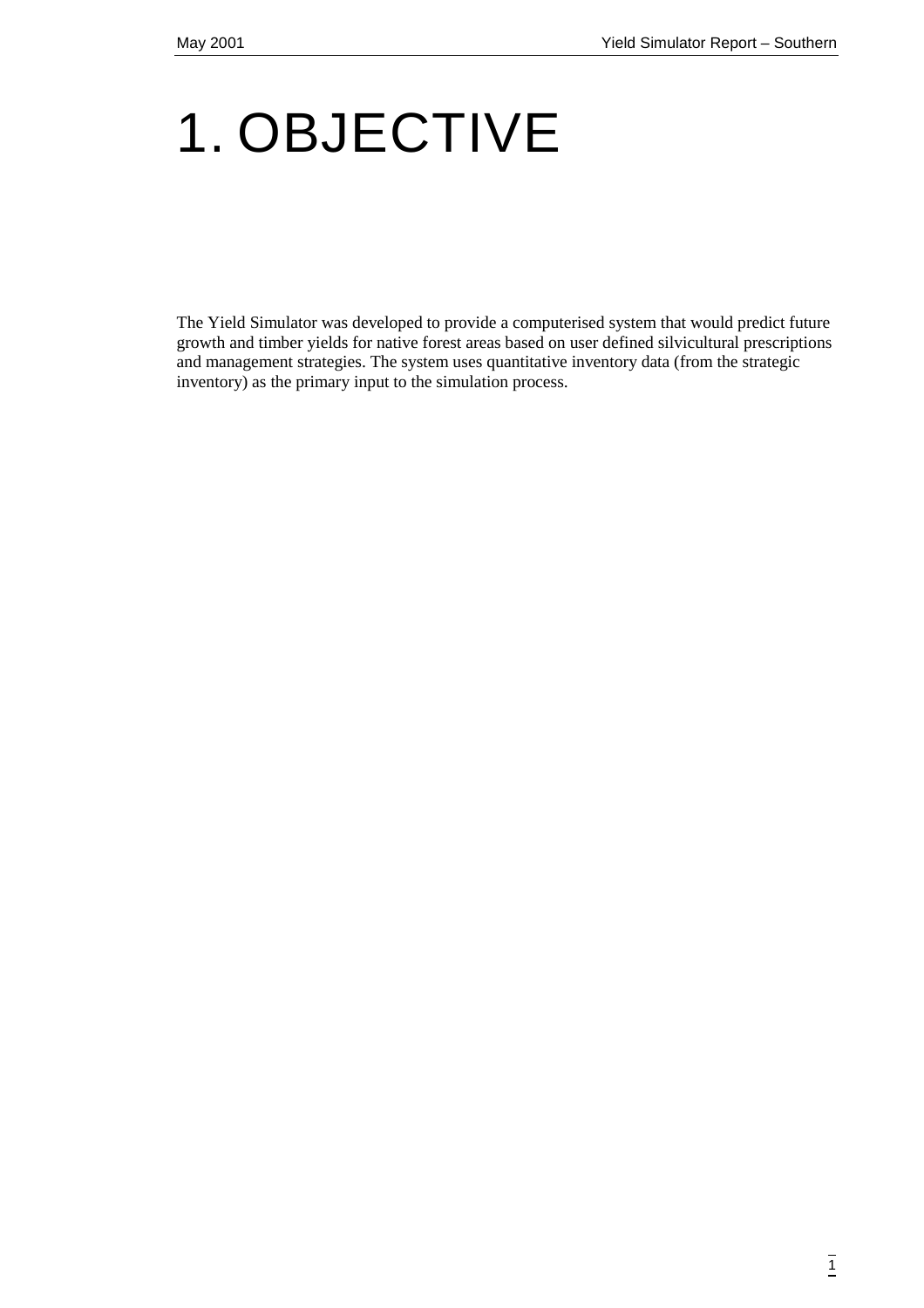# 1. OBJECTIVE

The Yield Simulator was developed to provide a computerised system that would predict future growth and timber yields for native forest areas based on user defined silvicultural prescriptions and management strategies. The system uses quantitative inventory data (from the strategic inventory) as the primary input to the simulation process.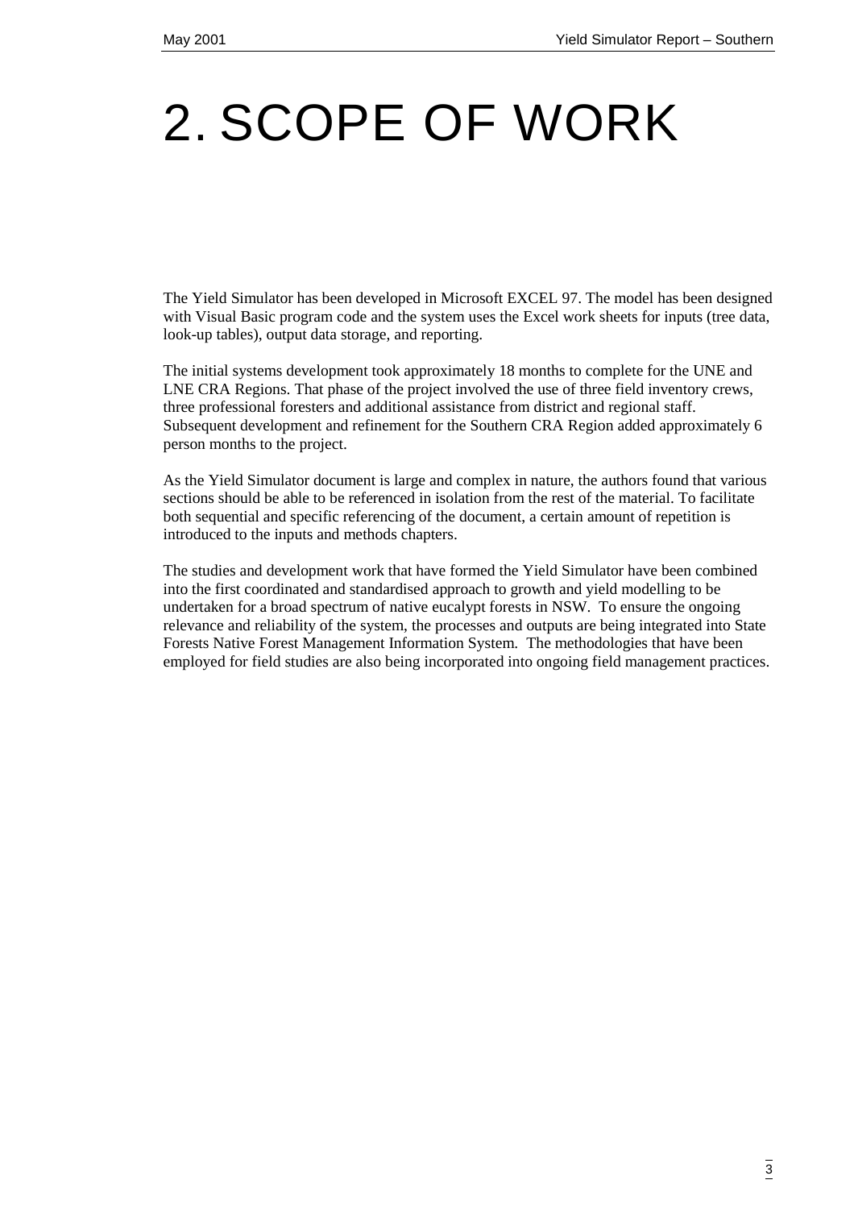# 2. SCOPE OF WORK

The Yield Simulator has been developed in Microsoft EXCEL 97. The model has been designed with Visual Basic program code and the system uses the Excel work sheets for inputs (tree data, look-up tables), output data storage, and reporting.

The initial systems development took approximately 18 months to complete for the UNE and LNE CRA Regions. That phase of the project involved the use of three field inventory crews, three professional foresters and additional assistance from district and regional staff. Subsequent development and refinement for the Southern CRA Region added approximately 6 person months to the project.

As the Yield Simulator document is large and complex in nature, the authors found that various sections should be able to be referenced in isolation from the rest of the material. To facilitate both sequential and specific referencing of the document, a certain amount of repetition is introduced to the inputs and methods chapters.

The studies and development work that have formed the Yield Simulator have been combined into the first coordinated and standardised approach to growth and yield modelling to be undertaken for a broad spectrum of native eucalypt forests in NSW. To ensure the ongoing relevance and reliability of the system, the processes and outputs are being integrated into State Forests Native Forest Management Information System. The methodologies that have been employed for field studies are also being incorporated into ongoing field management practices.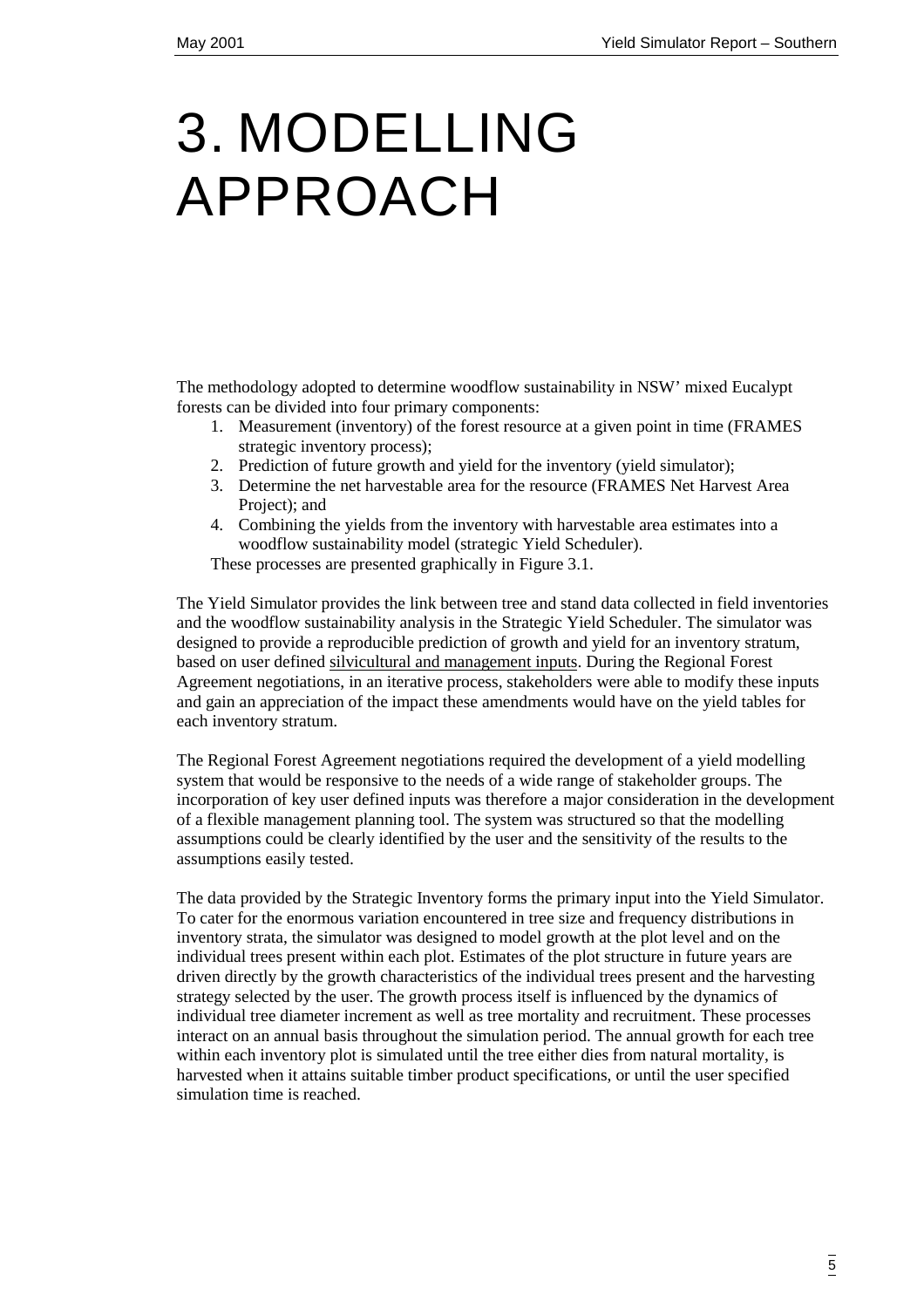# 3. MODELLING APPROACH

The methodology adopted to determine woodflow sustainability in NSW' mixed Eucalypt forests can be divided into four primary components:

1. Measurement (inventory) of the forest resource at a given point in time (FRAMES strategic inventory process);
2. Prediction of future growth and yield for the inventory (yield simulator);
3. Determine the net harvestable area for the resource (FRAMES Net Harvest Area Project); and
4. Combining the yields from the inventory with harvestable area estimates into a woodflow sustainability model (strategic Yield Scheduler).

These processes are presented graphically in Figure 3.1.

The Yield Simulator provides the link between tree and stand data collected in field inventories and the woodflow sustainability analysis in the Strategic Yield Scheduler. The simulator was designed to provide a reproducible prediction of growth and yield for an inventory stratum, based on user defined silvicultural and management inputs. During the Regional Forest Agreement negotiations, in an iterative process, stakeholders were able to modify these inputs and gain an appreciation of the impact these amendments would have on the yield tables for each inventory stratum.

The Regional Forest Agreement negotiations required the development of a yield modelling system that would be responsive to the needs of a wide range of stakeholder groups. The incorporation of key user defined inputs was therefore a major consideration in the development of a flexible management planning tool. The system was structured so that the modelling assumptions could be clearly identified by the user and the sensitivity of the results to the assumptions easily tested.

The data provided by the Strategic Inventory forms the primary input into the Yield Simulator. To cater for the enormous variation encountered in tree size and frequency distributions in inventory strata, the simulator was designed to model growth at the plot level and on the individual trees present within each plot. Estimates of the plot structure in future years are driven directly by the growth characteristics of the individual trees present and the harvesting strategy selected by the user. The growth process itself is influenced by the dynamics of individual tree diameter increment as well as tree mortality and recruitment. These processes interact on an annual basis throughout the simulation period. The annual growth for each tree within each inventory plot is simulated until the tree either dies from natural mortality, is harvested when it attains suitable timber product specifications, or until the user specified simulation time is reached.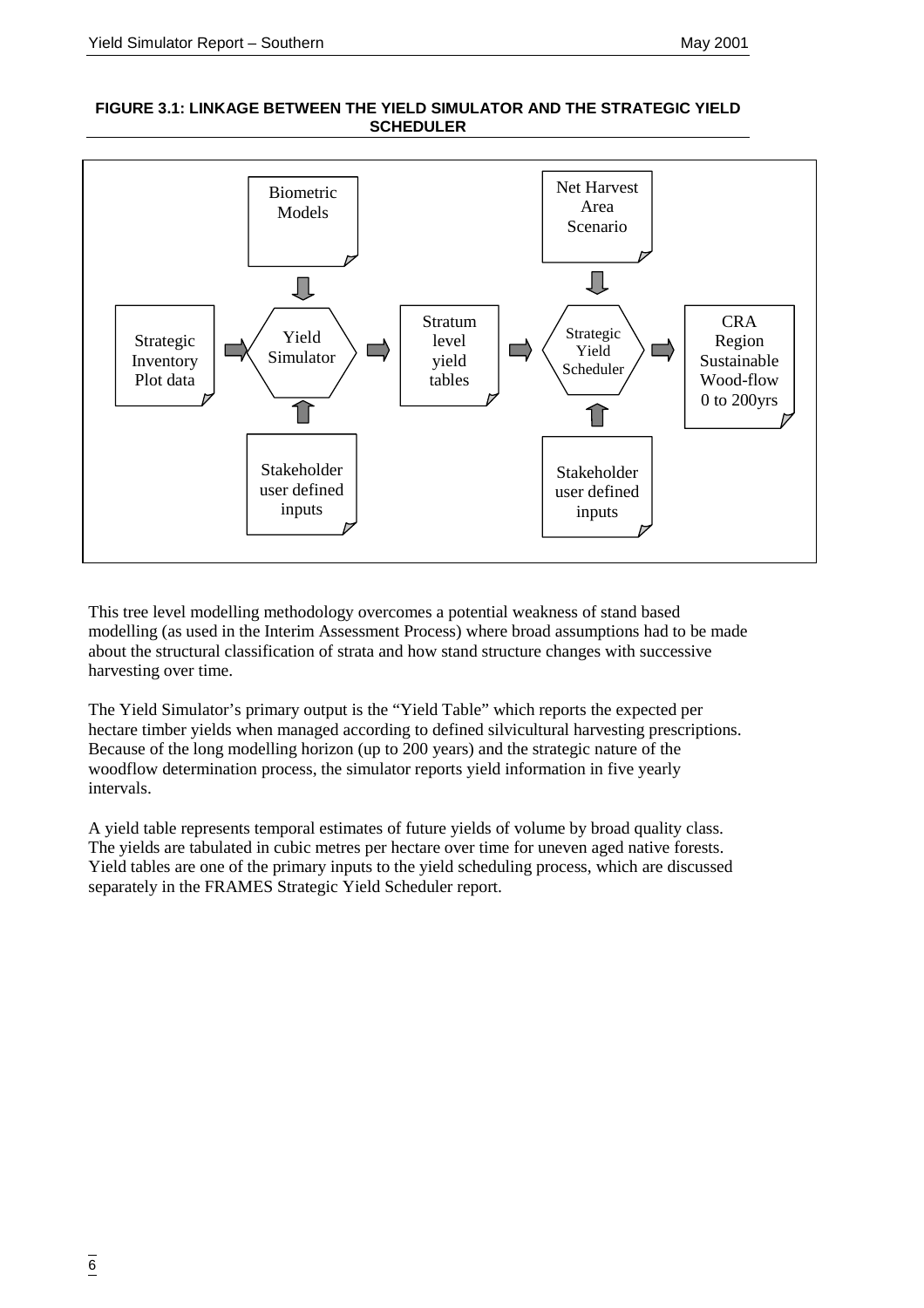**FIGURE 3.1: LINKAGE BETWEEN THE YIELD SIMULATOR AND THE STRATEGIC YIELD SCHEDULER**

Biometric Models

Net Harvest Area Scenario

Strategic Inventory Plot data

Yield Simulator

Stratum level yield tables

Strategic Yield Scheduler

CRA Region Sustainable Wood-flow 0 to 200yrs

Stakeholder user defined inputs

Stakeholder user defined inputs

This tree level modelling methodology overcomes a potential weakness of stand based modelling (as used in the Interim Assessment Process) where broad assumptions had to be made about the structural classification of strata and how stand structure changes with successive harvesting over time.

The Yield Simulator's primary output is the "Yield Table" which reports the expected per hectare timber yields when managed according to defined silvicultural harvesting prescriptions. Because of the long modelling horizon (up to 200 years) and the strategic nature of the woodflow determination process, the simulator reports yield information in five yearly intervals.

A yield table represents temporal estimates of future yields of volume by broad quality class. The yields are tabulated in cubic metres per hectare over time for uneven aged native forests. Yield tables are one of the primary inputs to the yield scheduling process, which are discussed separately in the FRAMES Strategic Yield Scheduler report.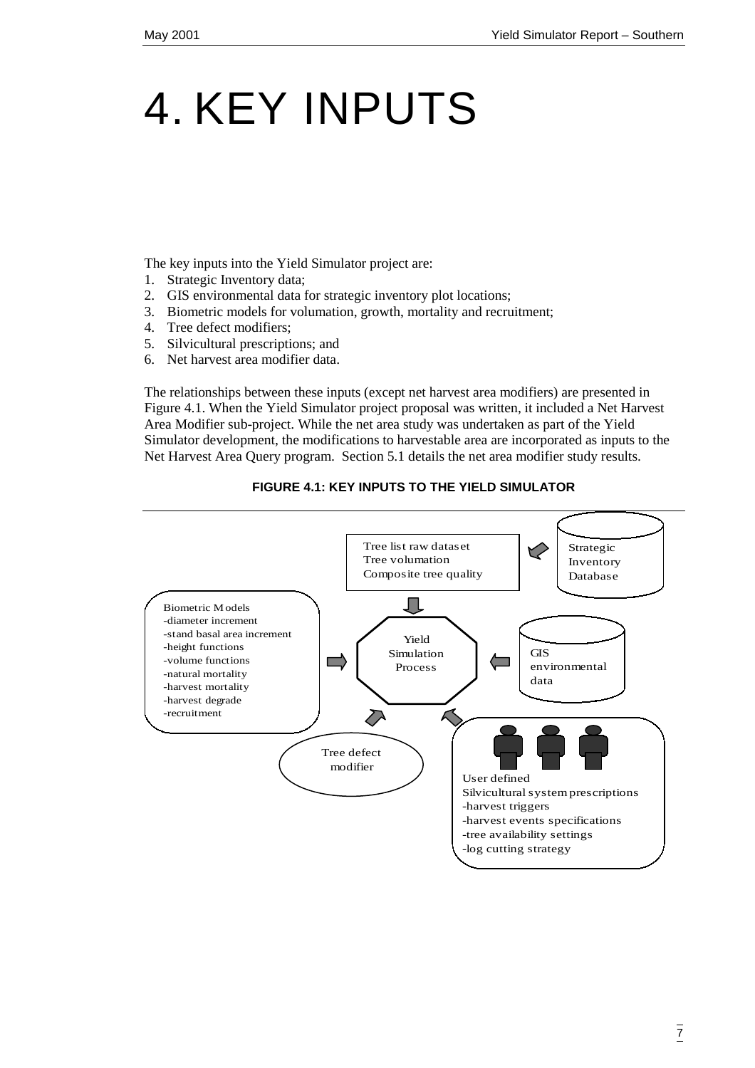# 4. KEY INPUTS

The key inputs into the Yield Simulator project are:

1. Strategic Inventory data;
2. GIS environmental data for strategic inventory plot locations;
3. Biometric models for volumation, growth, mortality and recruitment;
4. Tree defect modifiers;
5. Silvicultural prescriptions; and
6. Net harvest area modifier data.

The relationships between these inputs (except net harvest area modifiers) are presented in Figure 4.1. When the Yield Simulator project proposal was written, it included a Net Harvest Area Modifier sub-project. While the net area study was undertaken as part of the Yield Simulator development, the modifications to harvestable area are incorporated as inputs to the Net Harvest Area Query program. Section 5.1 details the net area modifier study results.

**FIGURE 4.1: KEY INPUTS TO THE YIELD SIMULATOR**

Tree list raw dataset
Tree volumation
Composite tree quality

Strategic Inventory Database

Biometric Models
-diameter increment
-stand basal area increment
-height functions
-volume functions
-natural mortality
-harvest mortality
-harvest degrade
-recruitment

Yield Simulation Process

GIS environmental data

Tree defect modifier

User defined
Silvicultural system prescriptions
-harvest triggers
-harvest events specifications
-tree availability settings
-log cutting strategy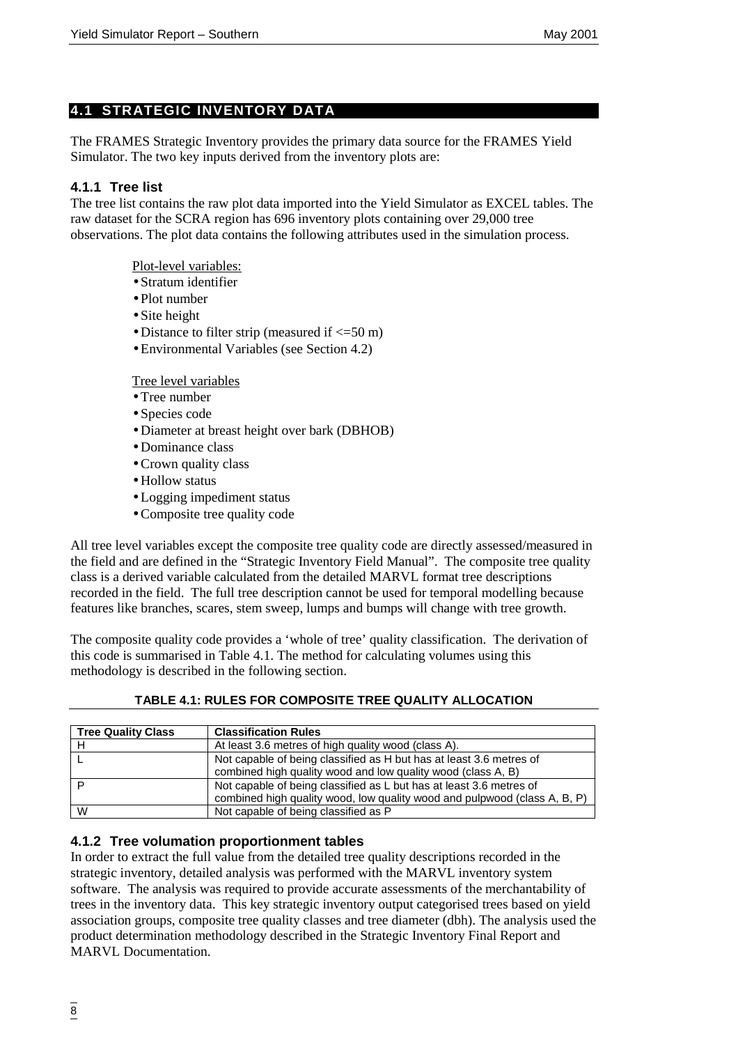## 4.1 STRATEGIC INVENTORY DATA

The FRAMES Strategic Inventory provides the primary data source for the FRAMES Yield Simulator. The two key inputs derived from the inventory plots are:

### 4.1.1 Tree list

The tree list contains the raw plot data imported into the Yield Simulator as EXCEL tables. The raw dataset for the SCRA region has 696 inventory plots containing over 29,000 tree observations. The plot data contains the following attributes used in the simulation process.

Plot-level variables:
- Stratum identifier
- Plot number
- Site height
- Distance to filter strip (measured if <=50 m)
- Environmental Variables (see Section 4.2)

Tree level variables
- Tree number
- Species code
- Diameter at breast height over bark (DBHOB)
- Dominance class
- Crown quality class
- Hollow status
- Logging impediment status
- Composite tree quality code

All tree level variables except the composite tree quality code are directly assessed/measured in the field and are defined in the "Strategic Inventory Field Manual". The composite tree quality class is a derived variable calculated from the detailed MARVL format tree descriptions recorded in the field. The full tree description cannot be used for temporal modelling because features like branches, scares, stem sweep, lumps and bumps will change with tree growth.

The composite quality code provides a 'whole of tree' quality classification. The derivation of this code is summarised in Table 4.1. The method for calculating volumes using this methodology is described in the following section.

**TABLE 4.1: RULES FOR COMPOSITE TREE QUALITY ALLOCATION**

| Tree Quality Class | Classification Rules |
|---|---|
| H | At least 3.6 metres of high quality wood (class A). |
| L | Not capable of being classified as H but has at least 3.6 metres of combined high quality wood and low quality wood (class A, B) |
| P | Not capable of being classified as L but has at least 3.6 metres of combined high quality wood, low quality wood and pulpwood (class A, B, P) |
| W | Not capable of being classified as P |

### 4.1.2 Tree volumation proportionment tables

In order to extract the full value from the detailed tree quality descriptions recorded in the strategic inventory, detailed analysis was performed with the MARVL inventory system software. The analysis was required to provide accurate assessments of the merchantability of trees in the inventory data. This key strategic inventory output categorised trees based on yield association groups, composite tree quality classes and tree diameter (dbh). The analysis used the product determination methodology described in the Strategic Inventory Final Report and MARVL Documentation.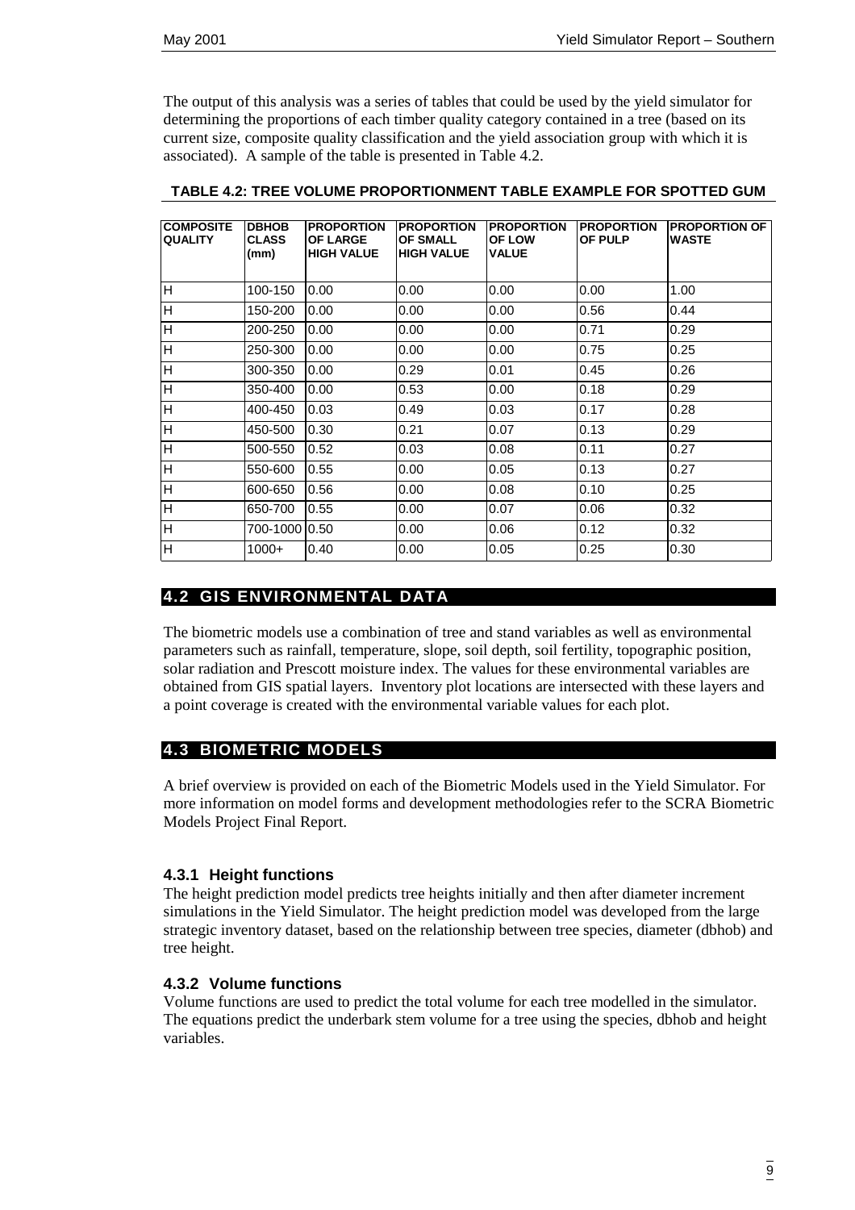The output of this analysis was a series of tables that could be used by the yield simulator for determining the proportions of each timber quality category contained in a tree (based on its current size, composite quality classification and the yield association group with which it is associated). A sample of the table is presented in Table 4.2.

**TABLE 4.2: TREE VOLUME PROPORTIONMENT TABLE EXAMPLE FOR SPOTTED GUM**

| COMPOSITE QUALITY | DBHOB CLASS (mm) | PROPORTION OF LARGE HIGH VALUE | PROPORTION OF SMALL HIGH VALUE | PROPORTION OF LOW VALUE | PROPORTION OF PULP | PROPORTION OF WASTE |
|---|---|---|---|---|---|---|
| H | 100-150 | 0.00 | 0.00 | 0.00 | 0.00 | 1.00 |
| H | 150-200 | 0.00 | 0.00 | 0.00 | 0.56 | 0.44 |
| H | 200-250 | 0.00 | 0.00 | 0.00 | 0.71 | 0.29 |
| H | 250-300 | 0.00 | 0.00 | 0.00 | 0.75 | 0.25 |
| H | 300-350 | 0.00 | 0.29 | 0.01 | 0.45 | 0.26 |
| H | 350-400 | 0.00 | 0.53 | 0.00 | 0.18 | 0.29 |
| H | 400-450 | 0.03 | 0.49 | 0.03 | 0.17 | 0.28 |
| H | 450-500 | 0.30 | 0.21 | 0.07 | 0.13 | 0.29 |
| H | 500-550 | 0.52 | 0.03 | 0.08 | 0.11 | 0.27 |
| H | 550-600 | 0.55 | 0.00 | 0.05 | 0.13 | 0.27 |
| H | 600-650 | 0.56 | 0.00 | 0.08 | 0.10 | 0.25 |
| H | 650-700 | 0.55 | 0.00 | 0.07 | 0.06 | 0.32 |
| H | 700-1000 | 0.50 | 0.00 | 0.06 | 0.12 | 0.32 |
| H | 1000+ | 0.40 | 0.00 | 0.05 | 0.25 | 0.30 |

## 4.2 GIS ENVIRONMENTAL DATA

The biometric models use a combination of tree and stand variables as well as environmental parameters such as rainfall, temperature, slope, soil depth, soil fertility, topographic position, solar radiation and Prescott moisture index. The values for these environmental variables are obtained from GIS spatial layers. Inventory plot locations are intersected with these layers and a point coverage is created with the environmental variable values for each plot.

## 4.3 BIOMETRIC MODELS

A brief overview is provided on each of the Biometric Models used in the Yield Simulator. For more information on model forms and development methodologies refer to the SCRA Biometric Models Project Final Report.

### 4.3.1 Height functions

The height prediction model predicts tree heights initially and then after diameter increment simulations in the Yield Simulator. The height prediction model was developed from the large strategic inventory dataset, based on the relationship between tree species, diameter (dbhob) and tree height.

### 4.3.2 Volume functions

Volume functions are used to predict the total volume for each tree modelled in the simulator. The equations predict the underbark stem volume for a tree using the species, dbhob and height variables.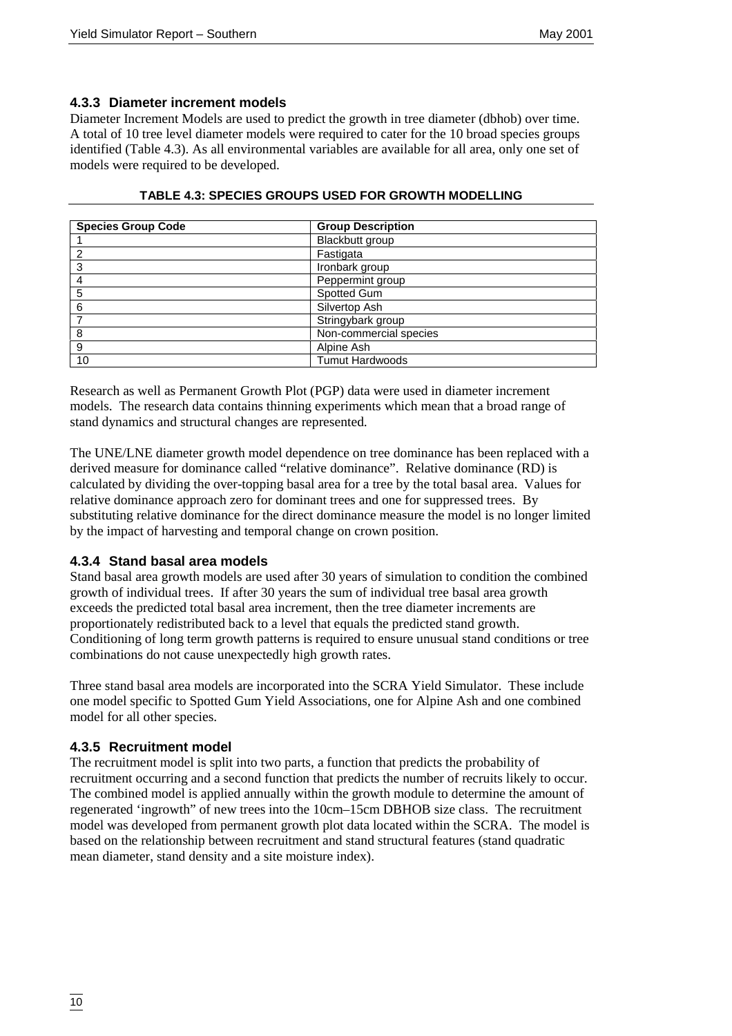### 4.3.3 Diameter increment models

Diameter Increment Models are used to predict the growth in tree diameter (dbhob) over time. A total of 10 tree level diameter models were required to cater for the 10 broad species groups identified (Table 4.3). As all environmental variables are available for all area, only one set of models were required to be developed.

**TABLE 4.3: SPECIES GROUPS USED FOR GROWTH MODELLING**

| Species Group Code | Group Description |
|---|---|
| 1 | Blackbutt group |
| 2 | Fastigata |
| 3 | Ironbark group |
| 4 | Peppermint group |
| 5 | Spotted Gum |
| 6 | Silvertop Ash |
| 7 | Stringybark group |
| 8 | Non-commercial species |
| 9 | Alpine Ash |
| 10 | Tumut Hardwoods |

Research as well as Permanent Growth Plot (PGP) data were used in diameter increment models. The research data contains thinning experiments which mean that a broad range of stand dynamics and structural changes are represented.

The UNE/LNE diameter growth model dependence on tree dominance has been replaced with a derived measure for dominance called "relative dominance". Relative dominance (RD) is calculated by dividing the over-topping basal area for a tree by the total basal area. Values for relative dominance approach zero for dominant trees and one for suppressed trees. By substituting relative dominance for the direct dominance measure the model is no longer limited by the impact of harvesting and temporal change on crown position.

### 4.3.4 Stand basal area models

Stand basal area growth models are used after 30 years of simulation to condition the combined growth of individual trees. If after 30 years the sum of individual tree basal area growth exceeds the predicted total basal area increment, then the tree diameter increments are proportionately redistributed back to a level that equals the predicted stand growth. Conditioning of long term growth patterns is required to ensure unusual stand conditions or tree combinations do not cause unexpectedly high growth rates.

Three stand basal area models are incorporated into the SCRA Yield Simulator. These include one model specific to Spotted Gum Yield Associations, one for Alpine Ash and one combined model for all other species.

### 4.3.5 Recruitment model

The recruitment model is split into two parts, a function that predicts the probability of recruitment occurring and a second function that predicts the number of recruits likely to occur. The combined model is applied annually within the growth module to determine the amount of regenerated 'ingrowth" of new trees into the 10cm–15cm DBHOB size class. The recruitment model was developed from permanent growth plot data located within the SCRA. The model is based on the relationship between recruitment and stand structural features (stand quadratic mean diameter, stand density and a site moisture index).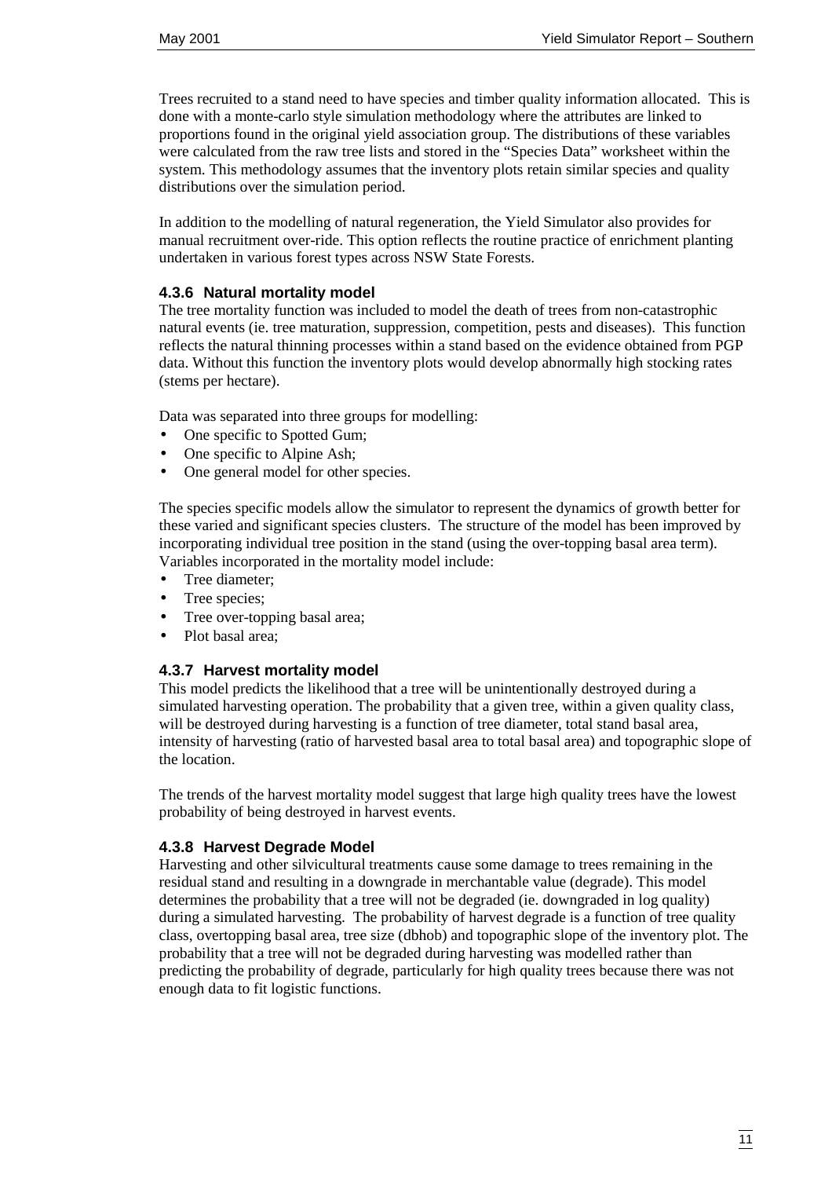Trees recruited to a stand need to have species and timber quality information allocated. This is done with a monte-carlo style simulation methodology where the attributes are linked to proportions found in the original yield association group. The distributions of these variables were calculated from the raw tree lists and stored in the "Species Data" worksheet within the system. This methodology assumes that the inventory plots retain similar species and quality distributions over the simulation period.

In addition to the modelling of natural regeneration, the Yield Simulator also provides for manual recruitment over-ride. This option reflects the routine practice of enrichment planting undertaken in various forest types across NSW State Forests.

### 4.3.6 Natural mortality model

The tree mortality function was included to model the death of trees from non-catastrophic natural events (ie. tree maturation, suppression, competition, pests and diseases). This function reflects the natural thinning processes within a stand based on the evidence obtained from PGP data. Without this function the inventory plots would develop abnormally high stocking rates (stems per hectare).

Data was separated into three groups for modelling:

- One specific to Spotted Gum;
- One specific to Alpine Ash;
- One general model for other species.

The species specific models allow the simulator to represent the dynamics of growth better for these varied and significant species clusters. The structure of the model has been improved by incorporating individual tree position in the stand (using the over-topping basal area term). Variables incorporated in the mortality model include:

- Tree diameter;
- Tree species;
- Tree over-topping basal area;
- Plot basal area;

### 4.3.7 Harvest mortality model

This model predicts the likelihood that a tree will be unintentionally destroyed during a simulated harvesting operation. The probability that a given tree, within a given quality class, will be destroyed during harvesting is a function of tree diameter, total stand basal area, intensity of harvesting (ratio of harvested basal area to total basal area) and topographic slope of the location.

The trends of the harvest mortality model suggest that large high quality trees have the lowest probability of being destroyed in harvest events.

### 4.3.8 Harvest Degrade Model

Harvesting and other silvicultural treatments cause some damage to trees remaining in the residual stand and resulting in a downgrade in merchantable value (degrade). This model determines the probability that a tree will not be degraded (ie. downgraded in log quality) during a simulated harvesting. The probability of harvest degrade is a function of tree quality class, overtopping basal area, tree size (dbhob) and topographic slope of the inventory plot. The probability that a tree will not be degraded during harvesting was modelled rather than predicting the probability of degrade, particularly for high quality trees because there was not enough data to fit logistic functions.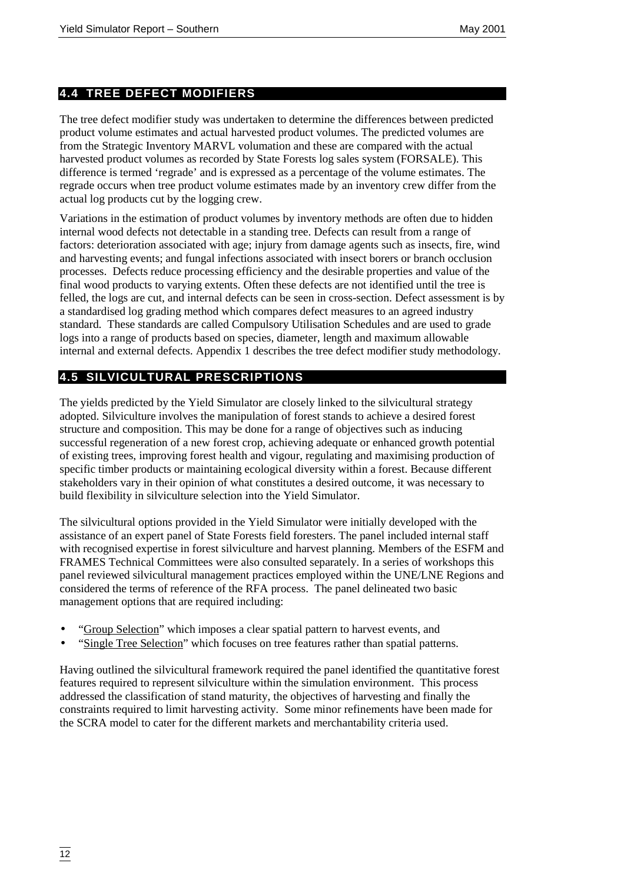## 4.4 TREE DEFECT MODIFIERS

The tree defect modifier study was undertaken to determine the differences between predicted product volume estimates and actual harvested product volumes. The predicted volumes are from the Strategic Inventory MARVL volumation and these are compared with the actual harvested product volumes as recorded by State Forests log sales system (FORSALE). This difference is termed 'regrade' and is expressed as a percentage of the volume estimates. The regrade occurs when tree product volume estimates made by an inventory crew differ from the actual log products cut by the logging crew.

Variations in the estimation of product volumes by inventory methods are often due to hidden internal wood defects not detectable in a standing tree. Defects can result from a range of factors: deterioration associated with age; injury from damage agents such as insects, fire, wind and harvesting events; and fungal infections associated with insect borers or branch occlusion processes. Defects reduce processing efficiency and the desirable properties and value of the final wood products to varying extents. Often these defects are not identified until the tree is felled, the logs are cut, and internal defects can be seen in cross-section. Defect assessment is by a standardised log grading method which compares defect measures to an agreed industry standard. These standards are called Compulsory Utilisation Schedules and are used to grade logs into a range of products based on species, diameter, length and maximum allowable internal and external defects. Appendix 1 describes the tree defect modifier study methodology.

## 4.5 SILVICULTURAL PRESCRIPTIONS

The yields predicted by the Yield Simulator are closely linked to the silvicultural strategy adopted. Silviculture involves the manipulation of forest stands to achieve a desired forest structure and composition. This may be done for a range of objectives such as inducing successful regeneration of a new forest crop, achieving adequate or enhanced growth potential of existing trees, improving forest health and vigour, regulating and maximising production of specific timber products or maintaining ecological diversity within a forest. Because different stakeholders vary in their opinion of what constitutes a desired outcome, it was necessary to build flexibility in silviculture selection into the Yield Simulator.

The silvicultural options provided in the Yield Simulator were initially developed with the assistance of an expert panel of State Forests field foresters. The panel included internal staff with recognised expertise in forest silviculture and harvest planning. Members of the ESFM and FRAMES Technical Committees were also consulted separately. In a series of workshops this panel reviewed silvicultural management practices employed within the UNE/LNE Regions and considered the terms of reference of the RFA process. The panel delineated two basic management options that are required including:

- "Group Selection" which imposes a clear spatial pattern to harvest events, and
- "Single Tree Selection" which focuses on tree features rather than spatial patterns.

Having outlined the silvicultural framework required the panel identified the quantitative forest features required to represent silviculture within the simulation environment. This process addressed the classification of stand maturity, the objectives of harvesting and finally the constraints required to limit harvesting activity. Some minor refinements have been made for the SCRA model to cater for the different markets and merchantability criteria used.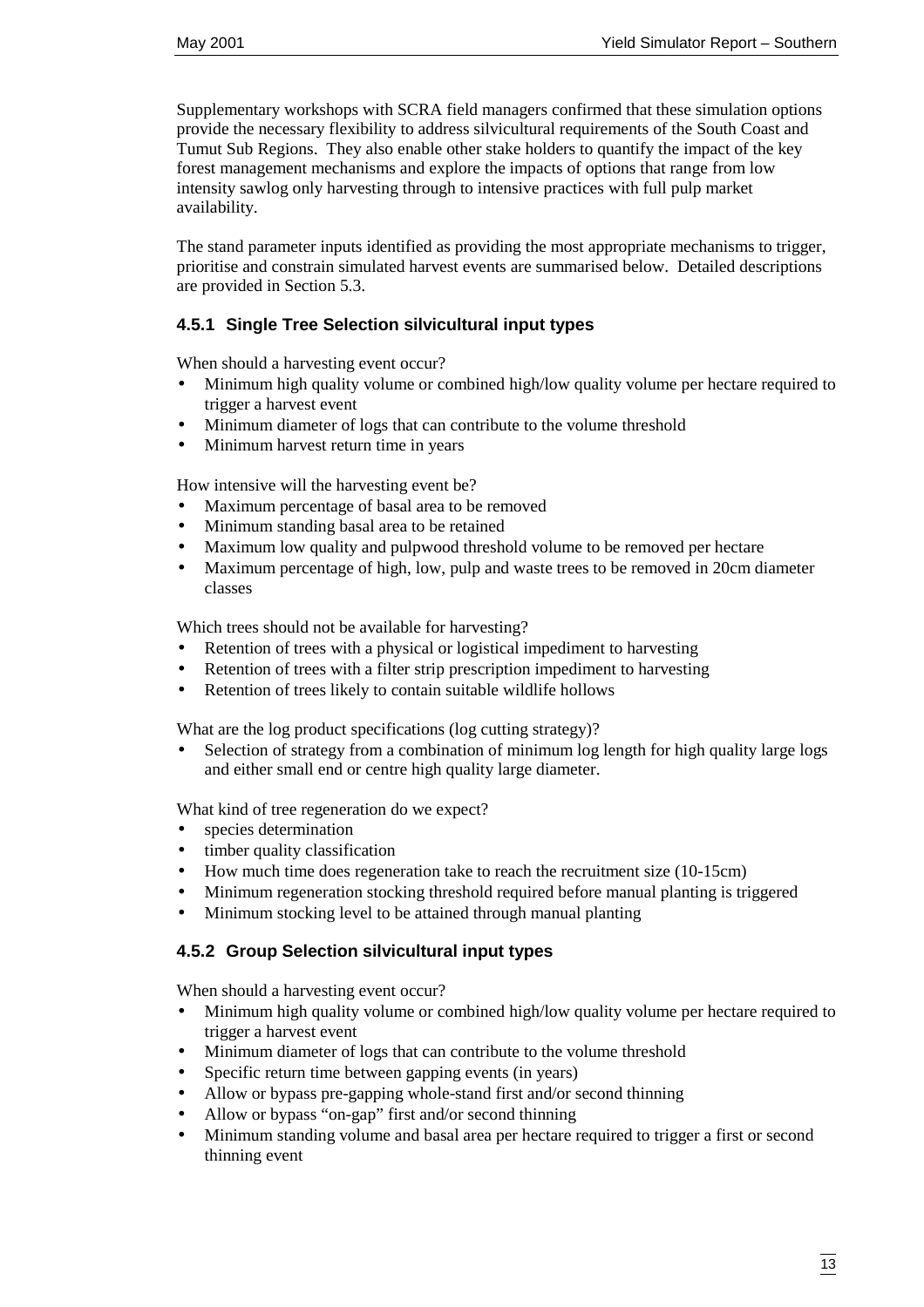Supplementary workshops with SCRA field managers confirmed that these simulation options provide the necessary flexibility to address silvicultural requirements of the South Coast and Tumut Sub Regions. They also enable other stake holders to quantify the impact of the key forest management mechanisms and explore the impacts of options that range from low intensity sawlog only harvesting through to intensive practices with full pulp market availability.

The stand parameter inputs identified as providing the most appropriate mechanisms to trigger, prioritise and constrain simulated harvest events are summarised below. Detailed descriptions are provided in Section 5.3.

### 4.5.1 Single Tree Selection silvicultural input types

When should a harvesting event occur?

- Minimum high quality volume or combined high/low quality volume per hectare required to trigger a harvest event
- Minimum diameter of logs that can contribute to the volume threshold
- Minimum harvest return time in years

How intensive will the harvesting event be?

- Maximum percentage of basal area to be removed
- Minimum standing basal area to be retained
- Maximum low quality and pulpwood threshold volume to be removed per hectare
- Maximum percentage of high, low, pulp and waste trees to be removed in 20cm diameter classes

Which trees should not be available for harvesting?

- Retention of trees with a physical or logistical impediment to harvesting
- Retention of trees with a filter strip prescription impediment to harvesting
- Retention of trees likely to contain suitable wildlife hollows

What are the log product specifications (log cutting strategy)?

- Selection of strategy from a combination of minimum log length for high quality large logs and either small end or centre high quality large diameter.

What kind of tree regeneration do we expect?

- species determination
- timber quality classification
- How much time does regeneration take to reach the recruitment size (10-15cm)
- Minimum regeneration stocking threshold required before manual planting is triggered
- Minimum stocking level to be attained through manual planting

### 4.5.2 Group Selection silvicultural input types

When should a harvesting event occur?

- Minimum high quality volume or combined high/low quality volume per hectare required to trigger a harvest event
- Minimum diameter of logs that can contribute to the volume threshold
- Specific return time between gapping events (in years)
- Allow or bypass pre-gapping whole-stand first and/or second thinning
- Allow or bypass "on-gap" first and/or second thinning
- Minimum standing volume and basal area per hectare required to trigger a first or second thinning event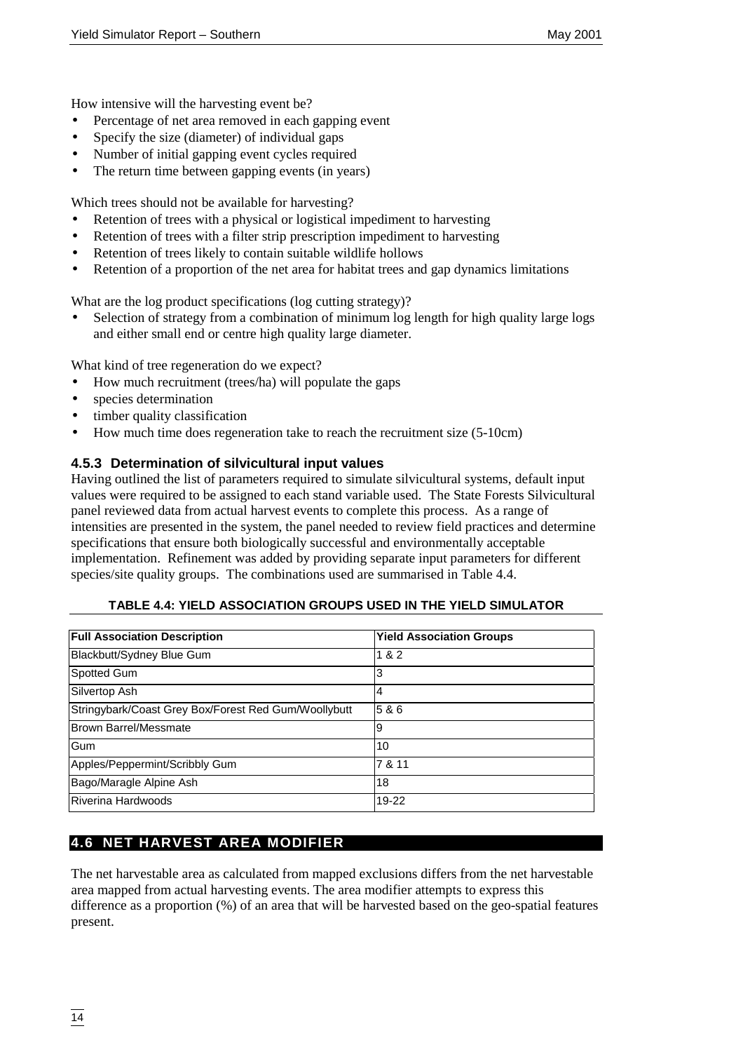How intensive will the harvesting event be?

- Percentage of net area removed in each gapping event
- Specify the size (diameter) of individual gaps
- Number of initial gapping event cycles required
- The return time between gapping events (in years)

Which trees should not be available for harvesting?

- Retention of trees with a physical or logistical impediment to harvesting
- Retention of trees with a filter strip prescription impediment to harvesting
- Retention of trees likely to contain suitable wildlife hollows
- Retention of a proportion of the net area for habitat trees and gap dynamics limitations

What are the log product specifications (log cutting strategy)?

- Selection of strategy from a combination of minimum log length for high quality large logs and either small end or centre high quality large diameter.

What kind of tree regeneration do we expect?

- How much recruitment (trees/ha) will populate the gaps
- species determination
- timber quality classification
- How much time does regeneration take to reach the recruitment size (5-10cm)

### 4.5.3 Determination of silvicultural input values

Having outlined the list of parameters required to simulate silvicultural systems, default input values were required to be assigned to each stand variable used. The State Forests Silvicultural panel reviewed data from actual harvest events to complete this process. As a range of intensities are presented in the system, the panel needed to review field practices and determine specifications that ensure both biologically successful and environmentally acceptable implementation. Refinement was added by providing separate input parameters for different species/site quality groups. The combinations used are summarised in Table 4.4.

**TABLE 4.4: YIELD ASSOCIATION GROUPS USED IN THE YIELD SIMULATOR**

| Full Association Description | Yield Association Groups |
|---|---|
| Blackbutt/Sydney Blue Gum | 1 & 2 |
| Spotted Gum | 3 |
| Silvertop Ash | 4 |
| Stringybark/Coast Grey Box/Forest Red Gum/Woollybutt | 5 & 6 |
| Brown Barrel/Messmate | 9 |
| Gum | 10 |
| Apples/Peppermint/Scribbly Gum | 7 & 11 |
| Bago/Maragle Alpine Ash | 18 |
| Riverina Hardwoods | 19-22 |

## 4.6 NET HARVEST AREA MODIFIER

The net harvestable area as calculated from mapped exclusions differs from the net harvestable area mapped from actual harvesting events. The area modifier attempts to express this difference as a proportion (%) of an area that will be harvested based on the geo-spatial features present.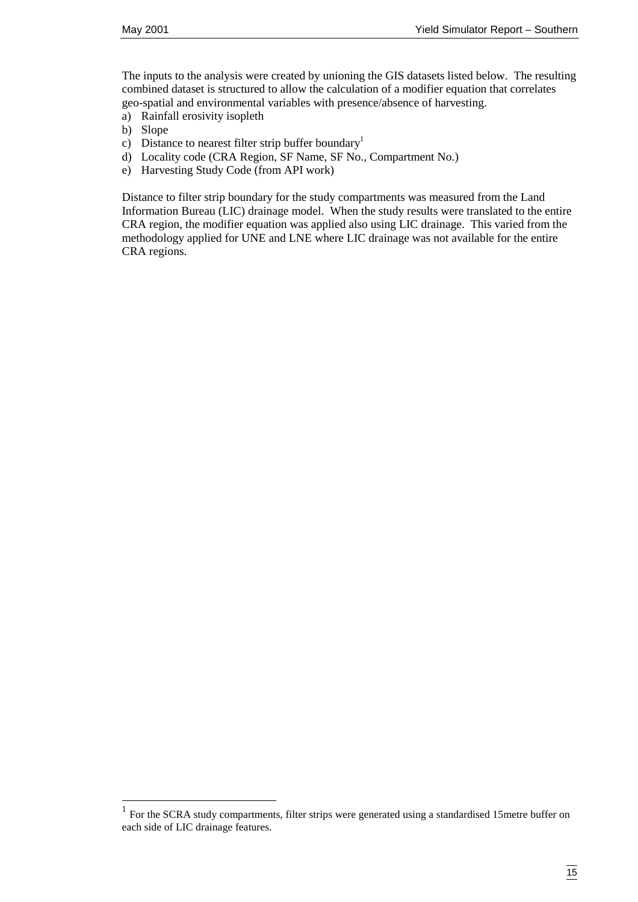The inputs to the analysis were created by unioning the GIS datasets listed below. The resulting combined dataset is structured to allow the calculation of a modifier equation that correlates geo-spatial and environmental variables with presence/absence of harvesting.

a) Rainfall erosivity isopleth
b) Slope
c) Distance to nearest filter strip buffer boundary[1]
d) Locality code (CRA Region, SF Name, SF No., Compartment No.)
e) Harvesting Study Code (from API work)

Distance to filter strip boundary for the study compartments was measured from the Land Information Bureau (LIC) drainage model. When the study results were translated to the entire CRA region, the modifier equation was applied also using LIC drainage. This varied from the methodology applied for UNE and LNE where LIC drainage was not available for the entire CRA regions.

[1] For the SCRA study compartments, filter strips were generated using a standardised 15metre buffer on each side of LIC drainage features.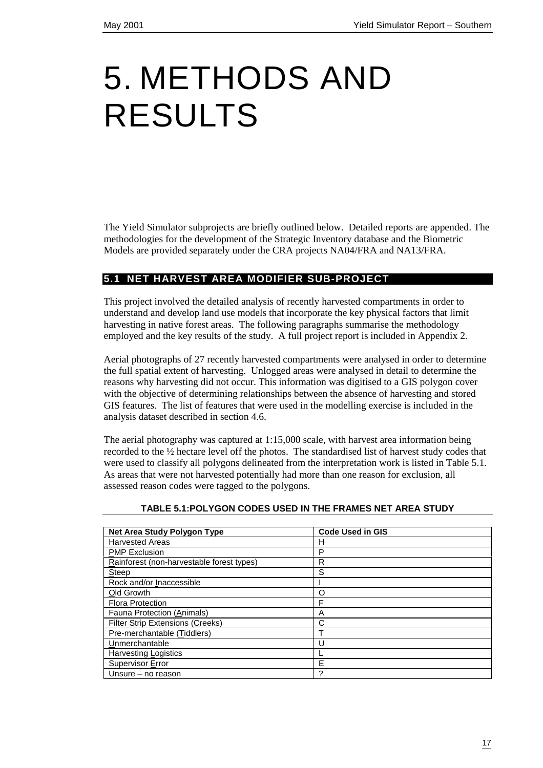# 5. METHODS AND RESULTS

The Yield Simulator subprojects are briefly outlined below. Detailed reports are appended. The methodologies for the development of the Strategic Inventory database and the Biometric Models are provided separately under the CRA projects NA04/FRA and NA13/FRA.

## 5.1 NET HARVEST AREA MODIFIER SUB-PROJECT

This project involved the detailed analysis of recently harvested compartments in order to understand and develop land use models that incorporate the key physical factors that limit harvesting in native forest areas. The following paragraphs summarise the methodology employed and the key results of the study. A full project report is included in Appendix 2.

Aerial photographs of 27 recently harvested compartments were analysed in order to determine the full spatial extent of harvesting. Unlogged areas were analysed in detail to determine the reasons why harvesting did not occur. This information was digitised to a GIS polygon cover with the objective of determining relationships between the absence of harvesting and stored GIS features. The list of features that were used in the modelling exercise is included in the analysis dataset described in section 4.6.

The aerial photography was captured at 1:15,000 scale, with harvest area information being recorded to the ½ hectare level off the photos. The standardised list of harvest study codes that were used to classify all polygons delineated from the interpretation work is listed in Table 5.1. As areas that were not harvested potentially had more than one reason for exclusion, all assessed reason codes were tagged to the polygons.

**TABLE 5.1:POLYGON CODES USED IN THE FRAMES NET AREA STUDY**

| Net Area Study Polygon Type | Code Used in GIS |
|---|---|
| Harvested Areas | H |
| PMP Exclusion | P |
| Rainforest (non-harvestable forest types) | R |
| Steep | S |
| Rock and/or Inaccessible | I |
| Old Growth | O |
| Flora Protection | F |
| Fauna Protection (Animals) | A |
| Filter Strip Extensions (Creeks) | C |
| Pre-merchantable (Tiddlers) | T |
| Unmerchantable | U |
| Harvesting Logistics | L |
| Supervisor Error | E |
| Unsure – no reason | ? |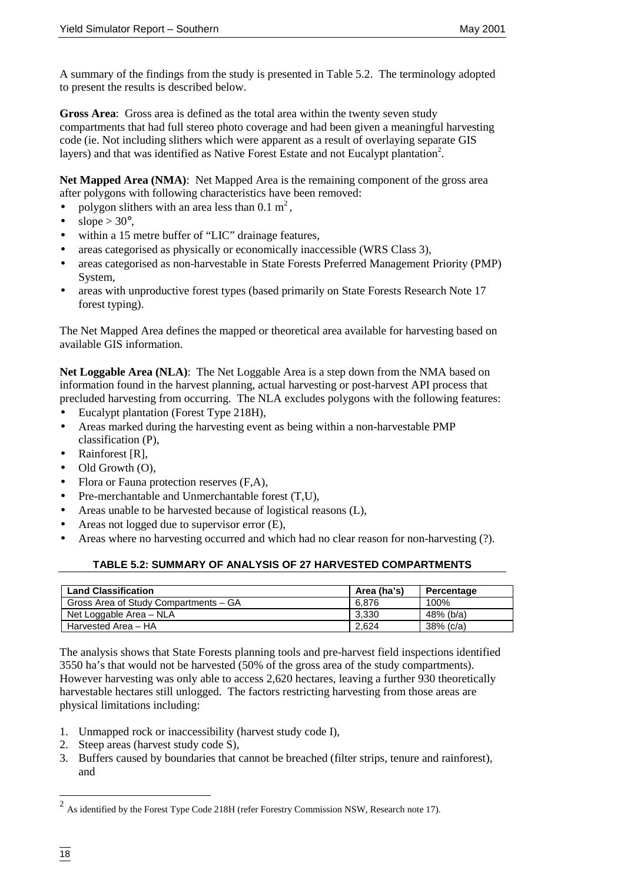A summary of the findings from the study is presented in Table 5.2. The terminology adopted to present the results is described below.

**Gross Area**: Gross area is defined as the total area within the twenty seven study compartments that had full stereo photo coverage and had been given a meaningful harvesting code (ie. Not including slithers which were apparent as a result of overlaying separate GIS layers) and that was identified as Native Forest Estate and not Eucalypt plantation[2].

**Net Mapped Area (NMA)**: Net Mapped Area is the remaining component of the gross area after polygons with following characteristics have been removed:

- polygon slithers with an area less than 0.1 $m^2$,
- slope > 30°,
- within a 15 metre buffer of "LIC" drainage features,
- areas categorised as physically or economically inaccessible (WRS Class 3),
- areas categorised as non-harvestable in State Forests Preferred Management Priority (PMP) System,
- areas with unproductive forest types (based primarily on State Forests Research Note 17 forest typing).

The Net Mapped Area defines the mapped or theoretical area available for harvesting based on available GIS information.

**Net Loggable Area (NLA)**: The Net Loggable Area is a step down from the NMA based on information found in the harvest planning, actual harvesting or post-harvest API process that precluded harvesting from occurring. The NLA excludes polygons with the following features:

- Eucalypt plantation (Forest Type 218H),
- Areas marked during the harvesting event as being within a non-harvestable PMP classification (P),
- Rainforest [R],
- Old Growth (O),
- Flora or Fauna protection reserves (F,A),
- Pre-merchantable and Unmerchantable forest (T,U),
- Areas unable to be harvested because of logistical reasons (L),
- Areas not logged due to supervisor error (E),
- Areas where no harvesting occurred and which had no clear reason for non-harvesting (?).

**TABLE 5.2: SUMMARY OF ANALYSIS OF 27 HARVESTED COMPARTMENTS**

| Land Classification | Area (ha's) | Percentage |
|---|---|---|
| Gross Area of Study Compartments – GA | 6,876 | 100% |
| Net Loggable Area – NLA | 3,330 | 48% (b/a) |
| Harvested Area – HA | 2,624 | 38% (c/a) |

The analysis shows that State Forests planning tools and pre-harvest field inspections identified 3550 ha's that would not be harvested (50% of the gross area of the study compartments). However harvesting was only able to access 2,620 hectares, leaving a further 930 theoretically harvestable hectares still unlogged. The factors restricting harvesting from those areas are physical limitations including:

1. Unmapped rock or inaccessibility (harvest study code I),
2. Steep areas (harvest study code S),
3. Buffers caused by boundaries that cannot be breached (filter strips, tenure and rainforest), and

---

[2] As identified by the Forest Type Code 218H (refer Forestry Commission NSW, Research note 17).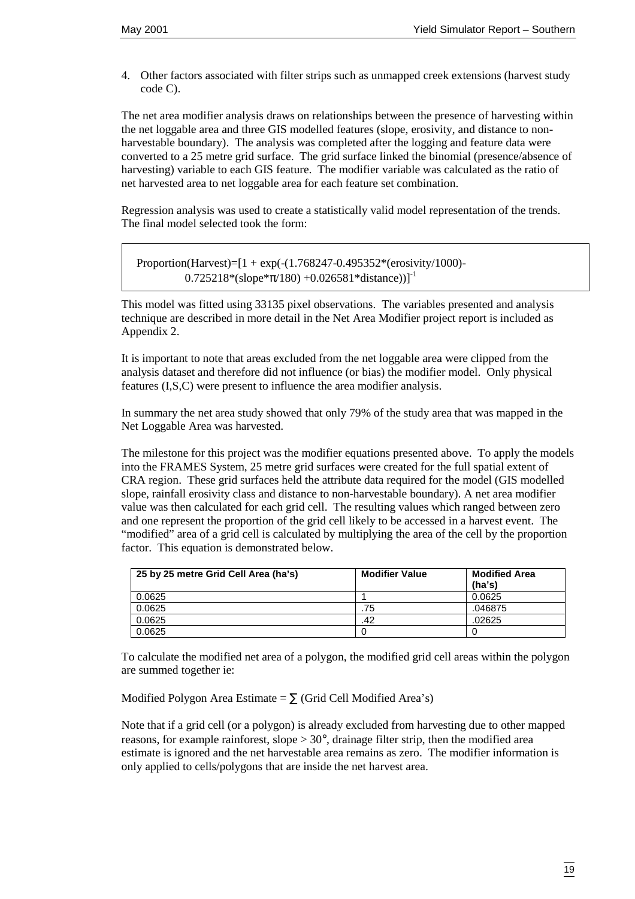4. Other factors associated with filter strips such as unmapped creek extensions (harvest study code C).

The net area modifier analysis draws on relationships between the presence of harvesting within the net loggable area and three GIS modelled features (slope, erosivity, and distance to non-harvestable boundary). The analysis was completed after the logging and feature data were converted to a 25 metre grid surface. The grid surface linked the binomial (presence/absence of harvesting) variable to each GIS feature. The modifier variable was calculated as the ratio of net harvested area to net loggable area for each feature set combination.

Regression analysis was used to create a statistically valid model representation of the trends. The final model selected took the form:

$$\text{Proportion(Harvest)}=[1 + \exp(-(1.768247-0.495352*(\text{erosivity}/1000)-0.725218*(\text{slope}*\pi/180) +0.026581*\text{distance}))]^{-1}$$

This model was fitted using 33135 pixel observations. The variables presented and analysis technique are described in more detail in the Net Area Modifier project report is included as Appendix 2.

It is important to note that areas excluded from the net loggable area were clipped from the analysis dataset and therefore did not influence (or bias) the modifier model. Only physical features (I,S,C) were present to influence the area modifier analysis.

In summary the net area study showed that only 79% of the study area that was mapped in the Net Loggable Area was harvested.

The milestone for this project was the modifier equations presented above. To apply the models into the FRAMES System, 25 metre grid surfaces were created for the full spatial extent of CRA region. These grid surfaces held the attribute data required for the model (GIS modelled slope, rainfall erosivity class and distance to non-harvestable boundary). A net area modifier value was then calculated for each grid cell. The resulting values which ranged between zero and one represent the proportion of the grid cell likely to be accessed in a harvest event. The "modified" area of a grid cell is calculated by multiplying the area of the cell by the proportion factor. This equation is demonstrated below.

| 25 by 25 metre Grid Cell Area (ha's) | Modifier Value | Modified Area (ha's) |
|---|---|---|
| 0.0625 | 1 | 0.0625 |
| 0.0625 | .75 | .046875 |
| 0.0625 | .42 | .02625 |
| 0.0625 | 0 | 0 |

To calculate the modified net area of a polygon, the modified grid cell areas within the polygon are summed together ie:

Modified Polygon Area Estimate = $\sum$ (Grid Cell Modified Area's)

Note that if a grid cell (or a polygon) is already excluded from harvesting due to other mapped reasons, for example rainforest, slope > 30°, drainage filter strip, then the modified area estimate is ignored and the net harvestable area remains as zero. The modifier information is only applied to cells/polygons that are inside the net harvest area.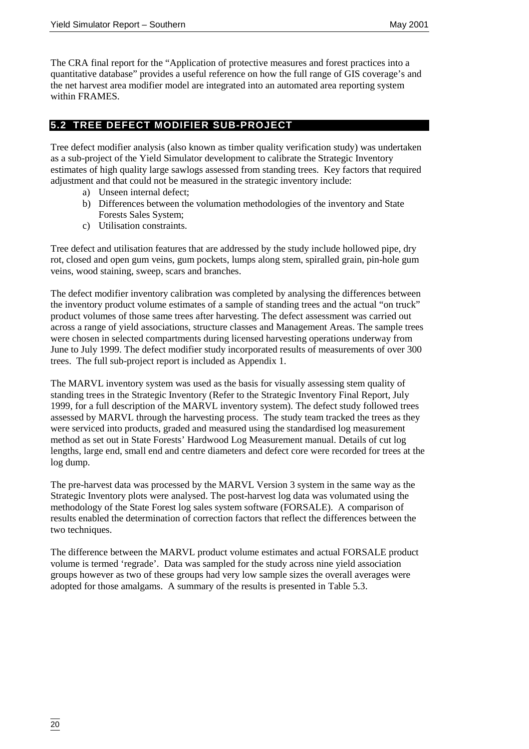The CRA final report for the "Application of protective measures and forest practices into a quantitative database" provides a useful reference on how the full range of GIS coverage's and the net harvest area modifier model are integrated into an automated area reporting system within FRAMES.

## 5.2 TREE DEFECT MODIFIER SUB-PROJECT

Tree defect modifier analysis (also known as timber quality verification study) was undertaken as a sub-project of the Yield Simulator development to calibrate the Strategic Inventory estimates of high quality large sawlogs assessed from standing trees. Key factors that required adjustment and that could not be measured in the strategic inventory include:

a) Unseen internal defect;
b) Differences between the volumation methodologies of the inventory and State Forests Sales System;
c) Utilisation constraints.

Tree defect and utilisation features that are addressed by the study include hollowed pipe, dry rot, closed and open gum veins, gum pockets, lumps along stem, spiralled grain, pin-hole gum veins, wood staining, sweep, scars and branches.

The defect modifier inventory calibration was completed by analysing the differences between the inventory product volume estimates of a sample of standing trees and the actual "on truck" product volumes of those same trees after harvesting. The defect assessment was carried out across a range of yield associations, structure classes and Management Areas. The sample trees were chosen in selected compartments during licensed harvesting operations underway from June to July 1999. The defect modifier study incorporated results of measurements of over 300 trees. The full sub-project report is included as Appendix 1.

The MARVL inventory system was used as the basis for visually assessing stem quality of standing trees in the Strategic Inventory (Refer to the Strategic Inventory Final Report, July 1999, for a full description of the MARVL inventory system). The defect study followed trees assessed by MARVL through the harvesting process. The study team tracked the trees as they were serviced into products, graded and measured using the standardised log measurement method as set out in State Forests' Hardwood Log Measurement manual. Details of cut log lengths, large end, small end and centre diameters and defect core were recorded for trees at the log dump.

The pre-harvest data was processed by the MARVL Version 3 system in the same way as the Strategic Inventory plots were analysed. The post-harvest log data was volumated using the methodology of the State Forest log sales system software (FORSALE). A comparison of results enabled the determination of correction factors that reflect the differences between the two techniques.

The difference between the MARVL product volume estimates and actual FORSALE product volume is termed 'regrade'. Data was sampled for the study across nine yield association groups however as two of these groups had very low sample sizes the overall averages were adopted for those amalgams. A summary of the results is presented in Table 5.3.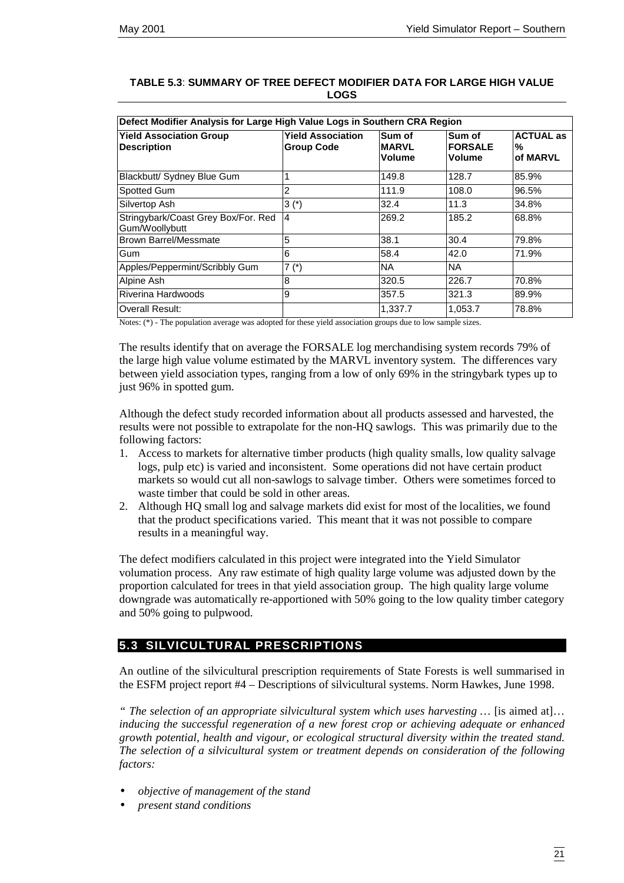**TABLE 5.3**: **SUMMARY OF TREE DEFECT MODIFIER DATA FOR LARGE HIGH VALUE LOGS**

| Defect Modifier Analysis for Large High Value Logs in Southern CRA Region | | | | |
|---|---|---|---|---|
| **Yield Association Group Description** | **Yield Association Group Code** | **Sum of MARVL Volume** | **Sum of FORSALE Volume** | **ACTUAL as % of MARVL** |
| Blackbutt/ Sydney Blue Gum | 1 | 149.8 | 128.7 | 85.9% |
| Spotted Gum | 2 | 111.9 | 108.0 | 96.5% |
| Silvertop Ash | 3 (*) | 32.4 | 11.3 | 34.8% |
| Stringybark/Coast Grey Box/For. Red Gum/Woollybutt | 4 | 269.2 | 185.2 | 68.8% |
| Brown Barrel/Messmate | 5 | 38.1 | 30.4 | 79.8% |
| Gum | 6 | 58.4 | 42.0 | 71.9% |
| Apples/Peppermint/Scribbly Gum | 7 (*) | NA | NA | |
| Alpine Ash | 8 | 320.5 | 226.7 | 70.8% |
| Riverina Hardwoods | 9 | 357.5 | 321.3 | 89.9% |
| Overall Result: | | 1,337.7 | 1,053.7 | 78.8% |

Notes: (*) - The population average was adopted for these yield association groups due to low sample sizes.

The results identify that on average the FORSALE log merchandising system records 79% of the large high value volume estimated by the MARVL inventory system. The differences vary between yield association types, ranging from a low of only 69% in the stringybark types up to just 96% in spotted gum.

Although the defect study recorded information about all products assessed and harvested, the results were not possible to extrapolate for the non-HQ sawlogs. This was primarily due to the following factors:

1. Access to markets for alternative timber products (high quality smalls, low quality salvage logs, pulp etc) is varied and inconsistent. Some operations did not have certain product markets so would cut all non-sawlogs to salvage timber. Others were sometimes forced to waste timber that could be sold in other areas.
2. Although HQ small log and salvage markets did exist for most of the localities, we found that the product specifications varied. This meant that it was not possible to compare results in a meaningful way.

The defect modifiers calculated in this project were integrated into the Yield Simulator volumation process. Any raw estimate of high quality large volume was adjusted down by the proportion calculated for trees in that yield association group. The high quality large volume downgrade was automatically re-apportioned with 50% going to the low quality timber category and 50% going to pulpwood.

## 5.3 SILVICULTURAL PRESCRIPTIONS

An outline of the silvicultural prescription requirements of State Forests is well summarised in the ESFM project report #4 – Descriptions of silvicultural systems. Norm Hawkes, June 1998.

*" The selection of an appropriate silvicultural system which uses harvesting …* [is aimed at]… *inducing the successful regeneration of a new forest crop or achieving adequate or enhanced growth potential, health and vigour, or ecological structural diversity within the treated stand. The selection of a silvicultural system or treatment depends on consideration of the following factors:*

- *objective of management of the stand*
- *present stand conditions*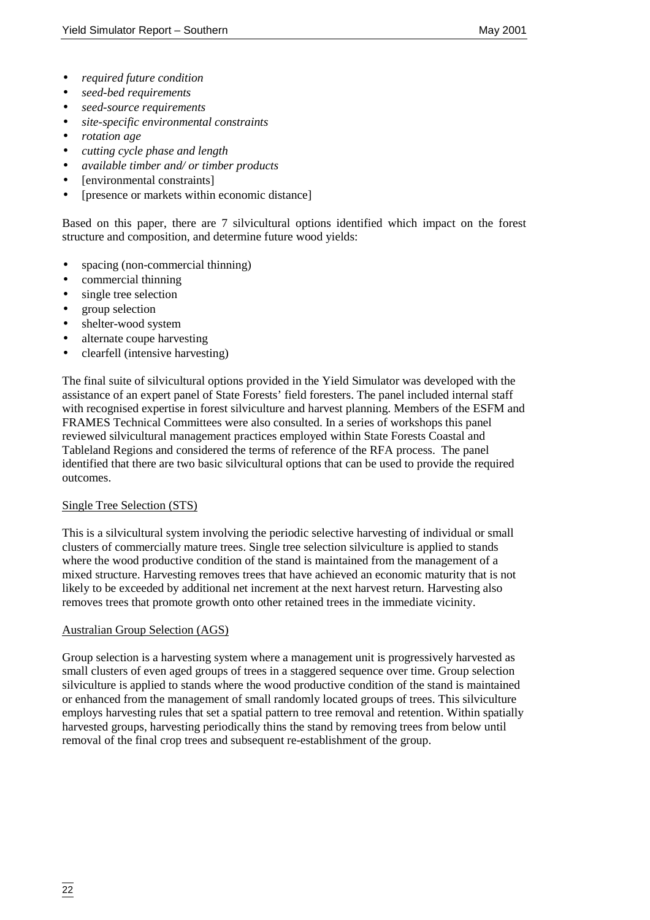- *required future condition*
- *seed-bed requirements*
- *seed-source requirements*
- *site-specific environmental constraints*
- *rotation age*
- *cutting cycle phase and length*
- *available timber and/ or timber products*
- [environmental constraints]
- [presence or markets within economic distance]

Based on this paper, there are 7 silvicultural options identified which impact on the forest structure and composition, and determine future wood yields:

- spacing (non-commercial thinning)
- commercial thinning
- single tree selection
- group selection
- shelter-wood system
- alternate coupe harvesting
- clearfell (intensive harvesting)

The final suite of silvicultural options provided in the Yield Simulator was developed with the assistance of an expert panel of State Forests' field foresters. The panel included internal staff with recognised expertise in forest silviculture and harvest planning. Members of the ESFM and FRAMES Technical Committees were also consulted. In a series of workshops this panel reviewed silvicultural management practices employed within State Forests Coastal and Tableland Regions and considered the terms of reference of the RFA process. The panel identified that there are two basic silvicultural options that can be used to provide the required outcomes.

<u>Single Tree Selection (STS)</u>

This is a silvicultural system involving the periodic selective harvesting of individual or small clusters of commercially mature trees. Single tree selection silviculture is applied to stands where the wood productive condition of the stand is maintained from the management of a mixed structure. Harvesting removes trees that have achieved an economic maturity that is not likely to be exceeded by additional net increment at the next harvest return. Harvesting also removes trees that promote growth onto other retained trees in the immediate vicinity.

<u>Australian Group Selection (AGS)</u>

Group selection is a harvesting system where a management unit is progressively harvested as small clusters of even aged groups of trees in a staggered sequence over time. Group selection silviculture is applied to stands where the wood productive condition of the stand is maintained or enhanced from the management of small randomly located groups of trees. This silviculture employs harvesting rules that set a spatial pattern to tree removal and retention. Within spatially harvested groups, harvesting periodically thins the stand by removing trees from below until removal of the final crop trees and subsequent re-establishment of the group.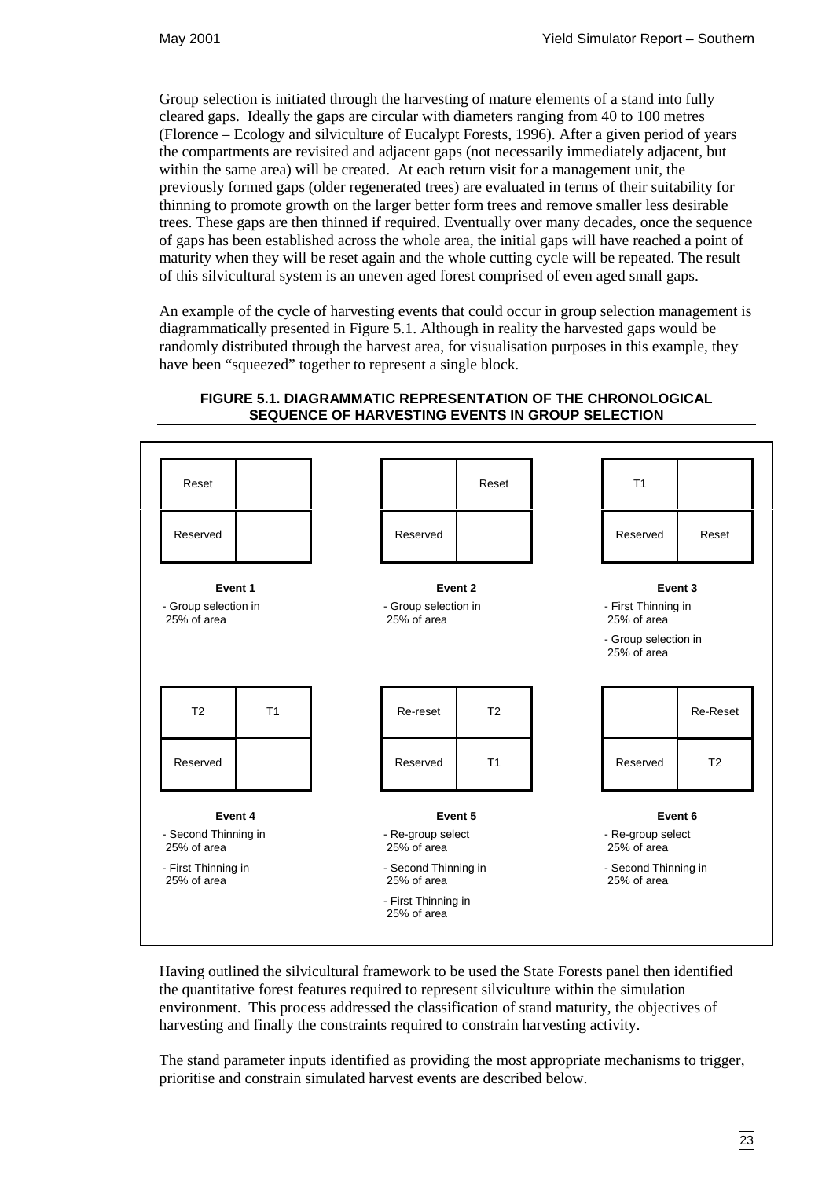Group selection is initiated through the harvesting of mature elements of a stand into fully cleared gaps. Ideally the gaps are circular with diameters ranging from 40 to 100 metres (Florence – Ecology and silviculture of Eucalypt Forests, 1996). After a given period of years the compartments are revisited and adjacent gaps (not necessarily immediately adjacent, but within the same area) will be created. At each return visit for a management unit, the previously formed gaps (older regenerated trees) are evaluated in terms of their suitability for thinning to promote growth on the larger better form trees and remove smaller less desirable trees. These gaps are then thinned if required. Eventually over many decades, once the sequence of gaps has been established across the whole area, the initial gaps will have reached a point of maturity when they will be reset again and the whole cutting cycle will be repeated. The result of this silvicultural system is an uneven aged forest comprised of even aged small gaps.

An example of the cycle of harvesting events that could occur in group selection management is diagrammatically presented in Figure 5.1. Although in reality the harvested gaps would be randomly distributed through the harvest area, for visualisation purposes in this example, they have been "squeezed" together to represent a single block.

**FIGURE 5.1. DIAGRAMMATIC REPRESENTATION OF THE CHRONOLOGICAL SEQUENCE OF HARVESTING EVENTS IN GROUP SELECTION**

**Event 1**

| Reset | |
|---|---|
| Reserved | |

- Group selection in 25% of area

**Event 2**

| | Reset |
|---|---|
| Reserved | |

- Group selection in 25% of area

**Event 3**

| T1 | |
|---|---|
| Reserved | Reset |

- First Thinning in 25% of area
- Group selection in 25% of area

**Event 4**

| T2 | T1 |
|---|---|
| Reserved | |

- Second Thinning in 25% of area
- First Thinning in 25% of area

**Event 5**

| Re-reset | T2 |
|---|---|
| Reserved | T1 |

- Re-group select 25% of area
- Second Thinning in 25% of area
- First Thinning in 25% of area

**Event 6**

| | Re-Reset |
|---|---|
| Reserved | T2 |

- Re-group select 25% of area
- Second Thinning in 25% of area

Having outlined the silvicultural framework to be used the State Forests panel then identified the quantitative forest features required to represent silviculture within the simulation environment. This process addressed the classification of stand maturity, the objectives of harvesting and finally the constraints required to constrain harvesting activity.

The stand parameter inputs identified as providing the most appropriate mechanisms to trigger, prioritise and constrain simulated harvest events are described below.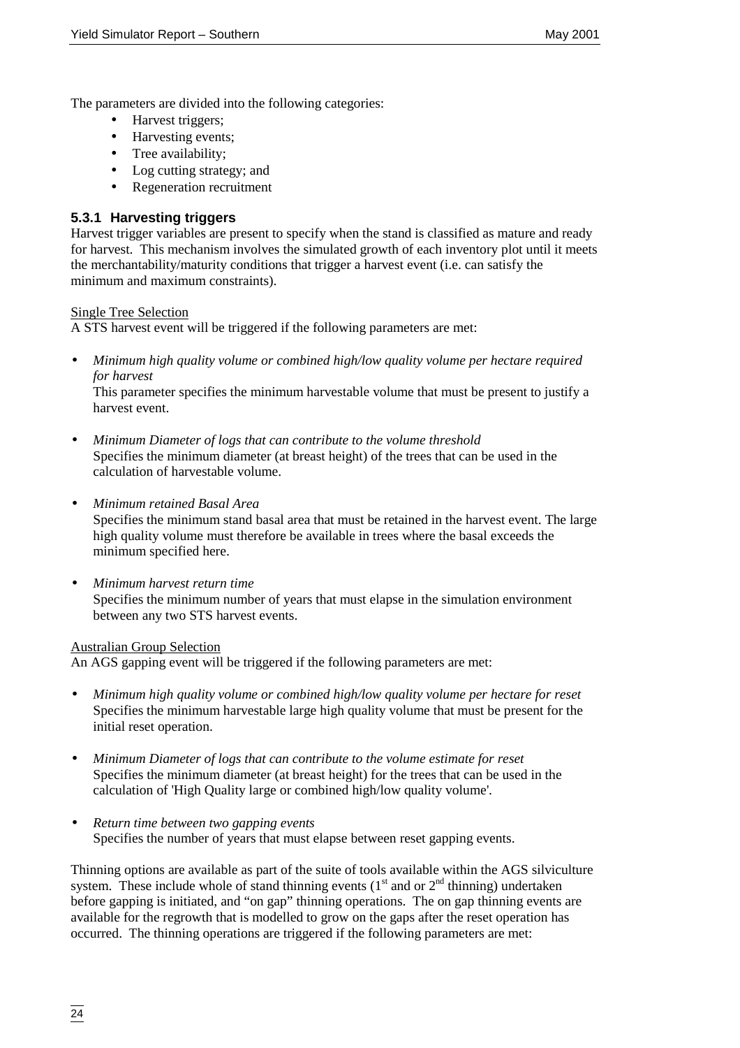The parameters are divided into the following categories:

- Harvest triggers;
- Harvesting events;
- Tree availability;
- Log cutting strategy; and
- Regeneration recruitment

### 5.3.1 Harvesting triggers

Harvest trigger variables are present to specify when the stand is classified as mature and ready for harvest. This mechanism involves the simulated growth of each inventory plot until it meets the merchantability/maturity conditions that trigger a harvest event (i.e. can satisfy the minimum and maximum constraints).

Single Tree Selection

A STS harvest event will be triggered if the following parameters are met:

- *Minimum high quality volume or combined high/low quality volume per hectare required for harvest*
  This parameter specifies the minimum harvestable volume that must be present to justify a harvest event.

- *Minimum Diameter of logs that can contribute to the volume threshold*
  Specifies the minimum diameter (at breast height) of the trees that can be used in the calculation of harvestable volume.

- *Minimum retained Basal Area*
  Specifies the minimum stand basal area that must be retained in the harvest event. The large high quality volume must therefore be available in trees where the basal exceeds the minimum specified here.

- *Minimum harvest return time*
  Specifies the minimum number of years that must elapse in the simulation environment between any two STS harvest events.

Australian Group Selection

An AGS gapping event will be triggered if the following parameters are met:

- *Minimum high quality volume or combined high/low quality volume per hectare for reset*
  Specifies the minimum harvestable large high quality volume that must be present for the initial reset operation.

- *Minimum Diameter of logs that can contribute to the volume estimate for reset*
  Specifies the minimum diameter (at breast height) for the trees that can be used in the calculation of 'High Quality large or combined high/low quality volume'.

- *Return time between two gapping events*
  Specifies the number of years that must elapse between reset gapping events.

Thinning options are available as part of the suite of tools available within the AGS silviculture system. These include whole of stand thinning events (1st and or 2nd thinning) undertaken before gapping is initiated, and "on gap" thinning operations. The on gap thinning events are available for the regrowth that is modelled to grow on the gaps after the reset operation has occurred. The thinning operations are triggered if the following parameters are met: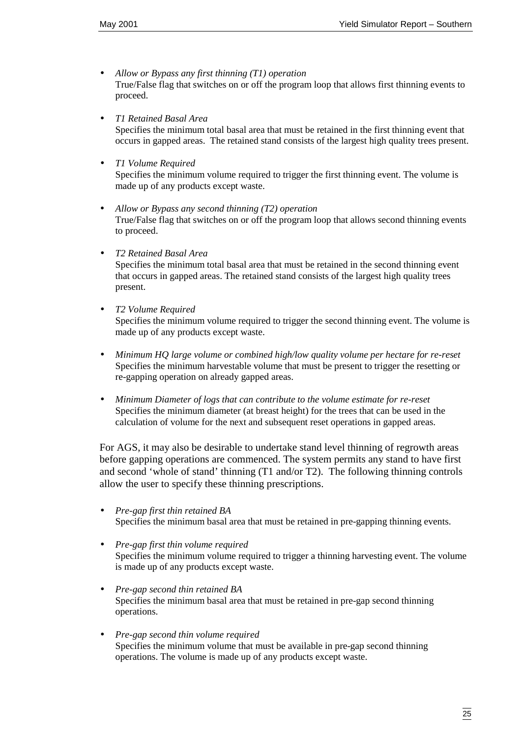- *Allow or Bypass any first thinning (T1) operation*
  True/False flag that switches on or off the program loop that allows first thinning events to proceed.

- *T1 Retained Basal Area*
  Specifies the minimum total basal area that must be retained in the first thinning event that occurs in gapped areas. The retained stand consists of the largest high quality trees present.

- *T1 Volume Required*
  Specifies the minimum volume required to trigger the first thinning event. The volume is made up of any products except waste.

- *Allow or Bypass any second thinning (T2) operation*
  True/False flag that switches on or off the program loop that allows second thinning events to proceed.

- *T2 Retained Basal Area*
  Specifies the minimum total basal area that must be retained in the second thinning event that occurs in gapped areas. The retained stand consists of the largest high quality trees present.

- *T2 Volume Required*
  Specifies the minimum volume required to trigger the second thinning event. The volume is made up of any products except waste.

- *Minimum HQ large volume or combined high/low quality volume per hectare for re-reset*
  Specifies the minimum harvestable volume that must be present to trigger the resetting or re-gapping operation on already gapped areas.

- *Minimum Diameter of logs that can contribute to the volume estimate for re-reset*
  Specifies the minimum diameter (at breast height) for the trees that can be used in the calculation of volume for the next and subsequent reset operations in gapped areas.

For AGS, it may also be desirable to undertake stand level thinning of regrowth areas before gapping operations are commenced. The system permits any stand to have first and second 'whole of stand' thinning (T1 and/or T2). The following thinning controls allow the user to specify these thinning prescriptions.

- *Pre-gap first thin retained BA*
  Specifies the minimum basal area that must be retained in pre-gapping thinning events.

- *Pre-gap first thin volume required*
  Specifies the minimum volume required to trigger a thinning harvesting event. The volume is made up of any products except waste.

- *Pre-gap second thin retained BA*
  Specifies the minimum basal area that must be retained in pre-gap second thinning operations.

- *Pre-gap second thin volume required*
  Specifies the minimum volume that must be available in pre-gap second thinning operations. The volume is made up of any products except waste.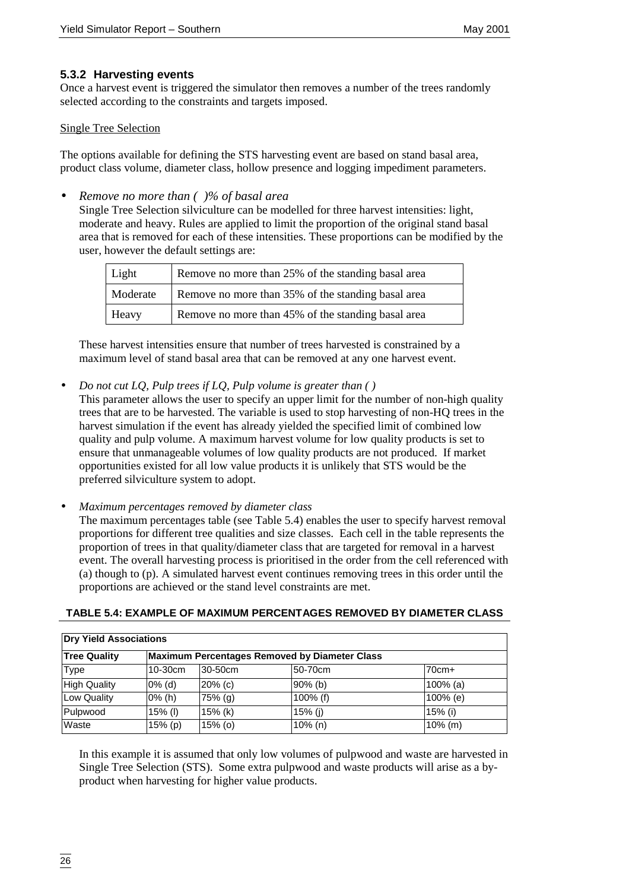### 5.3.2 Harvesting events

Once a harvest event is triggered the simulator then removes a number of the trees randomly selected according to the constraints and targets imposed.

Single Tree Selection

The options available for defining the STS harvesting event are based on stand basal area, product class volume, diameter class, hollow presence and logging impediment parameters.

- *Remove no more than ( )% of basal area*
  Single Tree Selection silviculture can be modelled for three harvest intensities: light, moderate and heavy. Rules are applied to limit the proportion of the original stand basal area that is removed for each of these intensities. These proportions can be modified by the user, however the default settings are:

| | |
|---|---|
| Light | Remove no more than 25% of the standing basal area |
| Moderate | Remove no more than 35% of the standing basal area |
| Heavy | Remove no more than 45% of the standing basal area |

  These harvest intensities ensure that number of trees harvested is constrained by a maximum level of stand basal area that can be removed at any one harvest event.

- *Do not cut LQ, Pulp trees if LQ, Pulp volume is greater than ( )*
  This parameter allows the user to specify an upper limit for the number of non-high quality trees that are to be harvested. The variable is used to stop harvesting of non-HQ trees in the harvest simulation if the event has already yielded the specified limit of combined low quality and pulp volume. A maximum harvest volume for low quality products is set to ensure that unmanageable volumes of low quality products are not produced. If market opportunities existed for all low value products it is unlikely that STS would be the preferred silviculture system to adopt.

- *Maximum percentages removed by diameter class*
  The maximum percentages table (see Table 5.4) enables the user to specify harvest removal proportions for different tree qualities and size classes. Each cell in the table represents the proportion of trees in that quality/diameter class that are targeted for removal in a harvest event. The overall harvesting process is prioritised in the order from the cell referenced with (a) though to (p). A simulated harvest event continues removing trees in this order until the proportions are achieved or the stand level constraints are met.

**TABLE 5.4: EXAMPLE OF MAXIMUM PERCENTAGES REMOVED BY DIAMETER CLASS**

| **Dry Yield Associations** | | | | |
|---|---|---|---|---|
| **Tree Quality** | **Maximum Percentages Removed by Diameter Class** | | | |
| Type | 10-30cm | 30-50cm | 50-70cm | 70cm+ |
| High Quality | 0% (d) | 20% (c) | 90% (b) | 100% (a) |
| Low Quality | 0% (h) | 75% (g) | 100% (f) | 100% (e) |
| Pulpwood | 15% (l) | 15% (k) | 15% (j) | 15% (i) |
| Waste | 15% (p) | 15% (o) | 10% (n) | 10% (m) |

In this example it is assumed that only low volumes of pulpwood and waste are harvested in Single Tree Selection (STS). Some extra pulpwood and waste products will arise as a by-product when harvesting for higher value products.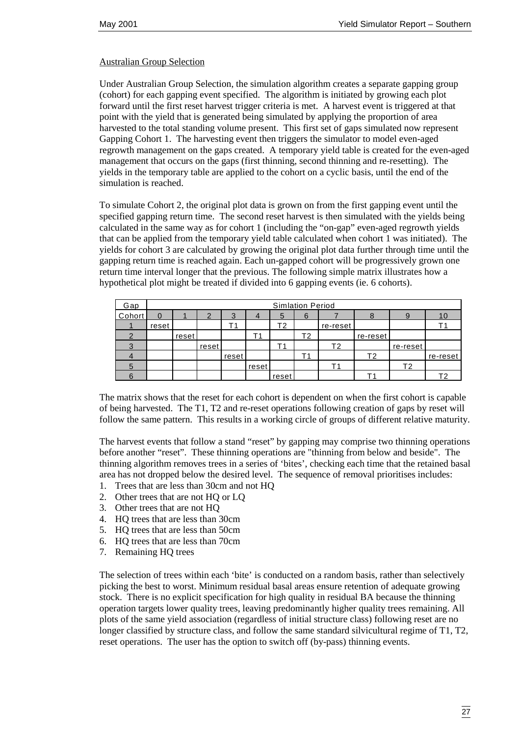Australian Group Selection

Under Australian Group Selection, the simulation algorithm creates a separate gapping group (cohort) for each gapping event specified. The algorithm is initiated by growing each plot forward until the first reset harvest trigger criteria is met. A harvest event is triggered at that point with the yield that is generated being simulated by applying the proportion of area harvested to the total standing volume present. This first set of gaps simulated now represent Gapping Cohort 1. The harvesting event then triggers the simulator to model even-aged regrowth management on the gaps created. A temporary yield table is created for the even-aged management that occurs on the gaps (first thinning, second thinning and re-resetting). The yields in the temporary table are applied to the cohort on a cyclic basis, until the end of the simulation is reached.

To simulate Cohort 2, the original plot data is grown on from the first gapping event until the specified gapping return time. The second reset harvest is then simulated with the yields being calculated in the same way as for cohort 1 (including the "on-gap" even-aged regrowth yields that can be applied from the temporary yield table calculated when cohort 1 was initiated). The yields for cohort 3 are calculated by growing the original plot data further through time until the gapping return time is reached again. Each un-gapped cohort will be progressively grown one return time interval longer that the previous. The following simple matrix illustrates how a hypothetical plot might be treated if divided into 6 gapping events (ie. 6 cohorts).

| Gap | Simlation Period | | | | | | | | | | |
|---|---|---|---|---|---|---|---|---|---|---|---|
| Cohort | 0 | 1 | 2 | 3 | 4 | 5 | 6 | 7 | 8 | 9 | 10 |
| 1 | reset | | | T1 | | T2 | | re-reset | | | T1 |
| 2 | | reset | | | T1 | | T2 | | re-reset | | |
| 3 | | | reset | | | T1 | | T2 | | re-reset | |
| 4 | | | | reset | | | T1 | | T2 | | re-reset |
| 5 | | | | | reset | | | T1 | | T2 | |
| 6 | | | | | | reset | | | T1 | | T2 |

The matrix shows that the reset for each cohort is dependent on when the first cohort is capable of being harvested. The T1, T2 and re-reset operations following creation of gaps by reset will follow the same pattern. This results in a working circle of groups of different relative maturity.

The harvest events that follow a stand "reset" by gapping may comprise two thinning operations before another "reset". These thinning operations are "thinning from below and beside". The thinning algorithm removes trees in a series of 'bites', checking each time that the retained basal area has not dropped below the desired level. The sequence of removal prioritises includes:

1. Trees that are less than 30cm and not HQ
2. Other trees that are not HQ or LQ
3. Other trees that are not HQ
4. HQ trees that are less than 30cm
5. HQ trees that are less than 50cm
6. HQ trees that are less than 70cm
7. Remaining HQ trees

The selection of trees within each 'bite' is conducted on a random basis, rather than selectively picking the best to worst. Minimum residual basal areas ensure retention of adequate growing stock. There is no explicit specification for high quality in residual BA because the thinning operation targets lower quality trees, leaving predominantly higher quality trees remaining. All plots of the same yield association (regardless of initial structure class) following reset are no longer classified by structure class, and follow the same standard silvicultural regime of T1, T2, reset operations. The user has the option to switch off (by-pass) thinning events.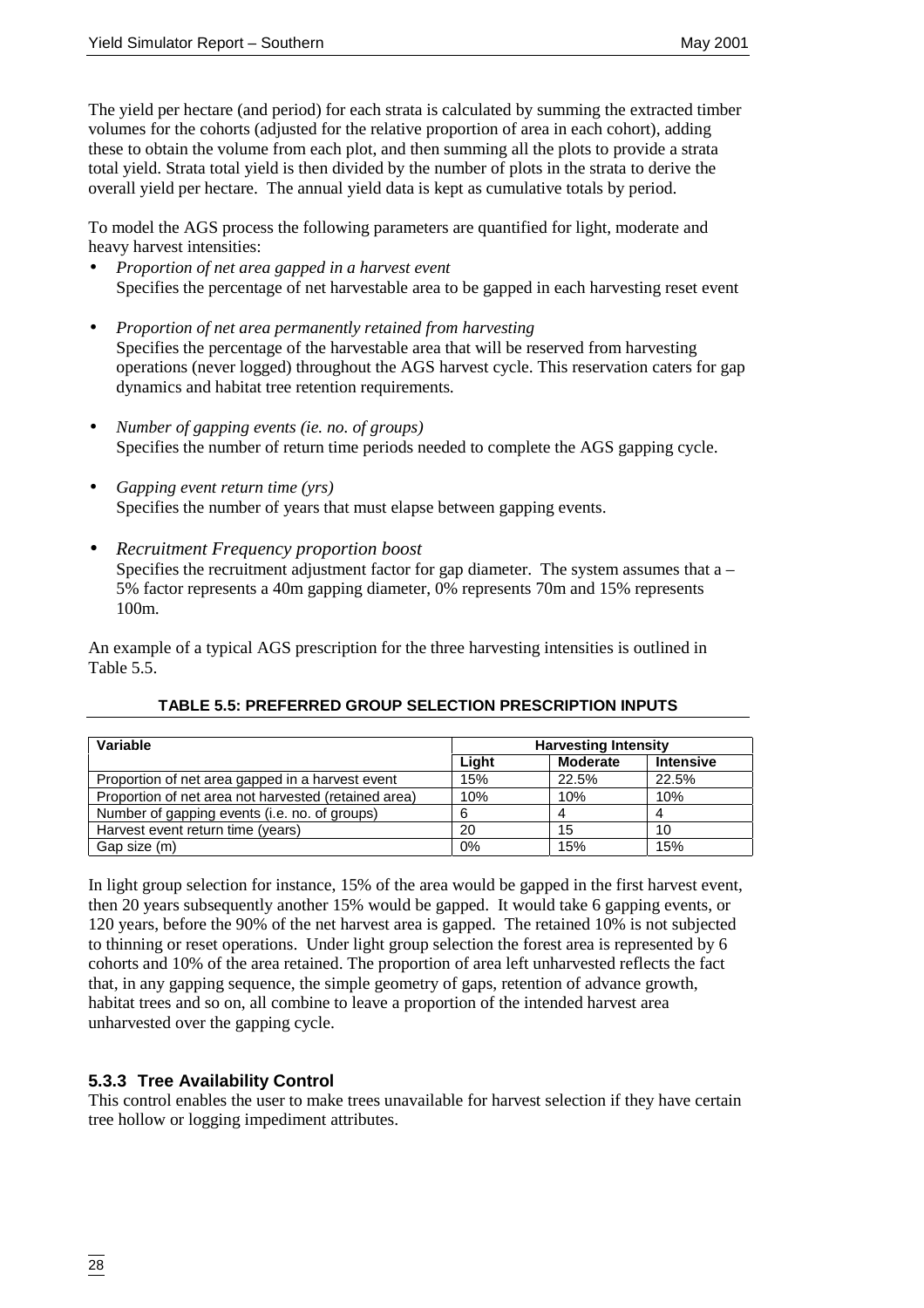The yield per hectare (and period) for each strata is calculated by summing the extracted timber volumes for the cohorts (adjusted for the relative proportion of area in each cohort), adding these to obtain the volume from each plot, and then summing all the plots to provide a strata total yield. Strata total yield is then divided by the number of plots in the strata to derive the overall yield per hectare. The annual yield data is kept as cumulative totals by period.

To model the AGS process the following parameters are quantified for light, moderate and heavy harvest intensities:

- *Proportion of net area gapped in a harvest event*
  Specifies the percentage of net harvestable area to be gapped in each harvesting reset event

- *Proportion of net area permanently retained from harvesting*
  Specifies the percentage of the harvestable area that will be reserved from harvesting operations (never logged) throughout the AGS harvest cycle. This reservation caters for gap dynamics and habitat tree retention requirements.

- *Number of gapping events (ie. no. of groups)*
  Specifies the number of return time periods needed to complete the AGS gapping cycle.

- *Gapping event return time (yrs)*
  Specifies the number of years that must elapse between gapping events.

- *Recruitment Frequency proportion boost*
  Specifies the recruitment adjustment factor for gap diameter. The system assumes that a –5% factor represents a 40m gapping diameter, 0% represents 70m and 15% represents 100m.

An example of a typical AGS prescription for the three harvesting intensities is outlined in Table 5.5.

**TABLE 5.5: PREFERRED GROUP SELECTION PRESCRIPTION INPUTS**

| Variable | Harvesting Intensity | | |
|---|---|---|---|
| | Light | Moderate | Intensive |
| Proportion of net area gapped in a harvest event | 15% | 22.5% | 22.5% |
| Proportion of net area not harvested (retained area) | 10% | 10% | 10% |
| Number of gapping events (i.e. no. of groups) | 6 | 4 | 4 |
| Harvest event return time (years) | 20 | 15 | 10 |
| Gap size (m) | 0% | 15% | 15% |

In light group selection for instance, 15% of the area would be gapped in the first harvest event, then 20 years subsequently another 15% would be gapped. It would take 6 gapping events, or 120 years, before the 90% of the net harvest area is gapped. The retained 10% is not subjected to thinning or reset operations. Under light group selection the forest area is represented by 6 cohorts and 10% of the area retained. The proportion of area left unharvested reflects the fact that, in any gapping sequence, the simple geometry of gaps, retention of advance growth, habitat trees and so on, all combine to leave a proportion of the intended harvest area unharvested over the gapping cycle.

### 5.3.3 Tree Availability Control

This control enables the user to make trees unavailable for harvest selection if they have certain tree hollow or logging impediment attributes.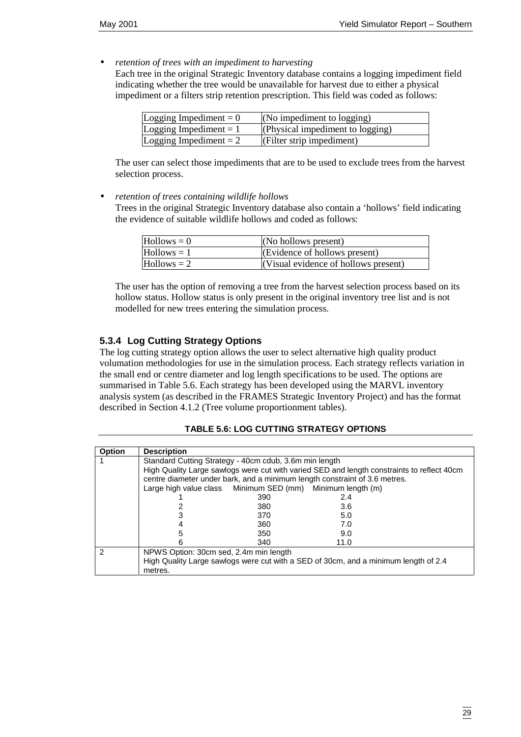- *retention of trees with an impediment to harvesting*
  Each tree in the original Strategic Inventory database contains a logging impediment field indicating whether the tree would be unavailable for harvest due to either a physical impediment or a filters strip retention prescription. This field was coded as follows:

| | |
|---|---|
| Logging Impediment = 0 | (No impediment to logging) |
| Logging Impediment = 1 | (Physical impediment to logging) |
| Logging Impediment = 2 | (Filter strip impediment) |

  The user can select those impediments that are to be used to exclude trees from the harvest selection process.

- *retention of trees containing wildlife hollows*
  Trees in the original Strategic Inventory database also contain a 'hollows' field indicating the evidence of suitable wildlife hollows and coded as follows:

| | |
|---|---|
| Hollows = 0 | (No hollows present) |
| Hollows = 1 | (Evidence of hollows present) |
| Hollows = 2 | (Visual evidence of hollows present) |

  The user has the option of removing a tree from the harvest selection process based on its hollow status. Hollow status is only present in the original inventory tree list and is not modelled for new trees entering the simulation process.

### 5.3.4 Log Cutting Strategy Options

The log cutting strategy option allows the user to select alternative high quality product volumation methodologies for use in the simulation process. Each strategy reflects variation in the small end or centre diameter and log length specifications to be used. The options are summarised in Table 5.6. Each strategy has been developed using the MARVL inventory analysis system (as described in the FRAMES Strategic Inventory Project) and has the format described in Section 4.1.2 (Tree volume proportionment tables).

**TABLE 5.6: LOG CUTTING STRATEGY OPTIONS**

| Option | Description |
|---|---|
| 1 | Standard Cutting Strategy - 40cm cdub, 3.6m min length<br>High Quality Large sawlogs were cut with varied SED and length constraints to reflect 40cm centre diameter under bark, and a minimum length constraint of 3.6 metres.<br>Large high value class / Minimum SED (mm) / Minimum length (m)<br>1 / 390 / 2.4<br>2 / 380 / 3.6<br>3 / 370 / 5.0<br>4 / 360 / 7.0<br>5 / 350 / 9.0<br>6 / 340 / 11.0 |
| 2 | NPWS Option: 30cm sed, 2.4m min length<br>High Quality Large sawlogs were cut with a SED of 30cm, and a minimum length of 2.4 metres. |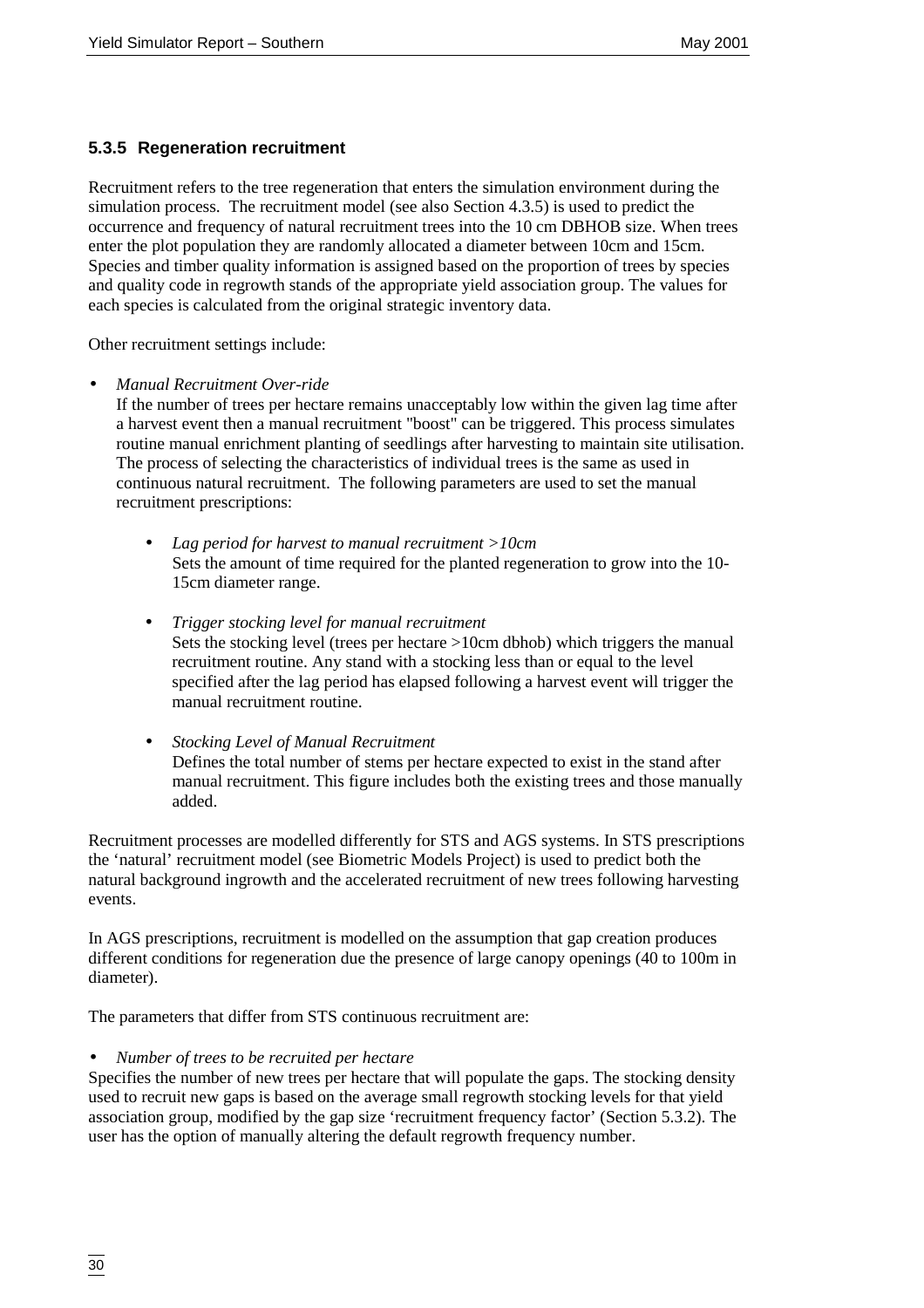### 5.3.5 Regeneration recruitment

Recruitment refers to the tree regeneration that enters the simulation environment during the simulation process. The recruitment model (see also Section 4.3.5) is used to predict the occurrence and frequency of natural recruitment trees into the 10 cm DBHOB size. When trees enter the plot population they are randomly allocated a diameter between 10cm and 15cm. Species and timber quality information is assigned based on the proportion of trees by species and quality code in regrowth stands of the appropriate yield association group. The values for each species is calculated from the original strategic inventory data.

Other recruitment settings include:

- *Manual Recruitment Over-ride*
  If the number of trees per hectare remains unacceptably low within the given lag time after a harvest event then a manual recruitment "boost" can be triggered. This process simulates routine manual enrichment planting of seedlings after harvesting to maintain site utilisation. The process of selecting the characteristics of individual trees is the same as used in continuous natural recruitment. The following parameters are used to set the manual recruitment prescriptions:

  - *Lag period for harvest to manual recruitment >10cm*
    Sets the amount of time required for the planted regeneration to grow into the 10-15cm diameter range.

  - *Trigger stocking level for manual recruitment*
    Sets the stocking level (trees per hectare >10cm dbhob) which triggers the manual recruitment routine. Any stand with a stocking less than or equal to the level specified after the lag period has elapsed following a harvest event will trigger the manual recruitment routine.

  - *Stocking Level of Manual Recruitment*
    Defines the total number of stems per hectare expected to exist in the stand after manual recruitment. This figure includes both the existing trees and those manually added.

Recruitment processes are modelled differently for STS and AGS systems. In STS prescriptions the 'natural' recruitment model (see Biometric Models Project) is used to predict both the natural background ingrowth and the accelerated recruitment of new trees following harvesting events.

In AGS prescriptions, recruitment is modelled on the assumption that gap creation produces different conditions for regeneration due the presence of large canopy openings (40 to 100m in diameter).

The parameters that differ from STS continuous recruitment are:

- *Number of trees to be recruited per hectare*

Specifies the number of new trees per hectare that will populate the gaps. The stocking density used to recruit new gaps is based on the average small regrowth stocking levels for that yield association group, modified by the gap size 'recruitment frequency factor' (Section 5.3.2). The user has the option of manually altering the default regrowth frequency number.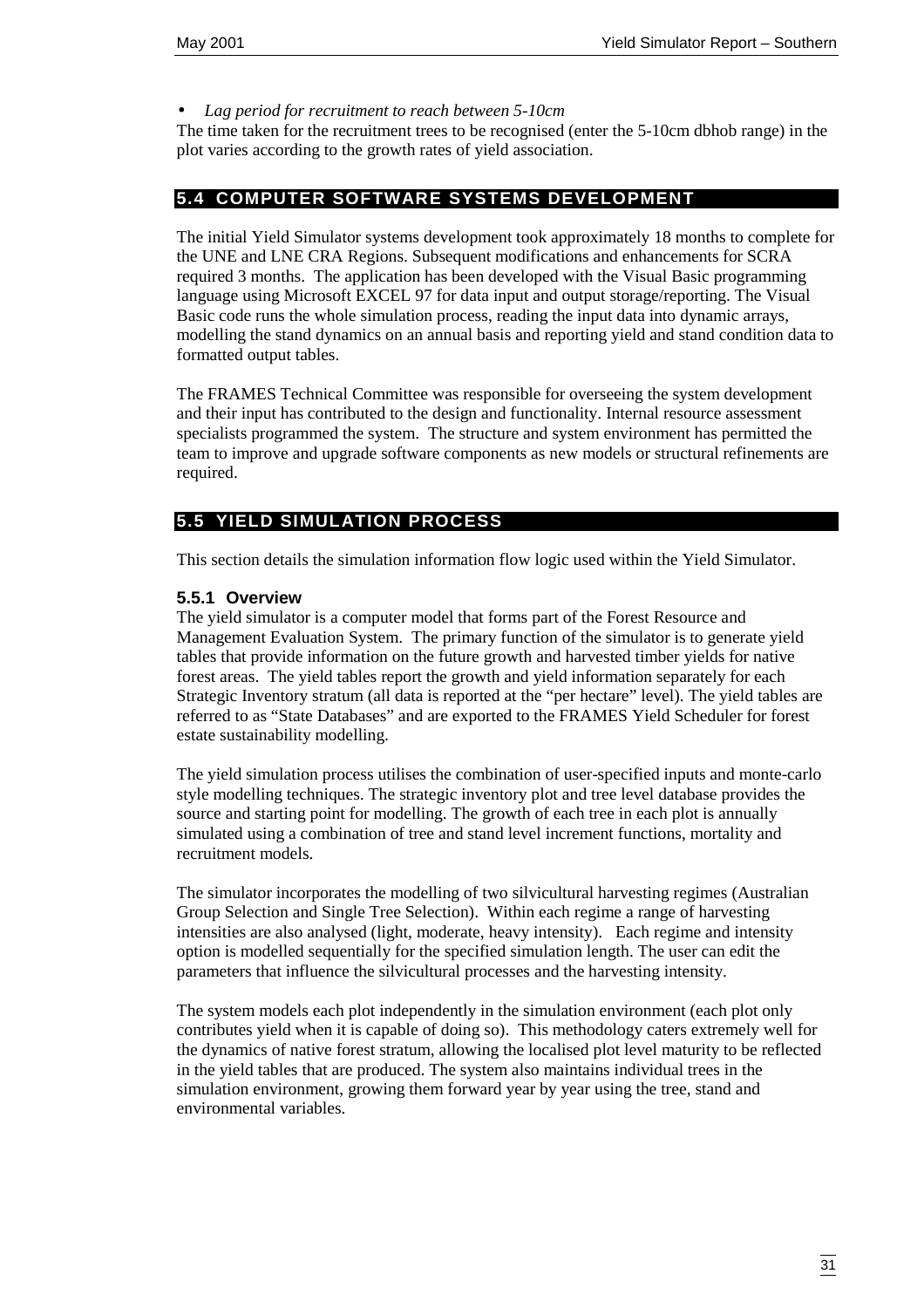- *Lag period for recruitment to reach between 5-10cm*

The time taken for the recruitment trees to be recognised (enter the 5-10cm dbhob range) in the plot varies according to the growth rates of yield association.

## 5.4 COMPUTER SOFTWARE SYSTEMS DEVELOPMENT

The initial Yield Simulator systems development took approximately 18 months to complete for the UNE and LNE CRA Regions. Subsequent modifications and enhancements for SCRA required 3 months. The application has been developed with the Visual Basic programming language using Microsoft EXCEL 97 for data input and output storage/reporting. The Visual Basic code runs the whole simulation process, reading the input data into dynamic arrays, modelling the stand dynamics on an annual basis and reporting yield and stand condition data to formatted output tables.

The FRAMES Technical Committee was responsible for overseeing the system development and their input has contributed to the design and functionality. Internal resource assessment specialists programmed the system. The structure and system environment has permitted the team to improve and upgrade software components as new models or structural refinements are required.

## 5.5 YIELD SIMULATION PROCESS

This section details the simulation information flow logic used within the Yield Simulator.

### 5.5.1 Overview

The yield simulator is a computer model that forms part of the Forest Resource and Management Evaluation System. The primary function of the simulator is to generate yield tables that provide information on the future growth and harvested timber yields for native forest areas. The yield tables report the growth and yield information separately for each Strategic Inventory stratum (all data is reported at the "per hectare" level). The yield tables are referred to as "State Databases" and are exported to the FRAMES Yield Scheduler for forest estate sustainability modelling.

The yield simulation process utilises the combination of user-specified inputs and monte-carlo style modelling techniques. The strategic inventory plot and tree level database provides the source and starting point for modelling. The growth of each tree in each plot is annually simulated using a combination of tree and stand level increment functions, mortality and recruitment models.

The simulator incorporates the modelling of two silvicultural harvesting regimes (Australian Group Selection and Single Tree Selection). Within each regime a range of harvesting intensities are also analysed (light, moderate, heavy intensity). Each regime and intensity option is modelled sequentially for the specified simulation length. The user can edit the parameters that influence the silvicultural processes and the harvesting intensity.

The system models each plot independently in the simulation environment (each plot only contributes yield when it is capable of doing so). This methodology caters extremely well for the dynamics of native forest stratum, allowing the localised plot level maturity to be reflected in the yield tables that are produced. The system also maintains individual trees in the simulation environment, growing them forward year by year using the tree, stand and environmental variables.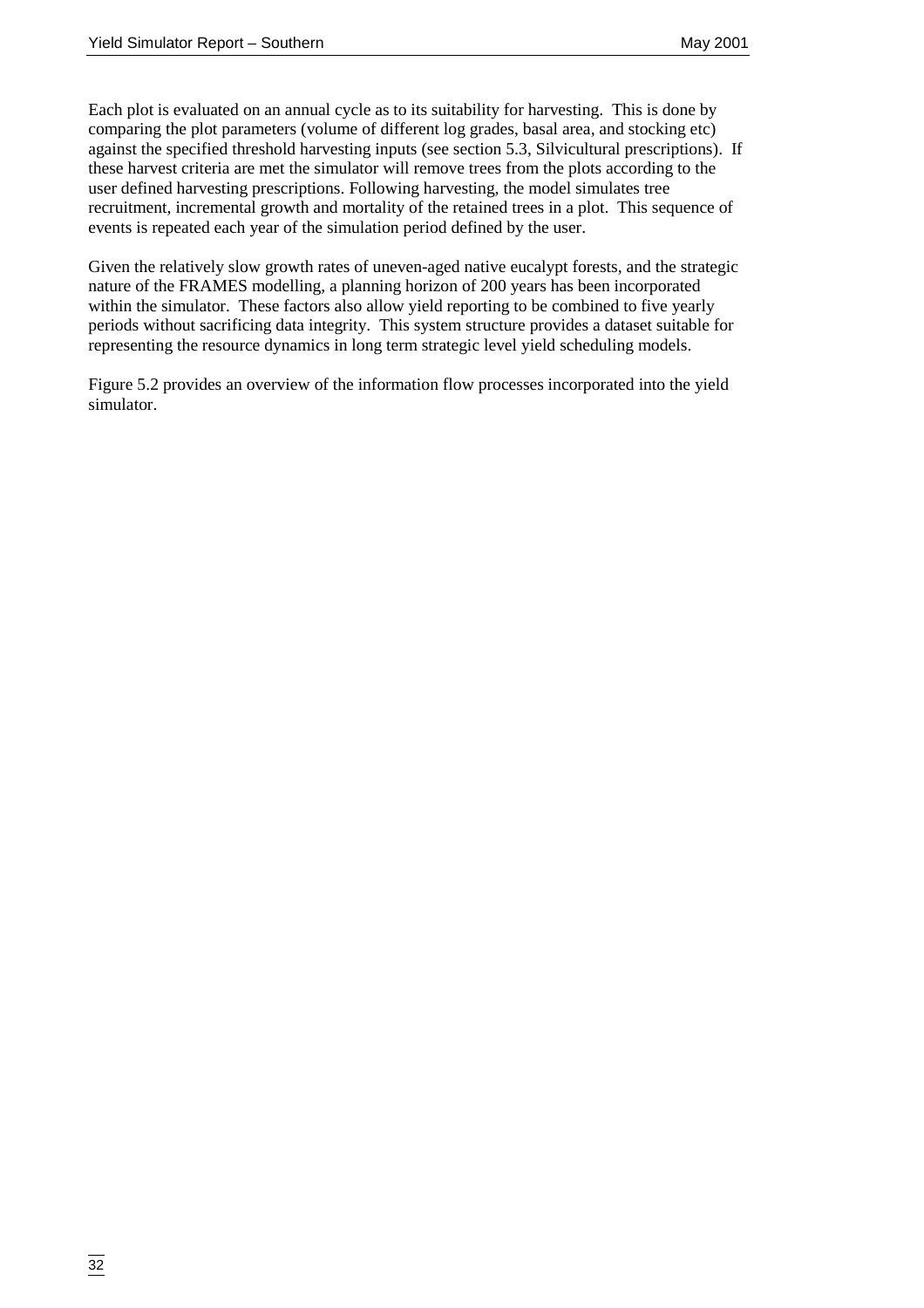Each plot is evaluated on an annual cycle as to its suitability for harvesting. This is done by comparing the plot parameters (volume of different log grades, basal area, and stocking etc) against the specified threshold harvesting inputs (see section 5.3, Silvicultural prescriptions). If these harvest criteria are met the simulator will remove trees from the plots according to the user defined harvesting prescriptions. Following harvesting, the model simulates tree recruitment, incremental growth and mortality of the retained trees in a plot. This sequence of events is repeated each year of the simulation period defined by the user.

Given the relatively slow growth rates of uneven-aged native eucalypt forests, and the strategic nature of the FRAMES modelling, a planning horizon of 200 years has been incorporated within the simulator. These factors also allow yield reporting to be combined to five yearly periods without sacrificing data integrity. This system structure provides a dataset suitable for representing the resource dynamics in long term strategic level yield scheduling models.

Figure 5.2 provides an overview of the information flow processes incorporated into the yield simulator.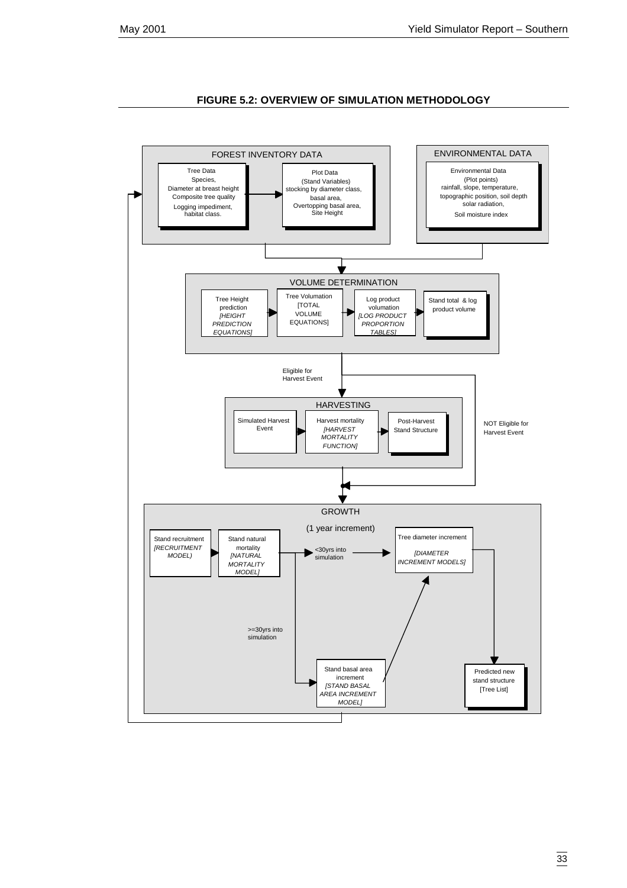**FIGURE 5.2: OVERVIEW OF SIMULATION METHODOLOGY**

**FOREST INVENTORY DATA**

- Tree Data: Species, Diameter at breast height, Composite tree quality, Logging impediment, habitat class.
- Plot Data (Stand Variables): stocking by diameter class, basal area, Overtopping basal area, Site Height

**ENVIRONMENTAL DATA**

- Environmental Data (Plot points): rainfall, slope, temperature, topographic position, soil depth, solar radiation, Soil moisture index

**VOLUME DETERMINATION**

- Tree Height prediction *[HEIGHT PREDICTION EQUATIONS]*
- Tree Volumation [TOTAL VOLUME EQUATIONS]
- Log product volumation *[LOG PRODUCT PROPORTION TABLES]*
- Stand total & log product volume

Eligible for Harvest Event

NOT Eligible for Harvest Event

**HARVESTING**

- Simulated Harvest Event
- Harvest mortality *[HARVEST MORTALITY FUNCTION]*
- Post-Harvest Stand Structure

**GROWTH**

(1 year increment)

- Stand recruitment *[RECRUITMENT MODEL)*
- Stand natural mortality *[NATURAL MORTALITY MODEL]*
- <30yrs into simulation
- Tree diameter increment *[DIAMETER INCREMENT MODELS]*
- >=30yrs into simulation
- Stand basal area increment *[STAND BASAL AREA INCREMENT MODEL]*
- Predicted new stand structure [Tree List]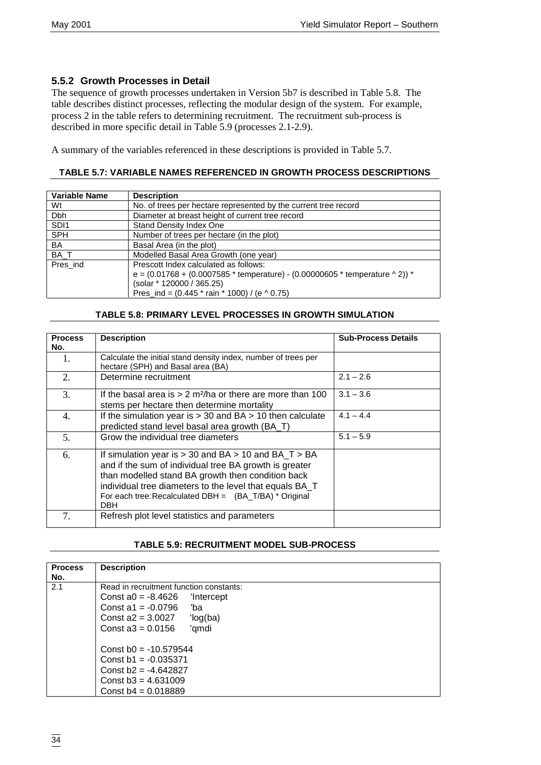### 5.5.2 Growth Processes in Detail

The sequence of growth processes undertaken in Version 5b7 is described in Table 5.8. The table describes distinct processes, reflecting the modular design of the system. For example, process 2 in the table refers to determining recruitment. The recruitment sub-process is described in more specific detail in Table 5.9 (processes 2.1-2.9).

A summary of the variables referenced in these descriptions is provided in Table 5.7.

**TABLE 5.7: VARIABLE NAMES REFERENCED IN GROWTH PROCESS DESCRIPTIONS**

| Variable Name | Description |
|---|---|
| Wt | No. of trees per hectare represented by the current tree record |
| Dbh | Diameter at breast height of current tree record |
| SDI1 | Stand Density Index One |
| SPH | Number of trees per hectare (in the plot) |
| BA | Basal Area (in the plot) |
| BA_T | Modelled Basal Area Growth (one year) |
| Pres_ind | Prescott Index calculated as follows:<br>e = (0.01768 + (0.0007585 * temperature) - (0.00000605 * temperature ^ 2)) * (solar * 120000 / 365.25)<br>Pres_ind = (0.445 * rain * 1000) / (e ^ 0.75) |

**TABLE 5.8: PRIMARY LEVEL PROCESSES IN GROWTH SIMULATION**

| Process No. | Description | Sub-Process Details |
|---|---|---|
| 1. | Calculate the initial stand density index, number of trees per hectare (SPH) and Basal area (BA) | |
| 2. | Determine recruitment | 2.1 – 2.6 |
| 3. | If the basal area is > 2 m²/ha or there are more than 100 stems per hectare then determine mortality | 3.1 – 3.6 |
| 4. | If the simulation year is > 30 and BA > 10 then calculate predicted stand level basal area growth (BA_T) | 4.1 – 4.4 |
| 5. | Grow the individual tree diameters | 5.1 – 5.9 |
| 6. | If simulation year is > 30 and BA > 10 and BA_T > BA and if the sum of individual tree BA growth is greater than modelled stand BA growth then condition back individual tree diameters to the level that equals BA_T<br>For each tree: Recalculated DBH = (BA_T/BA) * Original DBH | |
| 7. | Refresh plot level statistics and parameters | |

**TABLE 5.9: RECRUITMENT MODEL SUB-PROCESS**

| Process No. | Description |
|---|---|
| 2.1 | Read in recruitment function constants:<br>Const a0 = -8.4626 'Intercept<br>Const a1 = -0.0796 'ba<br>Const a2 = 3.0027 'log(ba)<br>Const a3 = 0.0156 'qmdi<br><br>Const b0 = -10.579544<br>Const b1 = -0.035371<br>Const b2 = -4.642827<br>Const b3 = 4.631009<br>Const b4 = 0.018889 |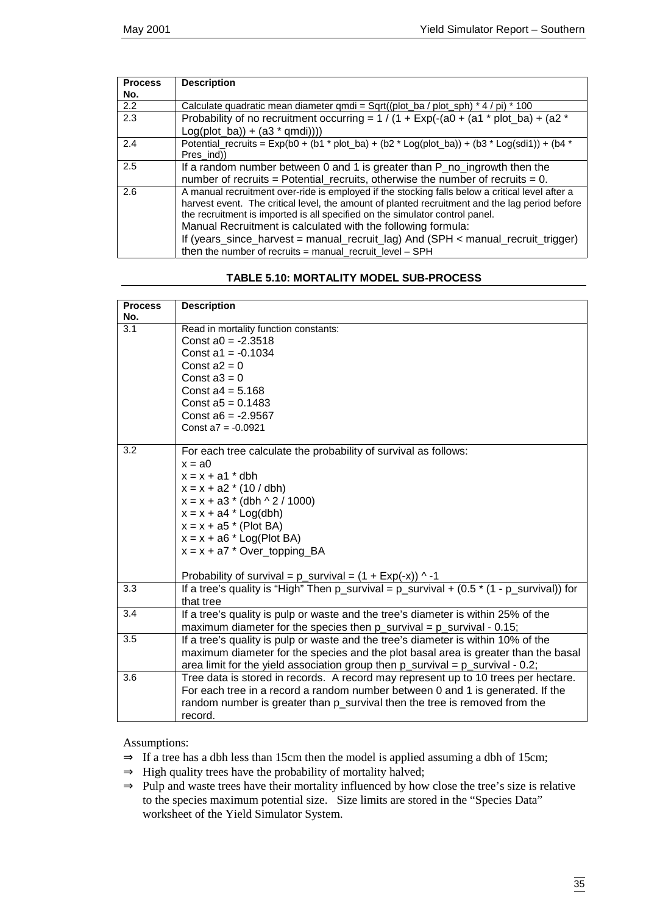| Process No. | Description |
|---|---|
| 2.2 | Calculate quadratic mean diameter qmdi = Sqrt((plot_ba / plot_sph) * 4 / pi) * 100 |
| 2.3 | Probability of no recruitment occurring = 1 / (1 + Exp(-(a0 + (a1 * plot_ba) + (a2 * Log(plot_ba)) + (a3 * qmdi)))) |
| 2.4 | Potential_recruits = Exp(b0 + (b1 * plot_ba) + (b2 * Log(plot_ba)) + (b3 * Log(sdi1)) + (b4 * Pres_ind)) |
| 2.5 | If a random number between 0 and 1 is greater than P_no_ingrowth then the number of recruits = Potential_recruits, otherwise the number of recruits = 0. |
| 2.6 | A manual recruitment over-ride is employed if the stocking falls below a critical level after a harvest event. The critical level, the amount of planted recruitment and the lag period before the recruitment is imported is all specified on the simulator control panel.<br>Manual Recruitment is calculated with the following formula:<br>If (years_since_harvest = manual_recruit_lag) And (SPH < manual_recruit_trigger) then the number of recruits = manual_recruit_level – SPH |

**TABLE 5.10: MORTALITY MODEL SUB-PROCESS**

| Process No. | Description |
|---|---|
| 3.1 | Read in mortality function constants:<br>Const a0 = -2.3518<br>Const a1 = -0.1034<br>Const a2 = 0<br>Const a3 = 0<br>Const a4 = 5.168<br>Const a5 = 0.1483<br>Const a6 = -2.9567<br>Const a7 = -0.0921 |
| 3.2 | For each tree calculate the probability of survival as follows:<br>x = a0<br>x = x + a1 * dbh<br>x = x + a2 * (10 / dbh)<br>x = x + a3 * (dbh ^ 2 / 1000)<br>x = x + a4 * Log(dbh)<br>x = x + a5 * (Plot BA)<br>x = x + a6 * Log(Plot BA)<br>x = x + a7 * Over_topping_BA<br><br>Probability of survival = p_survival = (1 + Exp(-x)) ^ -1 |
| 3.3 | If a tree's quality is "High" Then p_survival = p_survival + (0.5 * (1 - p_survival)) for that tree |
| 3.4 | If a tree's quality is pulp or waste and the tree's diameter is within 25% of the maximum diameter for the species then p_survival = p_survival - 0.15; |
| 3.5 | If a tree's quality is pulp or waste and the tree's diameter is within 10% of the maximum diameter for the species and the plot basal area is greater than the basal area limit for the yield association group then p_survival = p_survival - 0.2; |
| 3.6 | Tree data is stored in records. A record may represent up to 10 trees per hectare. For each tree in a record a random number between 0 and 1 is generated. If the random number is greater than p_survival then the tree is removed from the record. |

Assumptions:

- ⇒ If a tree has a dbh less than 15cm then the model is applied assuming a dbh of 15cm;
- ⇒ High quality trees have the probability of mortality halved;
- ⇒ Pulp and waste trees have their mortality influenced by how close the tree's size is relative to the species maximum potential size. Size limits are stored in the "Species Data" worksheet of the Yield Simulator System.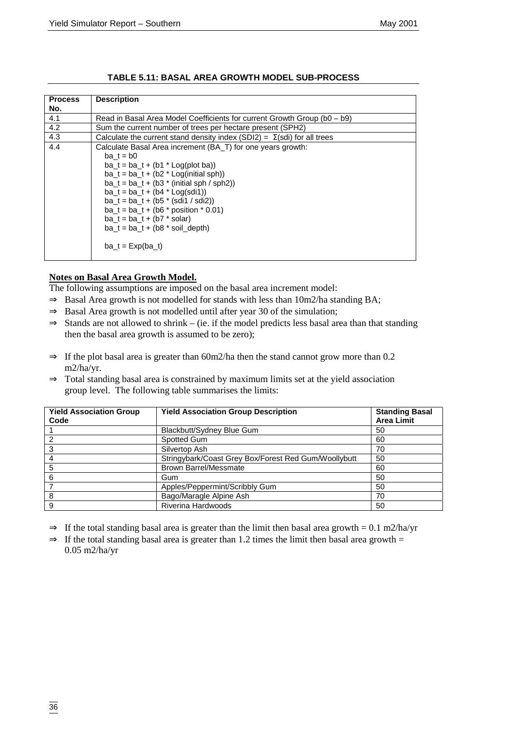**TABLE 5.11: BASAL AREA GROWTH MODEL SUB-PROCESS**

| Process No. | Description |
|---|---|
| 4.1 | Read in Basal Area Model Coefficients for current Growth Group (b0 – b9) |
| 4.2 | Sum the current number of trees per hectare present (SPH2) |
| 4.3 | Calculate the current stand density index (SDI2) = Σ(sdi) for all trees |
| 4.4 | Calculate Basal Area increment (BA_T) for one years growth:<br>ba_t = b0<br>ba_t = ba_t + (b1 * Log(plot ba))<br>ba_t = ba_t + (b2 * Log(initial sph))<br>ba_t = ba_t + (b3 * (initial sph / sph2))<br>ba_t = ba_t + (b4 * Log(sdi1))<br>ba_t = ba_t + (b5 * (sdi1 / sdi2))<br>ba_t = ba_t + (b6 * position * 0.01)<br>ba_t = ba_t + (b7 * solar)<br>ba_t = ba_t + (b8 * soil_depth)<br><br>ba_t = Exp(ba_t) |

**Notes on Basal Area Growth Model.**

The following assumptions are imposed on the basal area increment model:

- ⇒ Basal Area growth is not modelled for stands with less than 10m2/ha standing BA;
- ⇒ Basal Area growth is not modelled until after year 30 of the simulation;
- ⇒ Stands are not allowed to shrink – (ie. if the model predicts less basal area than that standing then the basal area growth is assumed to be zero);
- ⇒ If the plot basal area is greater than 60m2/ha then the stand cannot grow more than 0.2 m2/ha/yr.
- ⇒ Total standing basal area is constrained by maximum limits set at the yield association group level. The following table summarises the limits:

| Yield Association Group Code | Yield Association Group Description | Standing Basal Area Limit |
|---|---|---|
| 1 | Blackbutt/Sydney Blue Gum | 50 |
| 2 | Spotted Gum | 60 |
| 3 | Silvertop Ash | 70 |
| 4 | Stringybark/Coast Grey Box/Forest Red Gum/Woollybutt | 50 |
| 5 | Brown Barrel/Messmate | 60 |
| 6 | Gum | 50 |
| 7 | Apples/Peppermint/Scribbly Gum | 50 |
| 8 | Bago/Maragle Alpine Ash | 70 |
| 9 | Riverina Hardwoods | 50 |

- ⇒ If the total standing basal area is greater than the limit then basal area growth = 0.1 m2/ha/yr
- ⇒ If the total standing basal area is greater than 1.2 times the limit then basal area growth = 0.05 m2/ha/yr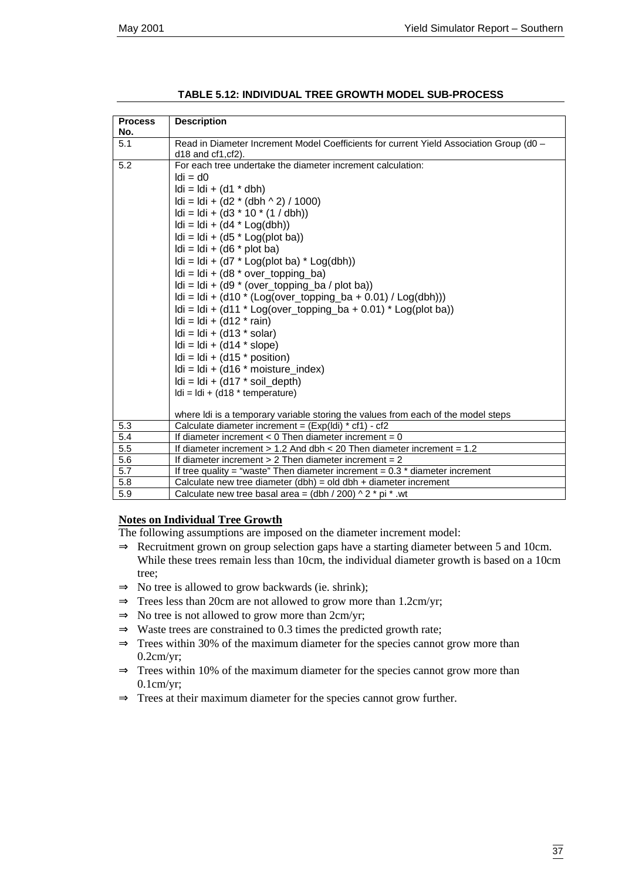**TABLE 5.12: INDIVIDUAL TREE GROWTH MODEL SUB-PROCESS**

| Process No. | Description |
|---|---|
| 5.1 | Read in Diameter Increment Model Coefficients for current Yield Association Group (d0 – d18 and cf1,cf2). |
| 5.2 | For each tree undertake the diameter increment calculation:<br>ldi = d0<br>ldi = ldi + (d1 * dbh)<br>ldi = ldi + (d2 * (dbh ^ 2) / 1000)<br>ldi = ldi + (d3 * 10 * (1 / dbh))<br>ldi = ldi + (d4 * Log(dbh))<br>ldi = ldi + (d5 * Log(plot ba))<br>ldi = ldi + (d6 * plot ba)<br>ldi = ldi + (d7 * Log(plot ba) * Log(dbh))<br>ldi = ldi + (d8 * over_topping_ba)<br>ldi = ldi + (d9 * (over_topping_ba / plot ba))<br>ldi = ldi + (d10 * (Log(over_topping_ba + 0.01) / Log(dbh)))<br>ldi = ldi + (d11 * Log(over_topping_ba + 0.01) * Log(plot ba))<br>ldi = ldi + (d12 * rain)<br>ldi = ldi + (d13 * solar)<br>ldi = ldi + (d14 * slope)<br>ldi = ldi + (d15 * position)<br>ldi = ldi + (d16 * moisture_index)<br>ldi = ldi + (d17 * soil_depth)<br>ldi = ldi + (d18 * temperature)<br><br>where ldi is a temporary variable storing the values from each of the model steps |
| 5.3 | Calculate diameter increment = (Exp(ldi) * cf1) - cf2 |
| 5.4 | If diameter increment < 0 Then diameter increment = 0 |
| 5.5 | If diameter increment > 1.2 And dbh < 20 Then diameter increment = 1.2 |
| 5.6 | If diameter increment > 2 Then diameter increment = 2 |
| 5.7 | If tree quality = "waste" Then diameter increment = 0.3 * diameter increment |
| 5.8 | Calculate new tree diameter (dbh) = old dbh + diameter increment |
| 5.9 | Calculate new tree basal area = (dbh / 200) ^ 2 * pi * .wt |

**Notes on Individual Tree Growth**

The following assumptions are imposed on the diameter increment model:

⇒ Recruitment grown on group selection gaps have a starting diameter between 5 and 10cm. While these trees remain less than 10cm, the individual diameter growth is based on a 10cm tree;

⇒ No tree is allowed to grow backwards (ie. shrink);

⇒ Trees less than 20cm are not allowed to grow more than 1.2cm/yr;

⇒ No tree is not allowed to grow more than 2cm/yr;

⇒ Waste trees are constrained to 0.3 times the predicted growth rate;

⇒ Trees within 30% of the maximum diameter for the species cannot grow more than 0.2cm/yr;

⇒ Trees within 10% of the maximum diameter for the species cannot grow more than 0.1cm/yr;

⇒ Trees at their maximum diameter for the species cannot grow further.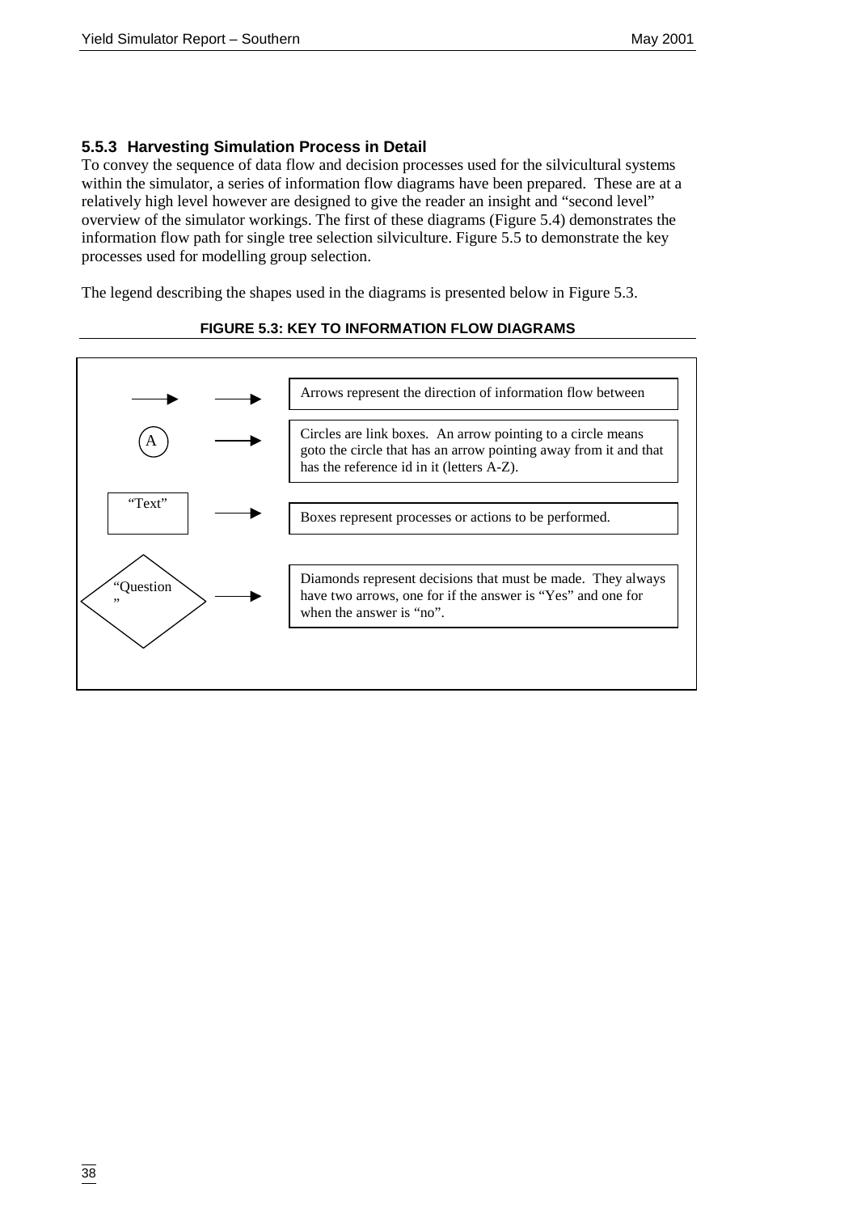### 5.5.3 Harvesting Simulation Process in Detail

To convey the sequence of data flow and decision processes used for the silvicultural systems within the simulator, a series of information flow diagrams have been prepared. These are at a relatively high level however are designed to give the reader an insight and "second level" overview of the simulator workings. The first of these diagrams (Figure 5.4) demonstrates the information flow path for single tree selection silviculture. Figure 5.5 to demonstrate the key processes used for modelling group selection.

The legend describing the shapes used in the diagrams is presented below in Figure 5.3.

**FIGURE 5.3: KEY TO INFORMATION FLOW DIAGRAMS**

| Symbol | Description |
| --- | --- |
| → (arrow) | Arrows represent the direction of information flow between |
| A (circle) | Circles are link boxes. An arrow pointing to a circle means goto the circle that has an arrow pointing away from it and that has the reference id in it (letters A-Z). |
| "Text" (box) | Boxes represent processes or actions to be performed. |
| "Question" (diamond) | Diamonds represent decisions that must be made. They always have two arrows, one for if the answer is "Yes" and one for when the answer is "no". |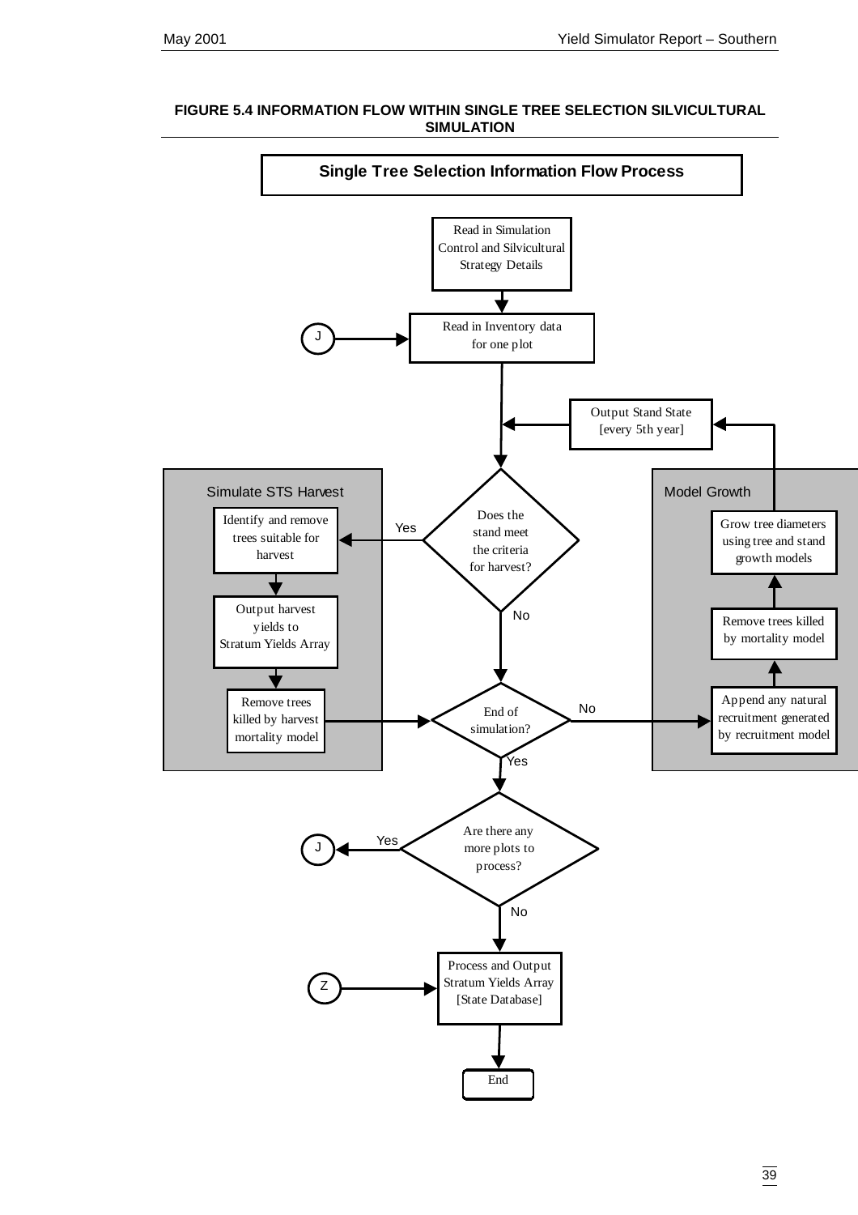**FIGURE 5.4 INFORMATION FLOW WITHIN SINGLE TREE SELECTION SILVICULTURAL SIMULATION**

**Single Tree Selection Information Flow Process**

Read in Simulation Control and Silvicultural Strategy Details

J → Read in Inventory data for one plot

Output Stand State [every 5th year]

Does the stand meet the criteria for harvest?

Yes

No

Simulate STS Harvest

- Identify and remove trees suitable for harvest
- Output harvest yields to Stratum Yields Array
- Remove trees killed by harvest mortality model

End of simulation?

No

Yes

Model Growth

- Append any natural recruitment generated by recruitment model
- Remove trees killed by mortality model
- Grow tree diameters using tree and stand growth models

Are there any more plots to process?

Yes → J

No

Z → Process and Output Stratum Yields Array [State Database]

End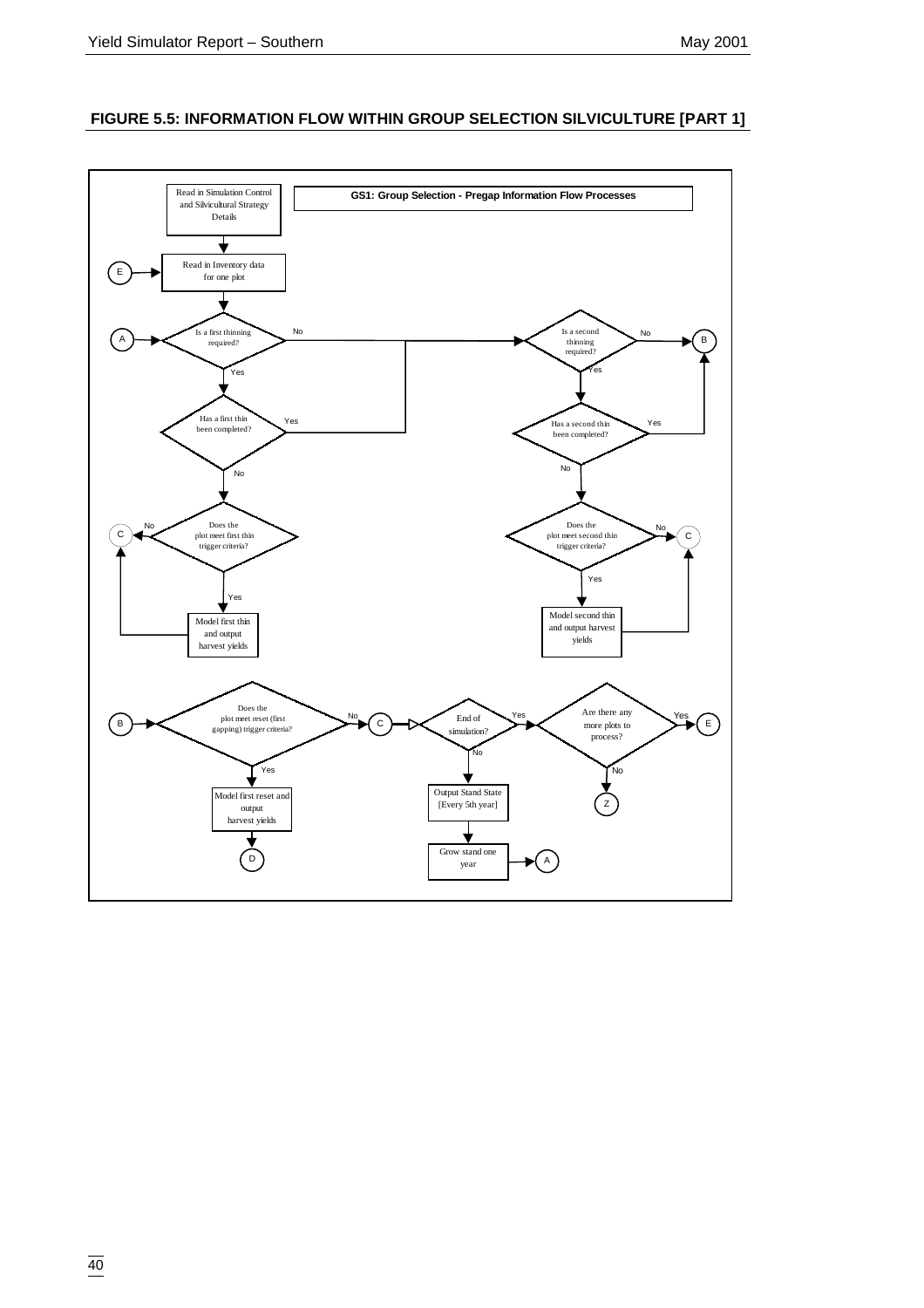## FIGURE 5.5: INFORMATION FLOW WITHIN GROUP SELECTION SILVICULTURE [PART 1]

**GS1: Group Selection - Pregap Information Flow Processes**

Read in Simulation Control and Silvicultural Strategy Details

E → Read in Inventory data for one plot

A → Is a first thinning required? — No → Is a second thinning required?

Is a first thinning required? — Yes → Has a first thin been completed?

Has a first thin been completed? — Yes → Is a second thinning required?

Has a first thin been completed? — No → Does the plot meet first thin trigger criteria?

Does the plot meet first thin trigger criteria? — No → C

Does the plot meet first thin trigger criteria? — Yes → Model first thin and output harvest yields → C

Is a second thinning required? — No → B

Is a second thinning required? — Yes → Has a second thin been completed?

Has a second thin been completed? — Yes → B

Has a second thin been completed? — No → Does the plot meet second thin trigger criteria?

Does the plot meet second thin trigger criteria? — No → C

Does the plot meet second thin trigger criteria? — Yes → Model second thin and output harvest yields → C

B → Does the plot meet reset (first gapping) trigger criteria?

Does the plot meet reset (first gapping) trigger criteria? — No → C

Does the plot meet reset (first gapping) trigger criteria? — Yes → Model first reset and output harvest yields → D

C → End of simulation?

End of simulation? — Yes → Are there any more plots to process?

Are there any more plots to process? — Yes → E

Are there any more plots to process? — No → Z

End of simulation? — No → Output Stand State [Every 5th year] → Grow stand one year → A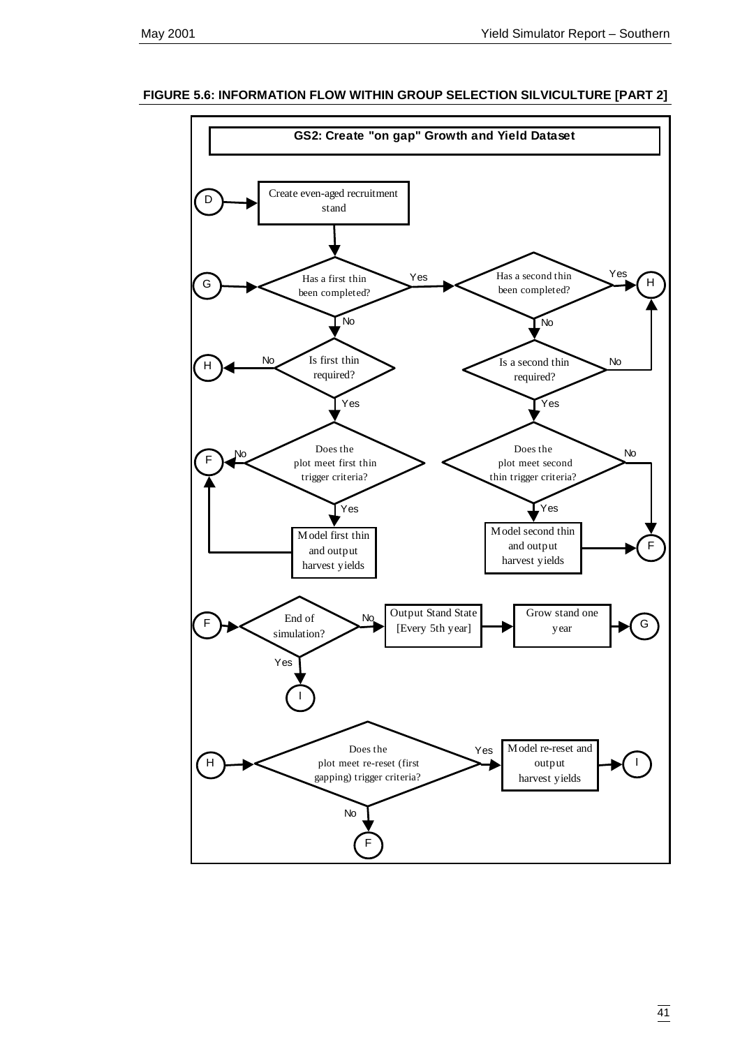**FIGURE 5.6: INFORMATION FLOW WITHIN GROUP SELECTION SILVICULTURE [PART 2]**

**GS2: Create "on gap" Growth and Yield Dataset**

- D → Create even-aged recruitment stand → Has a first thin been completed?
- G → Has a first thin been completed?
  - Yes → Has a second thin been completed?
    - Yes → H
    - No → Is a second thin required?
      - No → H
      - Yes → Does the plot meet second thin trigger criteria?
        - No → F
        - Yes → Model second thin and output harvest yields → F
  - No → Is first thin required?
    - No → H
    - Yes → Does the plot meet first thin trigger criteria?
      - No → F
      - Yes → Model first thin and output harvest yields → F
- F → End of simulation?
  - No → Output Stand State [Every 5th year] → Grow stand one year → G
  - Yes → I
- H → Does the plot meet re-reset (first gapping) trigger criteria?
  - Yes → Model re-reset and output harvest yields → I
  - No → F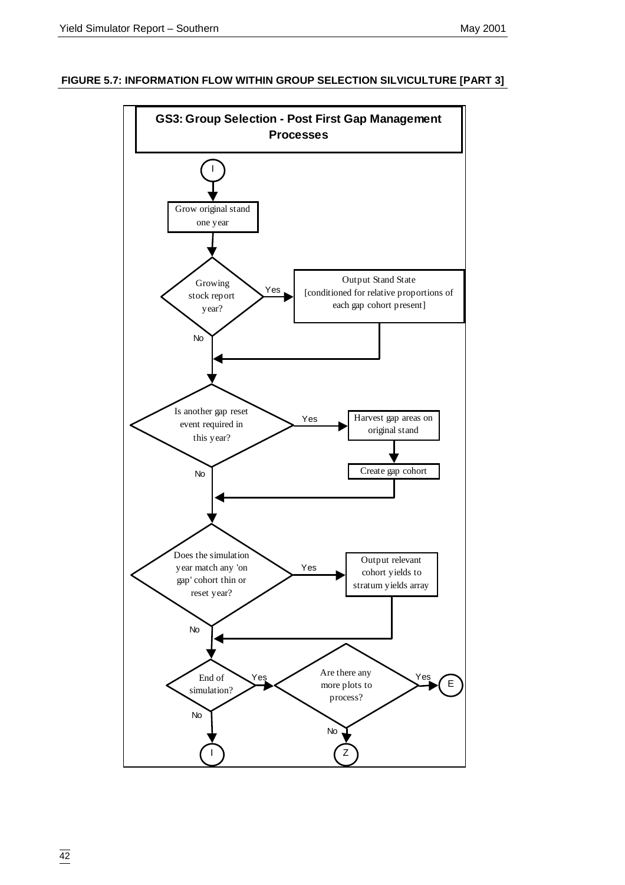**FIGURE 5.7: INFORMATION FLOW WITHIN GROUP SELECTION SILVICULTURE [PART 3]**

**GS3: Group Selection - Post First Gap Management Processes**

I

Grow original stand one year

Growing stock report year?

Yes → Output Stand State [conditioned for relative proportions of each gap cohort present]

No

Is another gap reset event required in this year?

Yes → Harvest gap areas on original stand → Create gap cohort

No

Does the simulation year match any 'on gap' cohort thin or reset year?

Yes → Output relevant cohort yields to stratum yields array

No

End of simulation?

Yes → Are there any more plots to process?

Yes → E

No → Z

No → I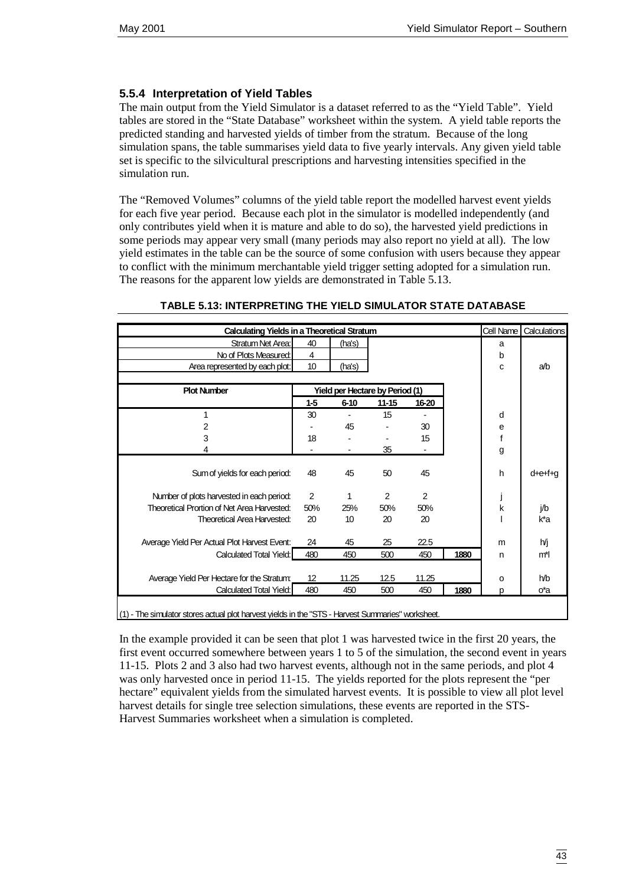### 5.5.4 Interpretation of Yield Tables

The main output from the Yield Simulator is a dataset referred to as the "Yield Table". Yield tables are stored in the "State Database" worksheet within the system. A yield table reports the predicted standing and harvested yields of timber from the stratum. Because of the long simulation spans, the table summarises yield data to five yearly intervals. Any given yield table set is specific to the silvicultural prescriptions and harvesting intensities specified in the simulation run.

The "Removed Volumes" columns of the yield table report the modelled harvest event yields for each five year period. Because each plot in the simulator is modelled independently (and only contributes yield when it is mature and able to do so), the harvested yield predictions in some periods may appear very small (many periods may also report no yield at all). The low yield estimates in the table can be the source of some confusion with users because they appear to conflict with the minimum merchantable yield trigger setting adopted for a simulation run. The reasons for the apparent low yields are demonstrated in Table 5.13.

**TABLE 5.13: INTERPRETING THE YIELD SIMULATOR STATE DATABASE**

| Calculating Yields in a Theoretical Stratum | | | | | | Cell Name | Calculations |
|---|---|---|---|---|---|---|---|
| Stratum Net Area: | 40 | (ha's) | | | | a | |
| No of Plots Measured: | 4 | | | | | b | |
| Area represented by each plot: | 10 | (ha's) | | | | c | a/b |
| **Plot Number** | **Yield per Hectare by Period (1)** | | | | | | |
| | **1-5** | **6-10** | **11-15** | **16-20** | | | |
| 1 | 30 | - | 15 | - | | d | |
| 2 | - | 45 | - | 30 | | e | |
| 3 | 18 | - | - | 15 | | f | |
| 4 | - | - | 35 | - | | g | |
| Sum of yields for each period: | 48 | 45 | 50 | 45 | | h | d+e+f+g |
| Number of plots harvested in each period: | 2 | 1 | 2 | 2 | | j | |
| Theoretical Prortion of Net Area Harvested: | 50% | 25% | 50% | 50% | | k | j/b |
| Theoretical Area Harvested: | 20 | 10 | 20 | 20 | | l | k*a |
| Average Yield Per Actual Plot Harvest Event: | 24 | 45 | 25 | 22.5 | | m | h/j |
| Calculated Total Yield: | 480 | 450 | 500 | 450 | **1880** | n | m*l |
| Average Yield Per Hectare for the Stratum: | 12 | 11.25 | 12.5 | 11.25 | | o | h/b |
| Calculated Total Yield: | 480 | 450 | 500 | 450 | **1880** | p | o*a |

(1) - The simulator stores actual plot harvest yields in the "STS - Harvest Summaries" worksheet.

In the example provided it can be seen that plot 1 was harvested twice in the first 20 years, the first event occurred somewhere between years 1 to 5 of the simulation, the second event in years 11-15. Plots 2 and 3 also had two harvest events, although not in the same periods, and plot 4 was only harvested once in period 11-15. The yields reported for the plots represent the "per hectare" equivalent yields from the simulated harvest events. It is possible to view all plot level harvest details for single tree selection simulations, these events are reported in the STS-Harvest Summaries worksheet when a simulation is completed.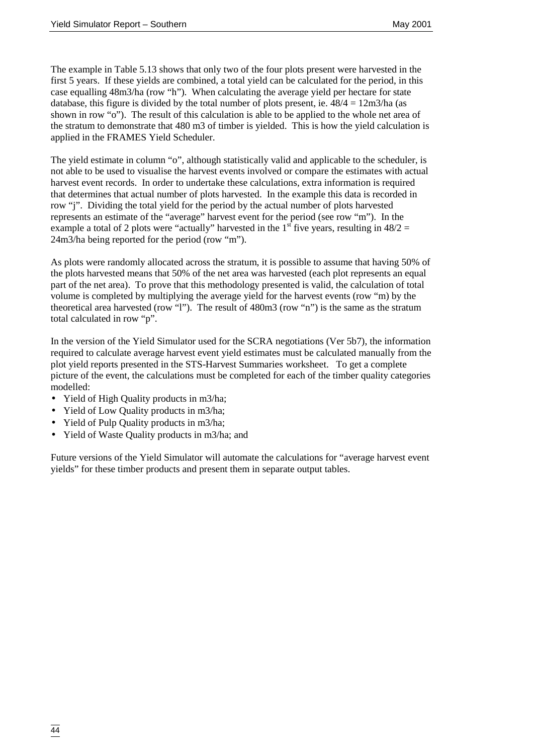The example in Table 5.13 shows that only two of the four plots present were harvested in the first 5 years. If these yields are combined, a total yield can be calculated for the period, in this case equalling 48m3/ha (row "h"). When calculating the average yield per hectare for state database, this figure is divided by the total number of plots present, ie. 48/4 = 12m3/ha (as shown in row "o"). The result of this calculation is able to be applied to the whole net area of the stratum to demonstrate that 480 m3 of timber is yielded. This is how the yield calculation is applied in the FRAMES Yield Scheduler.

The yield estimate in column "o", although statistically valid and applicable to the scheduler, is not able to be used to visualise the harvest events involved or compare the estimates with actual harvest event records. In order to undertake these calculations, extra information is required that determines that actual number of plots harvested. In the example this data is recorded in row "j". Dividing the total yield for the period by the actual number of plots harvested represents an estimate of the "average" harvest event for the period (see row "m"). In the example a total of 2 plots were "actually" harvested in the 1st five years, resulting in 48/2 = 24m3/ha being reported for the period (row "m").

As plots were randomly allocated across the stratum, it is possible to assume that having 50% of the plots harvested means that 50% of the net area was harvested (each plot represents an equal part of the net area). To prove that this methodology presented is valid, the calculation of total volume is completed by multiplying the average yield for the harvest events (row "m) by the theoretical area harvested (row "l"). The result of 480m3 (row "n") is the same as the stratum total calculated in row "p".

In the version of the Yield Simulator used for the SCRA negotiations (Ver 5b7), the information required to calculate average harvest event yield estimates must be calculated manually from the plot yield reports presented in the STS-Harvest Summaries worksheet. To get a complete picture of the event, the calculations must be completed for each of the timber quality categories modelled:

- Yield of High Quality products in m3/ha;
- Yield of Low Quality products in m3/ha;
- Yield of Pulp Quality products in m3/ha;
- Yield of Waste Quality products in m3/ha; and

Future versions of the Yield Simulator will automate the calculations for "average harvest event yields" for these timber products and present them in separate output tables.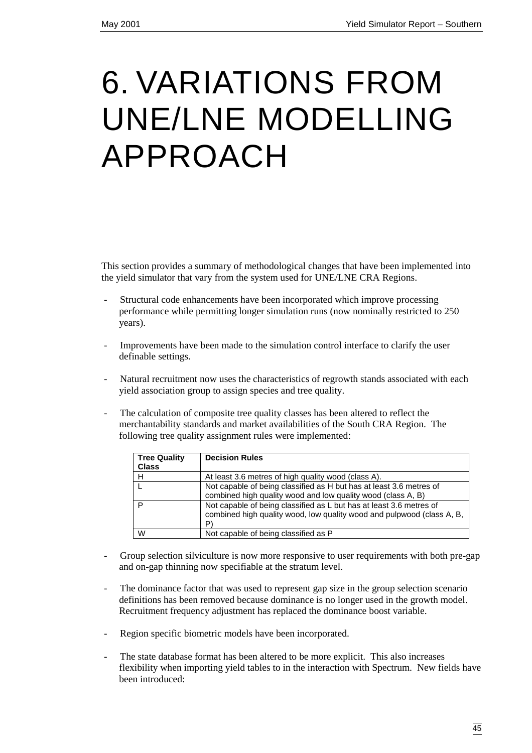# 6. VARIATIONS FROM UNE/LNE MODELLING APPROACH

This section provides a summary of methodological changes that have been implemented into the yield simulator that vary from the system used for UNE/LNE CRA Regions.

- Structural code enhancements have been incorporated which improve processing performance while permitting longer simulation runs (now nominally restricted to 250 years).
- Improvements have been made to the simulation control interface to clarify the user definable settings.
- Natural recruitment now uses the characteristics of regrowth stands associated with each yield association group to assign species and tree quality.
- The calculation of composite tree quality classes has been altered to reflect the merchantability standards and market availabilities of the South CRA Region. The following tree quality assignment rules were implemented:

| Tree Quality Class | Decision Rules |
|---|---|
| H | At least 3.6 metres of high quality wood (class A). |
| L | Not capable of being classified as H but has at least 3.6 metres of combined high quality wood and low quality wood (class A, B) |
| P | Not capable of being classified as L but has at least 3.6 metres of combined high quality wood, low quality wood and pulpwood (class A, B, P) |
| W | Not capable of being classified as P |

- Group selection silviculture is now more responsive to user requirements with both pre-gap and on-gap thinning now specifiable at the stratum level.
- The dominance factor that was used to represent gap size in the group selection scenario definitions has been removed because dominance is no longer used in the growth model. Recruitment frequency adjustment has replaced the dominance boost variable.
- Region specific biometric models have been incorporated.
- The state database format has been altered to be more explicit. This also increases flexibility when importing yield tables to in the interaction with Spectrum. New fields have been introduced: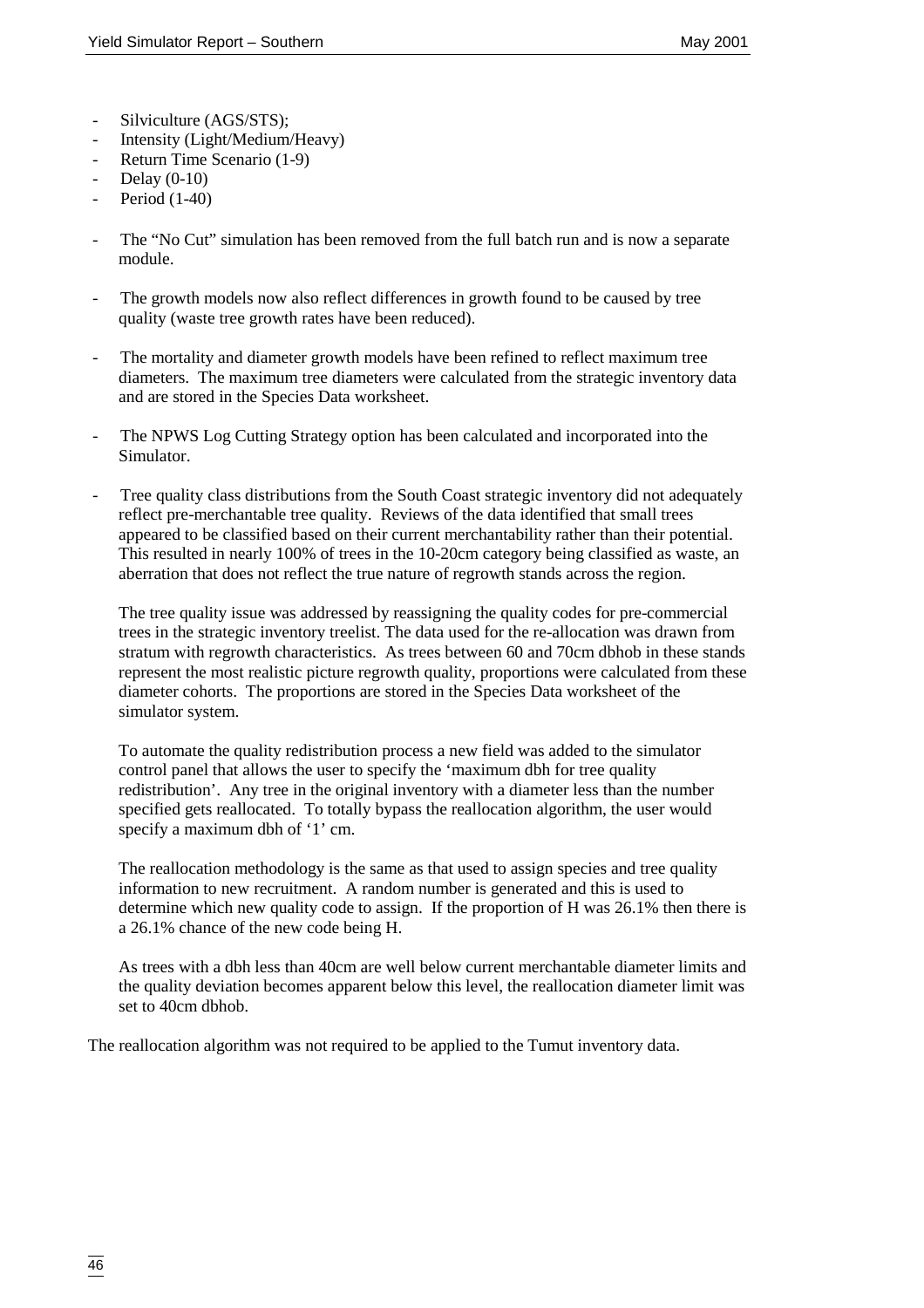- Silviculture (AGS/STS);
- Intensity (Light/Medium/Heavy)
- Return Time Scenario (1-9)
- Delay (0-10)
- Period (1-40)

- The "No Cut" simulation has been removed from the full batch run and is now a separate module.

- The growth models now also reflect differences in growth found to be caused by tree quality (waste tree growth rates have been reduced).

- The mortality and diameter growth models have been refined to reflect maximum tree diameters. The maximum tree diameters were calculated from the strategic inventory data and are stored in the Species Data worksheet.

- The NPWS Log Cutting Strategy option has been calculated and incorporated into the Simulator.

- Tree quality class distributions from the South Coast strategic inventory did not adequately reflect pre-merchantable tree quality. Reviews of the data identified that small trees appeared to be classified based on their current merchantability rather than their potential. This resulted in nearly 100% of trees in the 10-20cm category being classified as waste, an aberration that does not reflect the true nature of regrowth stands across the region.

  The tree quality issue was addressed by reassigning the quality codes for pre-commercial trees in the strategic inventory treelist. The data used for the re-allocation was drawn from stratum with regrowth characteristics. As trees between 60 and 70cm dbhob in these stands represent the most realistic picture regrowth quality, proportions were calculated from these diameter cohorts. The proportions are stored in the Species Data worksheet of the simulator system.

  To automate the quality redistribution process a new field was added to the simulator control panel that allows the user to specify the 'maximum dbh for tree quality redistribution'. Any tree in the original inventory with a diameter less than the number specified gets reallocated. To totally bypass the reallocation algorithm, the user would specify a maximum dbh of '1' cm.

  The reallocation methodology is the same as that used to assign species and tree quality information to new recruitment. A random number is generated and this is used to determine which new quality code to assign. If the proportion of H was 26.1% then there is a 26.1% chance of the new code being H.

  As trees with a dbh less than 40cm are well below current merchantable diameter limits and the quality deviation becomes apparent below this level, the reallocation diameter limit was set to 40cm dbhob.

The reallocation algorithm was not required to be applied to the Tumut inventory data.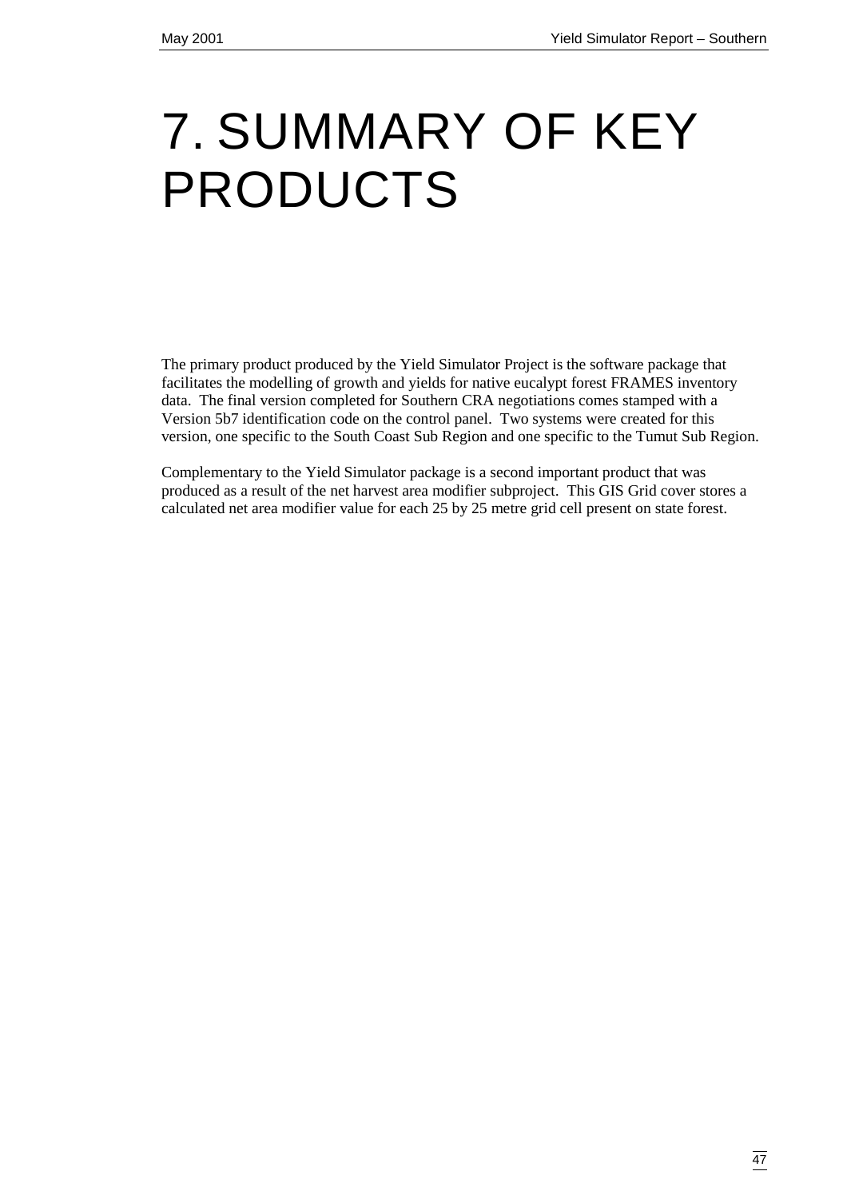# 7. SUMMARY OF KEY PRODUCTS

The primary product produced by the Yield Simulator Project is the software package that facilitates the modelling of growth and yields for native eucalypt forest FRAMES inventory data. The final version completed for Southern CRA negotiations comes stamped with a Version 5b7 identification code on the control panel. Two systems were created for this version, one specific to the South Coast Sub Region and one specific to the Tumut Sub Region.

Complementary to the Yield Simulator package is a second important product that was produced as a result of the net harvest area modifier subproject. This GIS Grid cover stores a calculated net area modifier value for each 25 by 25 metre grid cell present on state forest.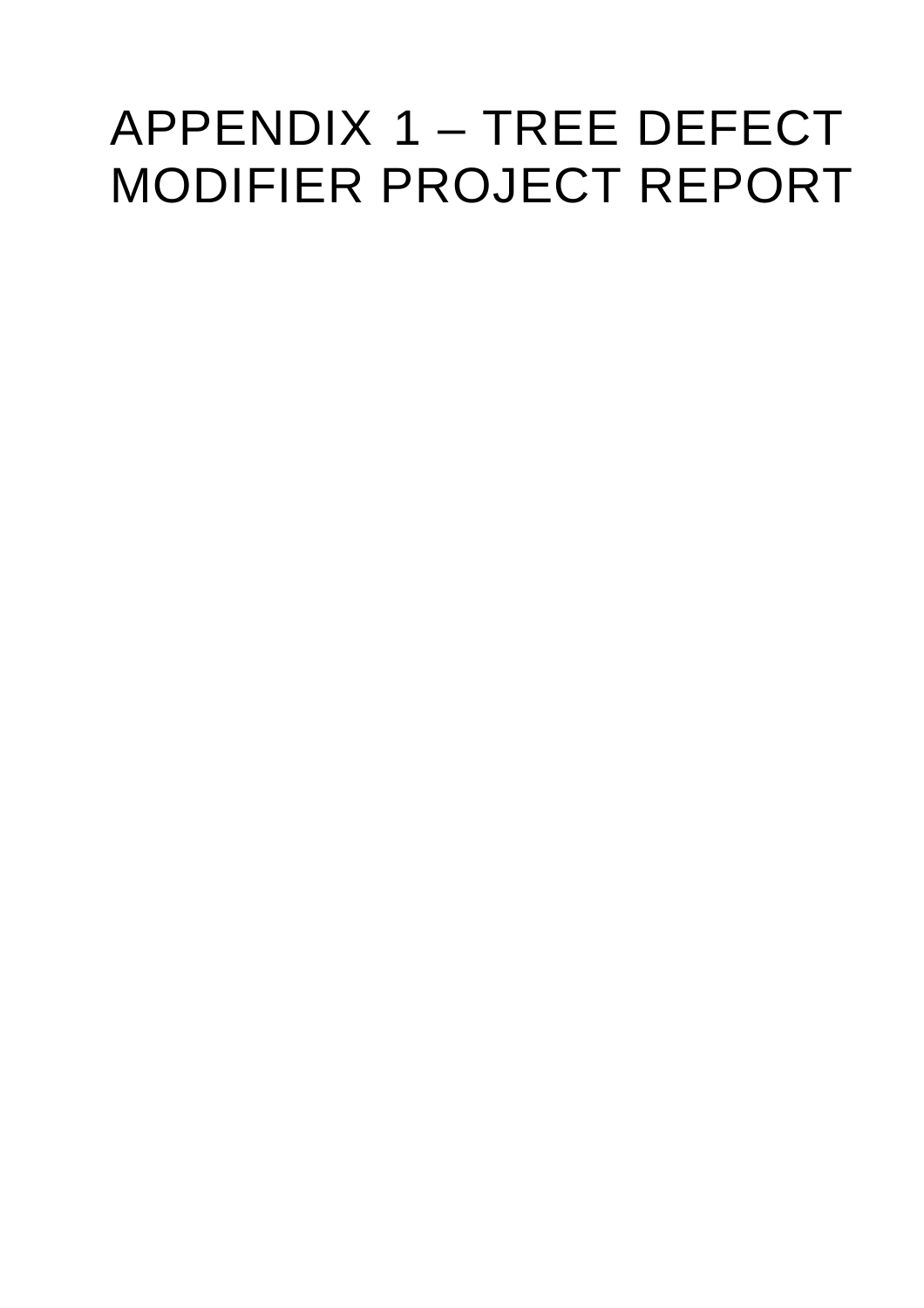# APPENDIX 1 – TREE DEFECT MODIFIER PROJECT REPORT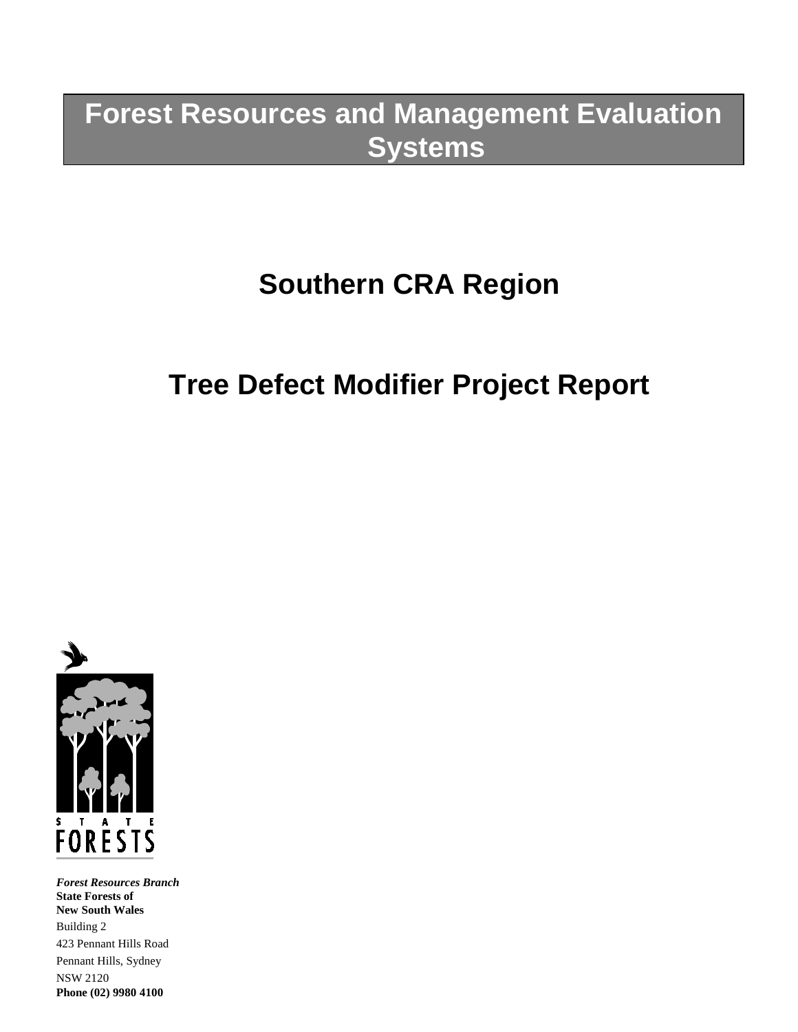# Forest Resources and Management Evaluation Systems

# Southern CRA Region

# Tree Defect Modifier Project Report

STATE FORESTS

***Forest Resources Branch***
**State Forests of**
**New South Wales**
Building 2
423 Pennant Hills Road
Pennant Hills, Sydney
NSW 2120
**Phone (02) 9980 4100**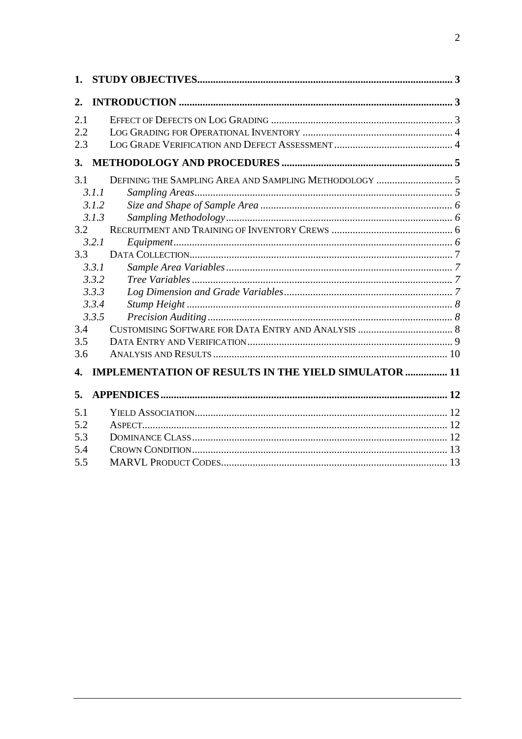**1. STUDY OBJECTIVES** ........ 3

**2. INTRODUCTION** ........ 3

2.1 Effect of Defects on Log Grading ........ 3
2.2 Log Grading for Operational Inventory ........ 4
2.3 Log Grade Verification and Defect Assessment ........ 4

**3. METHODOLOGY AND PROCEDURES** ........ 5

3.1 Defining the Sampling Area and Sampling Methodology ........ 5
  *3.1.1 Sampling Areas* ........ *5*
  *3.1.2 Size and Shape of Sample Area* ........ *6*
  *3.1.3 Sampling Methodology* ........ *6*
3.2 Recruitment and Training of Inventory Crews ........ 6
  *3.2.1 Equipment* ........ *6*
3.3 Data Collection ........ 7
  *3.3.1 Sample Area Variables* ........ *7*
  *3.3.2 Tree Variables* ........ *7*
  *3.3.3 Log Dimension and Grade Variables* ........ *7*
  *3.3.4 Stump Height* ........ *8*
  *3.3.5 Precision Auditing* ........ *8*
3.4 Customising Software for Data Entry and Analysis ........ 8
3.5 Data Entry and Verification ........ 9
3.6 Analysis and Results ........ 10

**4. IMPLEMENTATION OF RESULTS IN THE YIELD SIMULATOR** ........ 11

**5. APPENDICES** ........ 12

5.1 Yield Association ........ 12
5.2 Aspect ........ 12
5.3 Dominance Class ........ 12
5.4 Crown Condition ........ 13
5.5 MARVL Product Codes ........ 13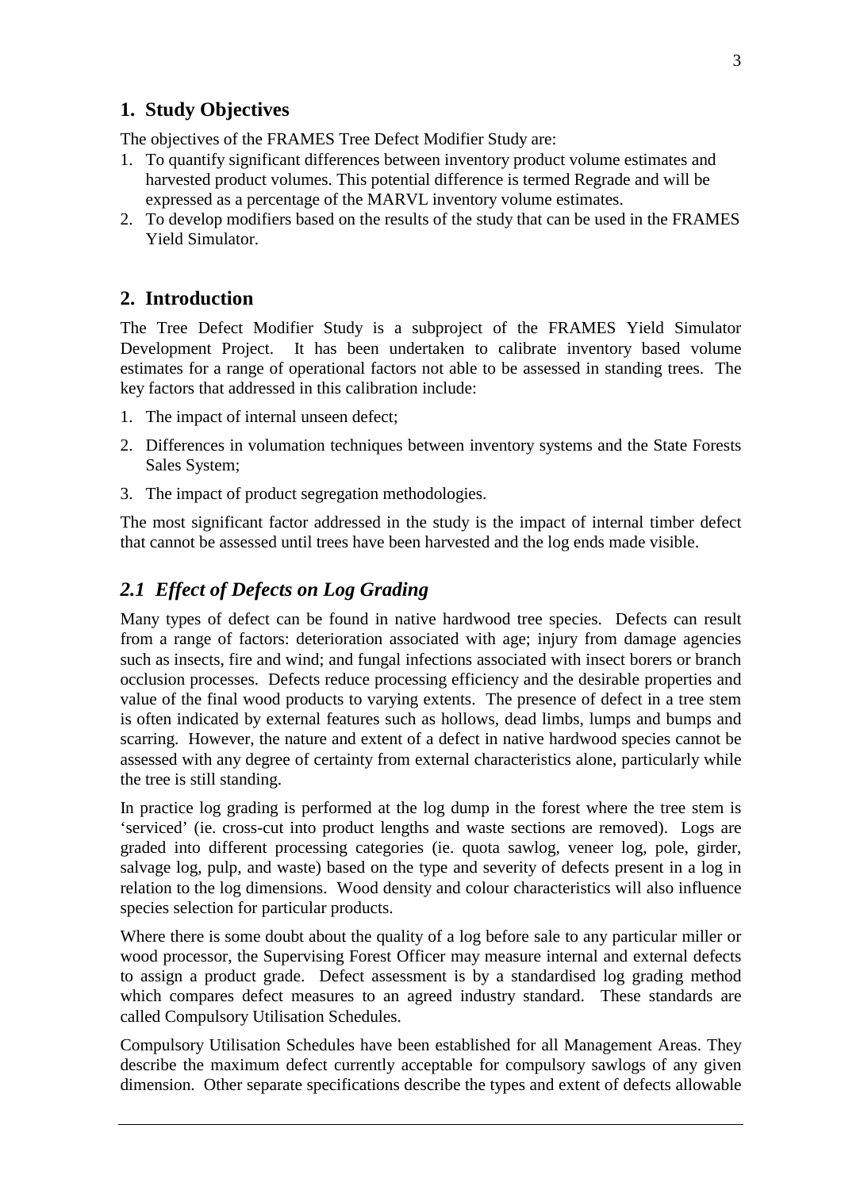## 1. Study Objectives

The objectives of the FRAMES Tree Defect Modifier Study are:

1. To quantify significant differences between inventory product volume estimates and harvested product volumes. This potential difference is termed Regrade and will be expressed as a percentage of the MARVL inventory volume estimates.
2. To develop modifiers based on the results of the study that can be used in the FRAMES Yield Simulator.

## 2. Introduction

The Tree Defect Modifier Study is a subproject of the FRAMES Yield Simulator Development Project. It has been undertaken to calibrate inventory based volume estimates for a range of operational factors not able to be assessed in standing trees. The key factors that addressed in this calibration include:

1. The impact of internal unseen defect;
2. Differences in volumation techniques between inventory systems and the State Forests Sales System;
3. The impact of product segregation methodologies.

The most significant factor addressed in the study is the impact of internal timber defect that cannot be assessed until trees have been harvested and the log ends made visible.

### *2.1 Effect of Defects on Log Grading*

Many types of defect can be found in native hardwood tree species. Defects can result from a range of factors: deterioration associated with age; injury from damage agencies such as insects, fire and wind; and fungal infections associated with insect borers or branch occlusion processes. Defects reduce processing efficiency and the desirable properties and value of the final wood products to varying extents. The presence of defect in a tree stem is often indicated by external features such as hollows, dead limbs, lumps and bumps and scarring. However, the nature and extent of a defect in native hardwood species cannot be assessed with any degree of certainty from external characteristics alone, particularly while the tree is still standing.

In practice log grading is performed at the log dump in the forest where the tree stem is 'serviced' (ie. cross-cut into product lengths and waste sections are removed). Logs are graded into different processing categories (ie. quota sawlog, veneer log, pole, girder, salvage log, pulp, and waste) based on the type and severity of defects present in a log in relation to the log dimensions. Wood density and colour characteristics will also influence species selection for particular products.

Where there is some doubt about the quality of a log before sale to any particular miller or wood processor, the Supervising Forest Officer may measure internal and external defects to assign a product grade. Defect assessment is by a standardised log grading method which compares defect measures to an agreed industry standard. These standards are called Compulsory Utilisation Schedules.

Compulsory Utilisation Schedules have been established for all Management Areas. They describe the maximum defect currently acceptable for compulsory sawlogs of any given dimension. Other separate specifications describe the types and extent of defects allowable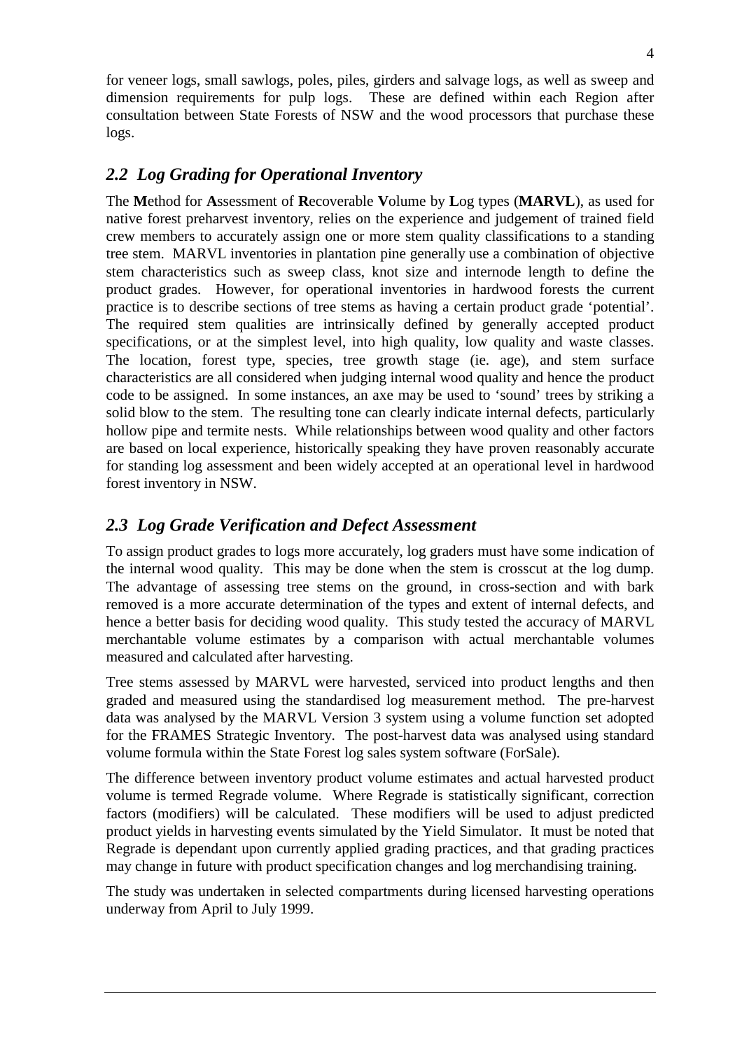for veneer logs, small sawlogs, poles, piles, girders and salvage logs, as well as sweep and dimension requirements for pulp logs. These are defined within each Region after consultation between State Forests of NSW and the wood processors that purchase these logs.

## *2.2 Log Grading for Operational Inventory*

The **M**ethod for **A**ssessment of **R**ecoverable **V**olume by **L**og types (**MARVL**), as used for native forest preharvest inventory, relies on the experience and judgement of trained field crew members to accurately assign one or more stem quality classifications to a standing tree stem. MARVL inventories in plantation pine generally use a combination of objective stem characteristics such as sweep class, knot size and internode length to define the product grades. However, for operational inventories in hardwood forests the current practice is to describe sections of tree stems as having a certain product grade 'potential'. The required stem qualities are intrinsically defined by generally accepted product specifications, or at the simplest level, into high quality, low quality and waste classes. The location, forest type, species, tree growth stage (ie. age), and stem surface characteristics are all considered when judging internal wood quality and hence the product code to be assigned. In some instances, an axe may be used to 'sound' trees by striking a solid blow to the stem. The resulting tone can clearly indicate internal defects, particularly hollow pipe and termite nests. While relationships between wood quality and other factors are based on local experience, historically speaking they have proven reasonably accurate for standing log assessment and been widely accepted at an operational level in hardwood forest inventory in NSW.

## *2.3 Log Grade Verification and Defect Assessment*

To assign product grades to logs more accurately, log graders must have some indication of the internal wood quality. This may be done when the stem is crosscut at the log dump. The advantage of assessing tree stems on the ground, in cross-section and with bark removed is a more accurate determination of the types and extent of internal defects, and hence a better basis for deciding wood quality. This study tested the accuracy of MARVL merchantable volume estimates by a comparison with actual merchantable volumes measured and calculated after harvesting.

Tree stems assessed by MARVL were harvested, serviced into product lengths and then graded and measured using the standardised log measurement method. The pre-harvest data was analysed by the MARVL Version 3 system using a volume function set adopted for the FRAMES Strategic Inventory. The post-harvest data was analysed using standard volume formula within the State Forest log sales system software (ForSale).

The difference between inventory product volume estimates and actual harvested product volume is termed Regrade volume. Where Regrade is statistically significant, correction factors (modifiers) will be calculated. These modifiers will be used to adjust predicted product yields in harvesting events simulated by the Yield Simulator. It must be noted that Regrade is dependant upon currently applied grading practices, and that grading practices may change in future with product specification changes and log merchandising training.

The study was undertaken in selected compartments during licensed harvesting operations underway from April to July 1999.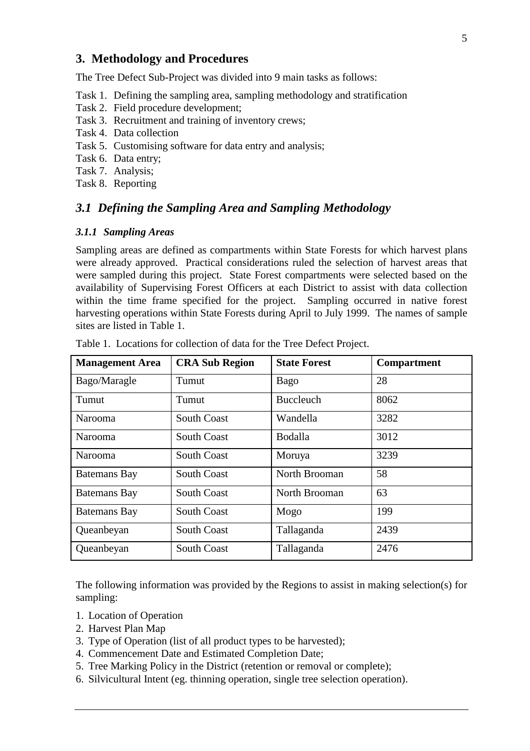## 3. Methodology and Procedures

The Tree Defect Sub-Project was divided into 9 main tasks as follows:

Task 1. Defining the sampling area, sampling methodology and stratification
Task 2. Field procedure development;
Task 3. Recruitment and training of inventory crews;
Task 4. Data collection
Task 5. Customising software for data entry and analysis;
Task 6. Data entry;
Task 7. Analysis;
Task 8. Reporting

## *3.1 Defining the Sampling Area and Sampling Methodology*

### *3.1.1 Sampling Areas*

Sampling areas are defined as compartments within State Forests for which harvest plans were already approved. Practical considerations ruled the selection of harvest areas that were sampled during this project. State Forest compartments were selected based on the availability of Supervising Forest Officers at each District to assist with data collection within the time frame specified for the project. Sampling occurred in native forest harvesting operations within State Forests during April to July 1999. The names of sample sites are listed in Table 1.

Table 1. Locations for collection of data for the Tree Defect Project.

| Management Area | CRA Sub Region | State Forest | Compartment |
|---|---|---|---|
| Bago/Maragle | Tumut | Bago | 28 |
| Tumut | Tumut | Buccleuch | 8062 |
| Narooma | South Coast | Wandella | 3282 |
| Narooma | South Coast | Bodalla | 3012 |
| Narooma | South Coast | Moruya | 3239 |
| Batemans Bay | South Coast | North Brooman | 58 |
| Batemans Bay | South Coast | North Brooman | 63 |
| Batemans Bay | South Coast | Mogo | 199 |
| Queanbeyan | South Coast | Tallaganda | 2439 |
| Queanbeyan | South Coast | Tallaganda | 2476 |

The following information was provided by the Regions to assist in making selection(s) for sampling:

1. Location of Operation
2. Harvest Plan Map
3. Type of Operation (list of all product types to be harvested);
4. Commencement Date and Estimated Completion Date;
5. Tree Marking Policy in the District (retention or removal or complete);
6. Silvicultural Intent (eg. thinning operation, single tree selection operation).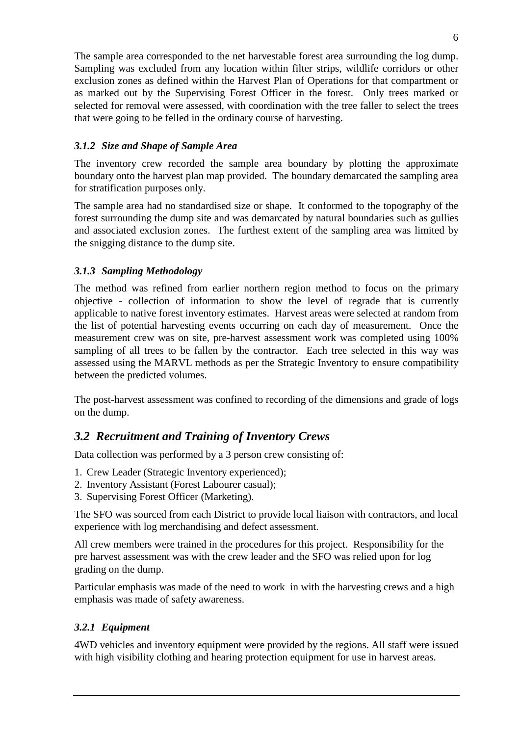The sample area corresponded to the net harvestable forest area surrounding the log dump. Sampling was excluded from any location within filter strips, wildlife corridors or other exclusion zones as defined within the Harvest Plan of Operations for that compartment or as marked out by the Supervising Forest Officer in the forest. Only trees marked or selected for removal were assessed, with coordination with the tree faller to select the trees that were going to be felled in the ordinary course of harvesting.

### *3.1.2 Size and Shape of Sample Area*

The inventory crew recorded the sample area boundary by plotting the approximate boundary onto the harvest plan map provided. The boundary demarcated the sampling area for stratification purposes only.

The sample area had no standardised size or shape. It conformed to the topography of the forest surrounding the dump site and was demarcated by natural boundaries such as gullies and associated exclusion zones. The furthest extent of the sampling area was limited by the snigging distance to the dump site.

### *3.1.3 Sampling Methodology*

The method was refined from earlier northern region method to focus on the primary objective - collection of information to show the level of regrade that is currently applicable to native forest inventory estimates. Harvest areas were selected at random from the list of potential harvesting events occurring on each day of measurement. Once the measurement crew was on site, pre-harvest assessment work was completed using 100% sampling of all trees to be fallen by the contractor. Each tree selected in this way was assessed using the MARVL methods as per the Strategic Inventory to ensure compatibility between the predicted volumes.

The post-harvest assessment was confined to recording of the dimensions and grade of logs on the dump.

## *3.2 Recruitment and Training of Inventory Crews*

Data collection was performed by a 3 person crew consisting of:

1. Crew Leader (Strategic Inventory experienced);
2. Inventory Assistant (Forest Labourer casual);
3. Supervising Forest Officer (Marketing).

The SFO was sourced from each District to provide local liaison with contractors, and local experience with log merchandising and defect assessment.

All crew members were trained in the procedures for this project. Responsibility for the pre harvest assessment was with the crew leader and the SFO was relied upon for log grading on the dump.

Particular emphasis was made of the need to work in with the harvesting crews and a high emphasis was made of safety awareness.

### *3.2.1 Equipment*

4WD vehicles and inventory equipment were provided by the regions. All staff were issued with high visibility clothing and hearing protection equipment for use in harvest areas.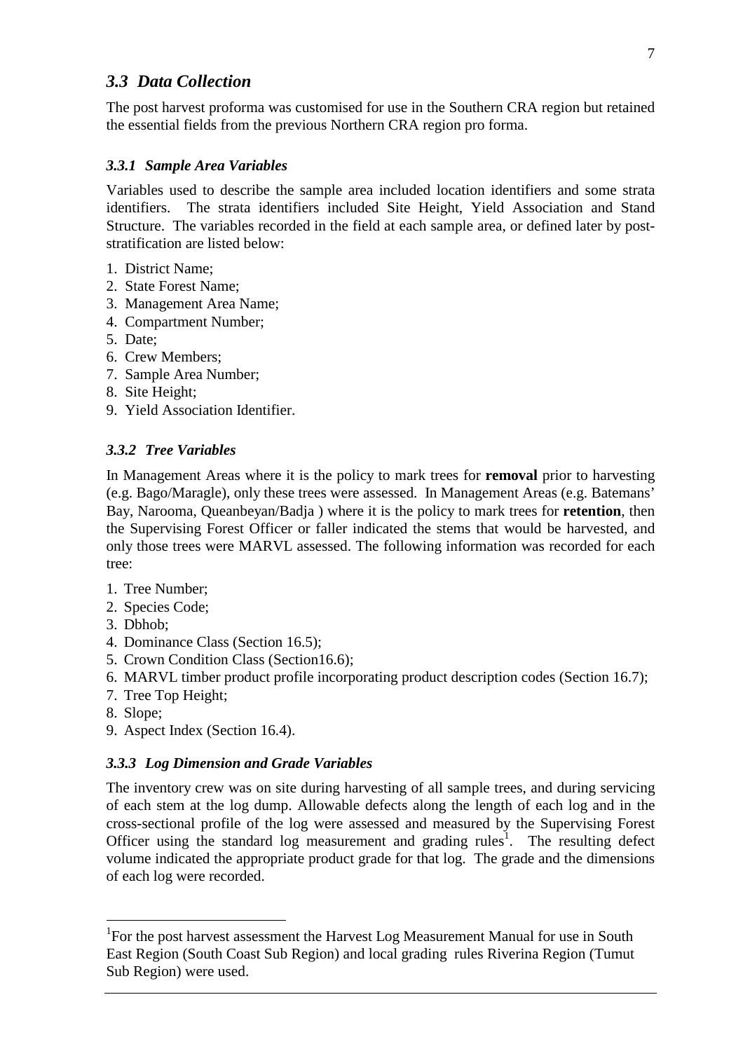## *3.3 Data Collection*

The post harvest proforma was customised for use in the Southern CRA region but retained the essential fields from the previous Northern CRA region pro forma.

### *3.3.1 Sample Area Variables*

Variables used to describe the sample area included location identifiers and some strata identifiers. The strata identifiers included Site Height, Yield Association and Stand Structure. The variables recorded in the field at each sample area, or defined later by post-stratification are listed below:

1. District Name;
2. State Forest Name;
3. Management Area Name;
4. Compartment Number;
5. Date;
6. Crew Members;
7. Sample Area Number;
8. Site Height;
9. Yield Association Identifier.

### *3.3.2 Tree Variables*

In Management Areas where it is the policy to mark trees for **removal** prior to harvesting (e.g. Bago/Maragle), only these trees were assessed. In Management Areas (e.g. Batemans' Bay, Narooma, Queanbeyan/Badja ) where it is the policy to mark trees for **retention**, then the Supervising Forest Officer or faller indicated the stems that would be harvested, and only those trees were MARVL assessed. The following information was recorded for each tree:

1. Tree Number;
2. Species Code;
3. Dbhob;
4. Dominance Class (Section 16.5);
5. Crown Condition Class (Section16.6);
6. MARVL timber product profile incorporating product description codes (Section 16.7);
7. Tree Top Height;
8. Slope;
9. Aspect Index (Section 16.4).

### *3.3.3 Log Dimension and Grade Variables*

The inventory crew was on site during harvesting of all sample trees, and during servicing of each stem at the log dump. Allowable defects along the length of each log and in the cross-sectional profile of the log were assessed and measured by the Supervising Forest Officer using the standard log measurement and grading rules[1]. The resulting defect volume indicated the appropriate product grade for that log. The grade and the dimensions of each log were recorded.

---

[1]For the post harvest assessment the Harvest Log Measurement Manual for use in South East Region (South Coast Sub Region) and local grading rules Riverina Region (Tumut Sub Region) were used.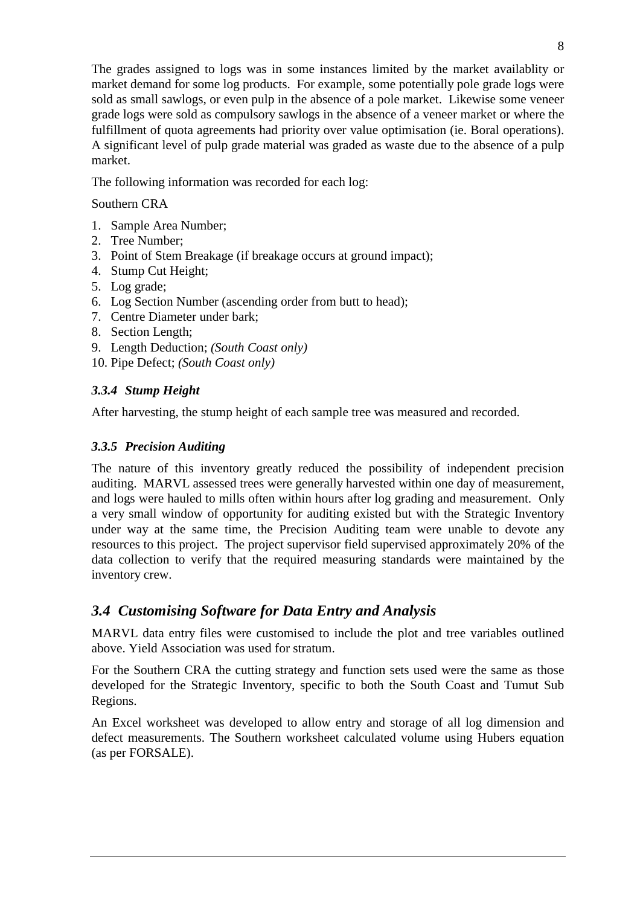The grades assigned to logs was in some instances limited by the market availablity or market demand for some log products. For example, some potentially pole grade logs were sold as small sawlogs, or even pulp in the absence of a pole market. Likewise some veneer grade logs were sold as compulsory sawlogs in the absence of a veneer market or where the fulfillment of quota agreements had priority over value optimisation (ie. Boral operations). A significant level of pulp grade material was graded as waste due to the absence of a pulp market.

The following information was recorded for each log:

Southern CRA

1. Sample Area Number;
2. Tree Number;
3. Point of Stem Breakage (if breakage occurs at ground impact);
4. Stump Cut Height;
5. Log grade;
6. Log Section Number (ascending order from butt to head);
7. Centre Diameter under bark;
8. Section Length;
9. Length Deduction; *(South Coast only)*
10. Pipe Defect; *(South Coast only)*

### *3.3.4 Stump Height*

After harvesting, the stump height of each sample tree was measured and recorded.

### *3.3.5 Precision Auditing*

The nature of this inventory greatly reduced the possibility of independent precision auditing. MARVL assessed trees were generally harvested within one day of measurement, and logs were hauled to mills often within hours after log grading and measurement. Only a very small window of opportunity for auditing existed but with the Strategic Inventory under way at the same time, the Precision Auditing team were unable to devote any resources to this project. The project supervisor field supervised approximately 20% of the data collection to verify that the required measuring standards were maintained by the inventory crew.

## *3.4 Customising Software for Data Entry and Analysis*

MARVL data entry files were customised to include the plot and tree variables outlined above. Yield Association was used for stratum.

For the Southern CRA the cutting strategy and function sets used were the same as those developed for the Strategic Inventory, specific to both the South Coast and Tumut Sub Regions.

An Excel worksheet was developed to allow entry and storage of all log dimension and defect measurements. The Southern worksheet calculated volume using Hubers equation (as per FORSALE).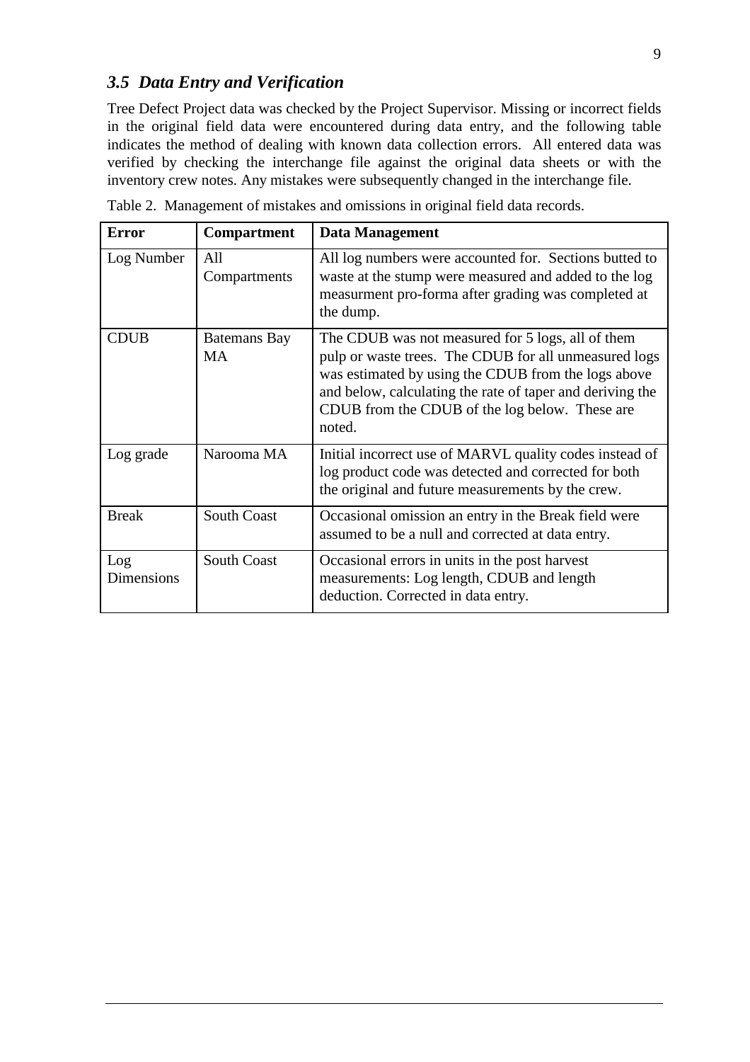### *3.5 Data Entry and Verification*

Tree Defect Project data was checked by the Project Supervisor. Missing or incorrect fields in the original field data were encountered during data entry, and the following table indicates the method of dealing with known data collection errors. All entered data was verified by checking the interchange file against the original data sheets or with the inventory crew notes. Any mistakes were subsequently changed in the interchange file.

Table 2. Management of mistakes and omissions in original field data records.

| **Error** | **Compartment** | **Data Management** |
|---|---|---|
| Log Number | All Compartments | All log numbers were accounted for. Sections butted to waste at the stump were measured and added to the log measurment pro-forma after grading was completed at the dump. |
| CDUB | Batemans Bay MA | The CDUB was not measured for 5 logs, all of them pulp or waste trees. The CDUB for all unmeasured logs was estimated by using the CDUB from the logs above and below, calculating the rate of taper and deriving the CDUB from the CDUB of the log below. These are noted. |
| Log grade | Narooma MA | Initial incorrect use of MARVL quality codes instead of log product code was detected and corrected for both the original and future measurements by the crew. |
| Break | South Coast | Occasional omission an entry in the Break field were assumed to be a null and corrected at data entry. |
| Log Dimensions | South Coast | Occasional errors in units in the post harvest measurements: Log length, CDUB and length deduction. Corrected in data entry. |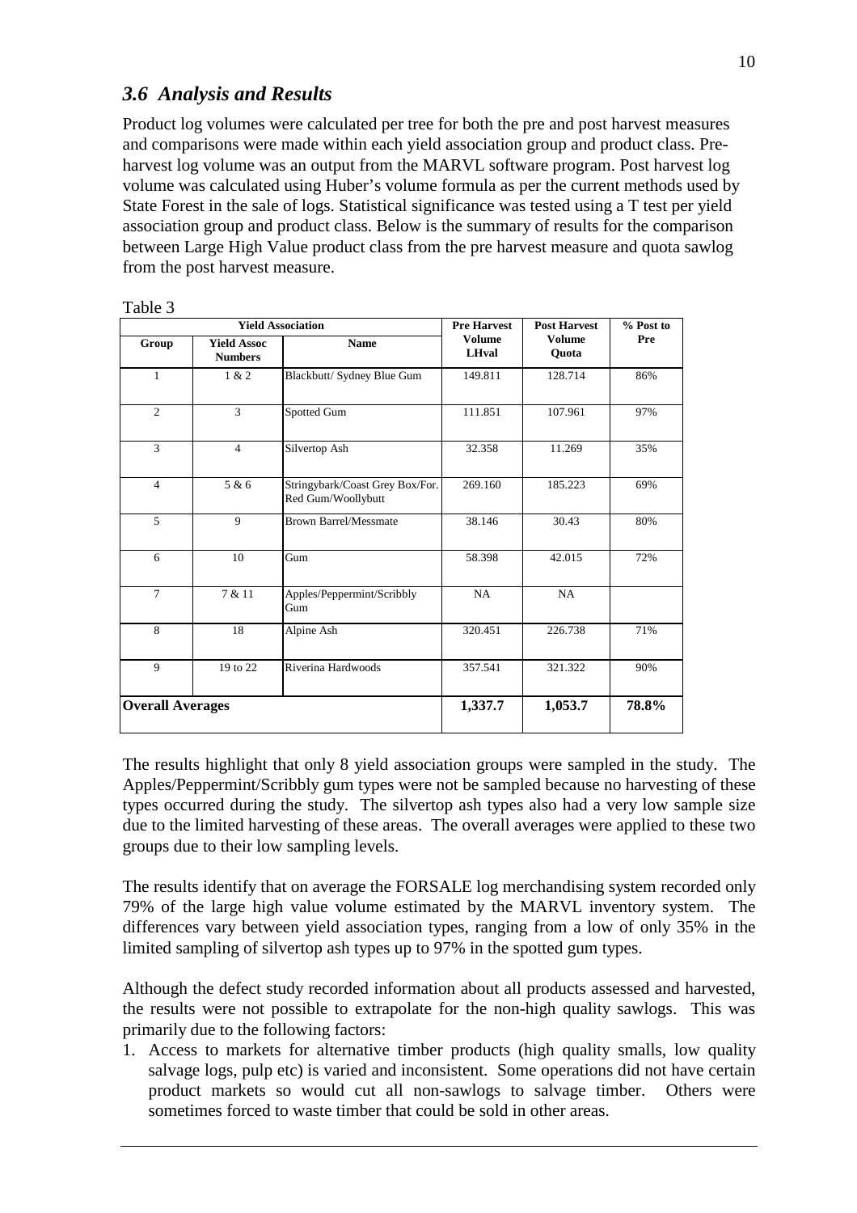## *3.6 Analysis and Results*

Product log volumes were calculated per tree for both the pre and post harvest measures and comparisons were made within each yield association group and product class. Pre-harvest log volume was an output from the MARVL software program. Post harvest log volume was calculated using Huber's volume formula as per the current methods used by State Forest in the sale of logs. Statistical significance was tested using a T test per yield association group and product class. Below is the summary of results for the comparison between Large High Value product class from the pre harvest measure and quota sawlog from the post harvest measure.

Table 3

| Yield Association | | | Pre Harvest Volume LHval | Post Harvest Volume Quota | % Post to Pre |
|---|---|---|---|---|---|
| Group | Yield Assoc Numbers | Name | | | |
| 1 | 1 & 2 | Blackbutt/ Sydney Blue Gum | 149.811 | 128.714 | 86% |
| 2 | 3 | Spotted Gum | 111.851 | 107.961 | 97% |
| 3 | 4 | Silvertop Ash | 32.358 | 11.269 | 35% |
| 4 | 5 & 6 | Stringybark/Coast Grey Box/For. Red Gum/Woollybutt | 269.160 | 185.223 | 69% |
| 5 | 9 | Brown Barrel/Messmate | 38.146 | 30.43 | 80% |
| 6 | 10 | Gum | 58.398 | 42.015 | 72% |
| 7 | 7 & 11 | Apples/Peppermint/Scribbly Gum | NA | NA | |
| 8 | 18 | Alpine Ash | 320.451 | 226.738 | 71% |
| 9 | 19 to 22 | Riverina Hardwoods | 357.541 | 321.322 | 90% |
| **Overall Averages** | | | **1,337.7** | **1,053.7** | **78.8%** |

The results highlight that only 8 yield association groups were sampled in the study. The Apples/Peppermint/Scribbly gum types were not be sampled because no harvesting of these types occurred during the study. The silvertop ash types also had a very low sample size due to the limited harvesting of these areas. The overall averages were applied to these two groups due to their low sampling levels.

The results identify that on average the FORSALE log merchandising system recorded only 79% of the large high value volume estimated by the MARVL inventory system. The differences vary between yield association types, ranging from a low of only 35% in the limited sampling of silvertop ash types up to 97% in the spotted gum types.

Although the defect study recorded information about all products assessed and harvested, the results were not possible to extrapolate for the non-high quality sawlogs. This was primarily due to the following factors:

1. Access to markets for alternative timber products (high quality smalls, low quality salvage logs, pulp etc) is varied and inconsistent. Some operations did not have certain product markets so would cut all non-sawlogs to salvage timber. Others were sometimes forced to waste timber that could be sold in other areas.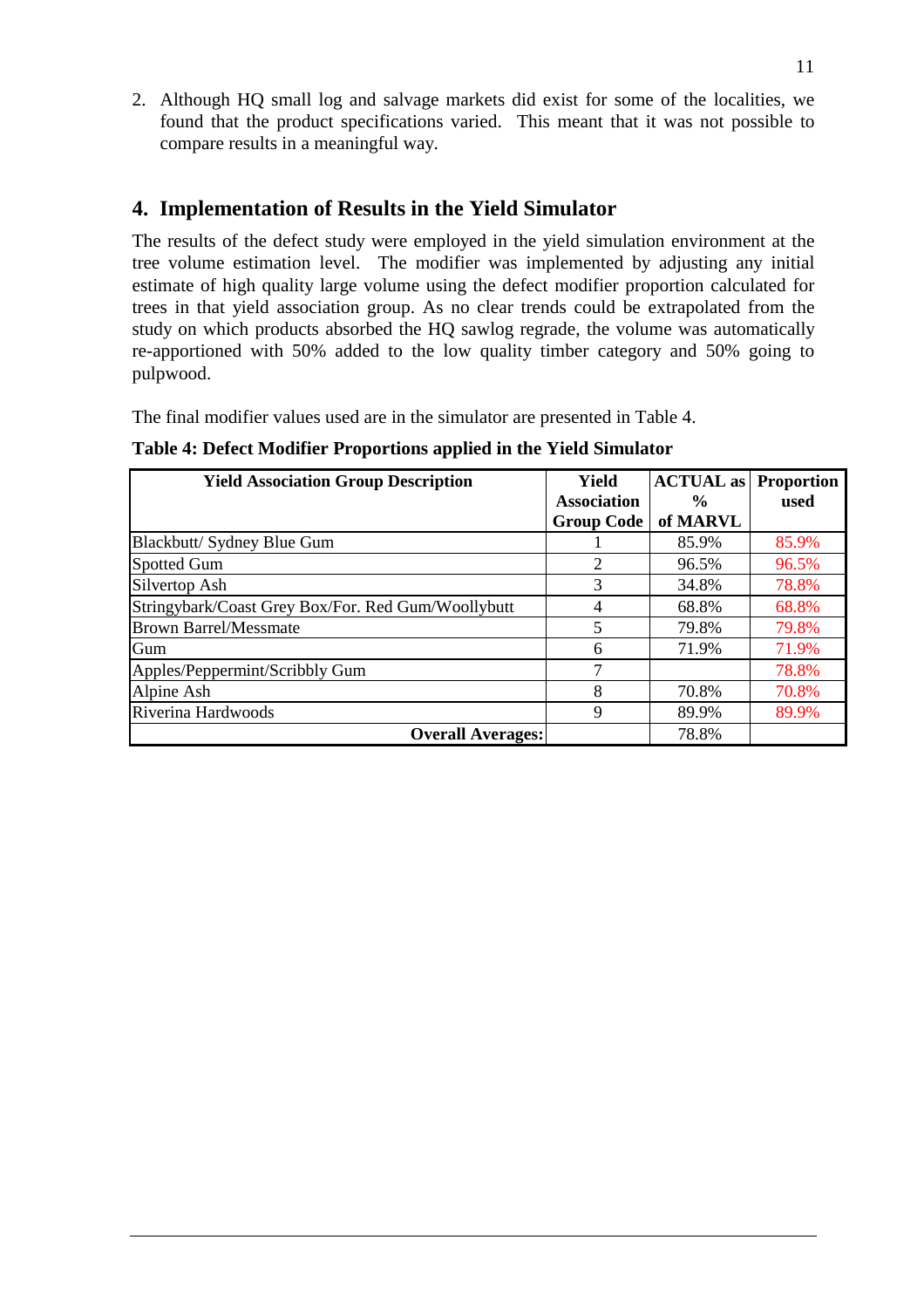2. Although HQ small log and salvage markets did exist for some of the localities, we found that the product specifications varied. This meant that it was not possible to compare results in a meaningful way.

## 4. Implementation of Results in the Yield Simulator

The results of the defect study were employed in the yield simulation environment at the tree volume estimation level. The modifier was implemented by adjusting any initial estimate of high quality large volume using the defect modifier proportion calculated for trees in that yield association group. As no clear trends could be extrapolated from the study on which products absorbed the HQ sawlog regrade, the volume was automatically re-apportioned with 50% added to the low quality timber category and 50% going to pulpwood.

The final modifier values used are in the simulator are presented in Table 4.

**Table 4: Defect Modifier Proportions applied in the Yield Simulator**

| Yield Association Group Description | Yield Association Group Code | ACTUAL as % of MARVL | Proportion used |
|---|---|---|---|
| Blackbutt/ Sydney Blue Gum | 1 | 85.9% | 85.9% |
| Spotted Gum | 2 | 96.5% | 96.5% |
| Silvertop Ash | 3 | 34.8% | 78.8% |
| Stringybark/Coast Grey Box/For. Red Gum/Woollybutt | 4 | 68.8% | 68.8% |
| Brown Barrel/Messmate | 5 | 79.8% | 79.8% |
| Gum | 6 | 71.9% | 71.9% |
| Apples/Peppermint/Scribbly Gum | 7 | | 78.8% |
| Alpine Ash | 8 | 70.8% | 70.8% |
| Riverina Hardwoods | 9 | 89.9% | 89.9% |
| **Overall Averages:** | | 78.8% | |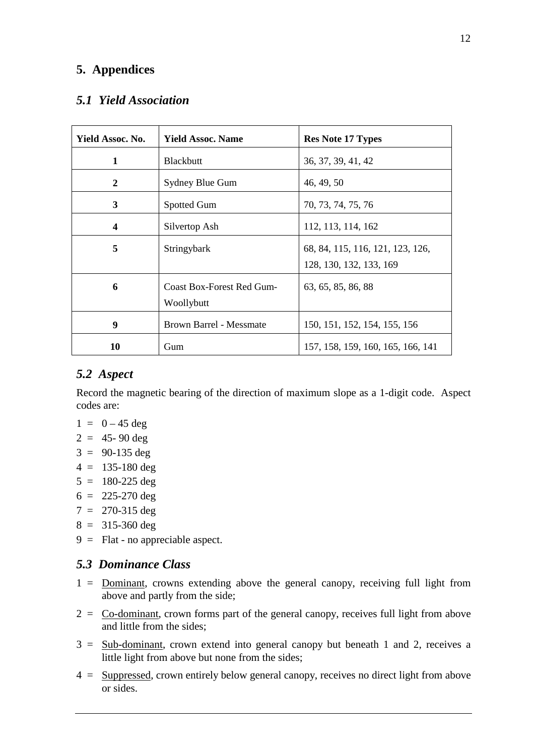# 5. Appendices

## *5.1 Yield Association*

| Yield Assoc. No. | Yield Assoc. Name | Res Note 17 Types |
|---|---|---|
| **1** | Blackbutt | 36, 37, 39, 41, 42 |
| **2** | Sydney Blue Gum | 46, 49, 50 |
| **3** | Spotted Gum | 70, 73, 74, 75, 76 |
| **4** | Silvertop Ash | 112, 113, 114, 162 |
| **5** | Stringybark | 68, 84, 115, 116, 121, 123, 126, 128, 130, 132, 133, 169 |
| **6** | Coast Box-Forest Red Gum-Woollybutt | 63, 65, 85, 86, 88 |
| **9** | Brown Barrel - Messmate | 150, 151, 152, 154, 155, 156 |
| **10** | Gum | 157, 158, 159, 160, 165, 166, 141 |

## *5.2 Aspect*

Record the magnetic bearing of the direction of maximum slope as a 1-digit code. Aspect codes are:

1 = 0 – 45 deg  
2 = 45- 90 deg  
3 = 90-135 deg  
4 = 135-180 deg  
5 = 180-225 deg  
6 = 225-270 deg  
7 = 270-315 deg  
8 = 315-360 deg  
9 = Flat - no appreciable aspect.

## *5.3 Dominance Class*

1 = Dominant, crowns extending above the general canopy, receiving full light from above and partly from the side;

2 = Co-dominant, crown forms part of the general canopy, receives full light from above and little from the sides;

3 = Sub-dominant, crown extend into general canopy but beneath 1 and 2, receives a little light from above but none from the sides;

4 = Suppressed, crown entirely below general canopy, receives no direct light from above or sides.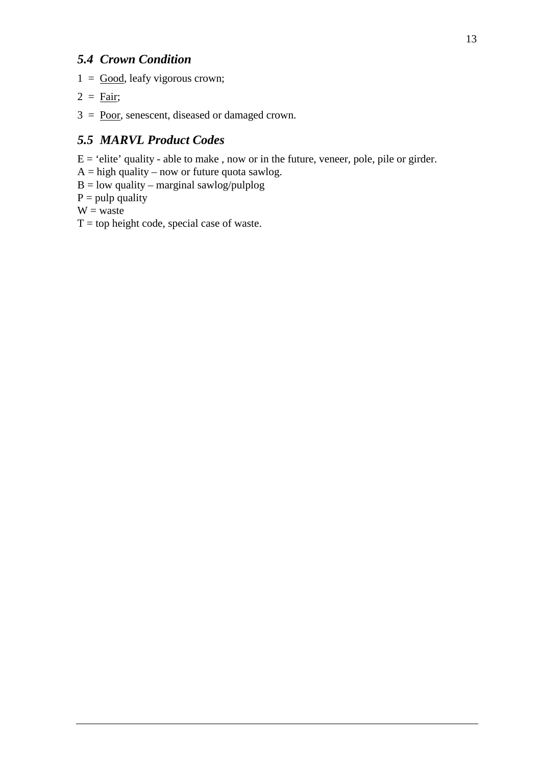### *5.4 Crown Condition*

1 = <u>Good</u>, leafy vigorous crown;

2 = <u>Fair</u>;

3 = <u>Poor</u>, senescent, diseased or damaged crown.

### *5.5 MARVL Product Codes*

E = 'elite' quality - able to make , now or in the future, veneer, pole, pile or girder.
A = high quality – now or future quota sawlog.
B = low quality – marginal sawlog/pulplog
P = pulp quality
W = waste
T = top height code, special case of waste.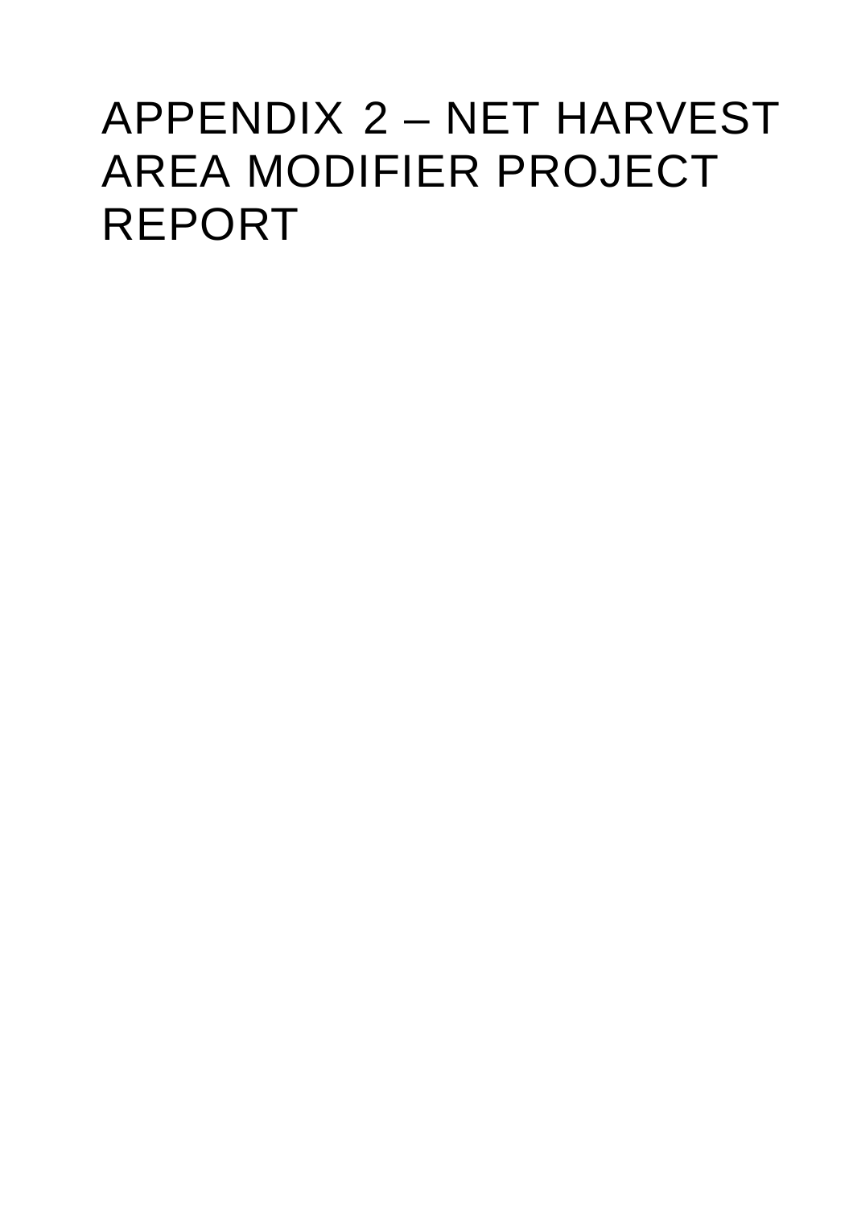# APPENDIX 2 – NET HARVEST AREA MODIFIER PROJECT REPORT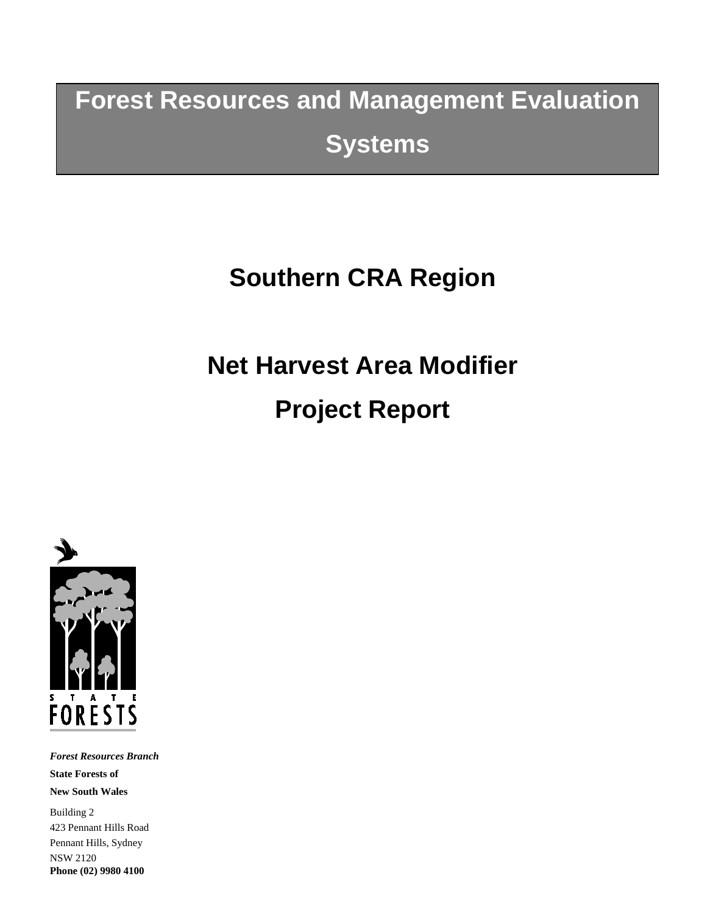# Forest Resources and Management Evaluation Systems

# Southern CRA Region

# Net Harvest Area Modifier

# Project Report

STATE FORESTS

***Forest Resources Branch***

**State Forests of**

**New South Wales**

Building 2
423 Pennant Hills Road
Pennant Hills, Sydney
NSW 2120
**Phone (02) 9980 4100**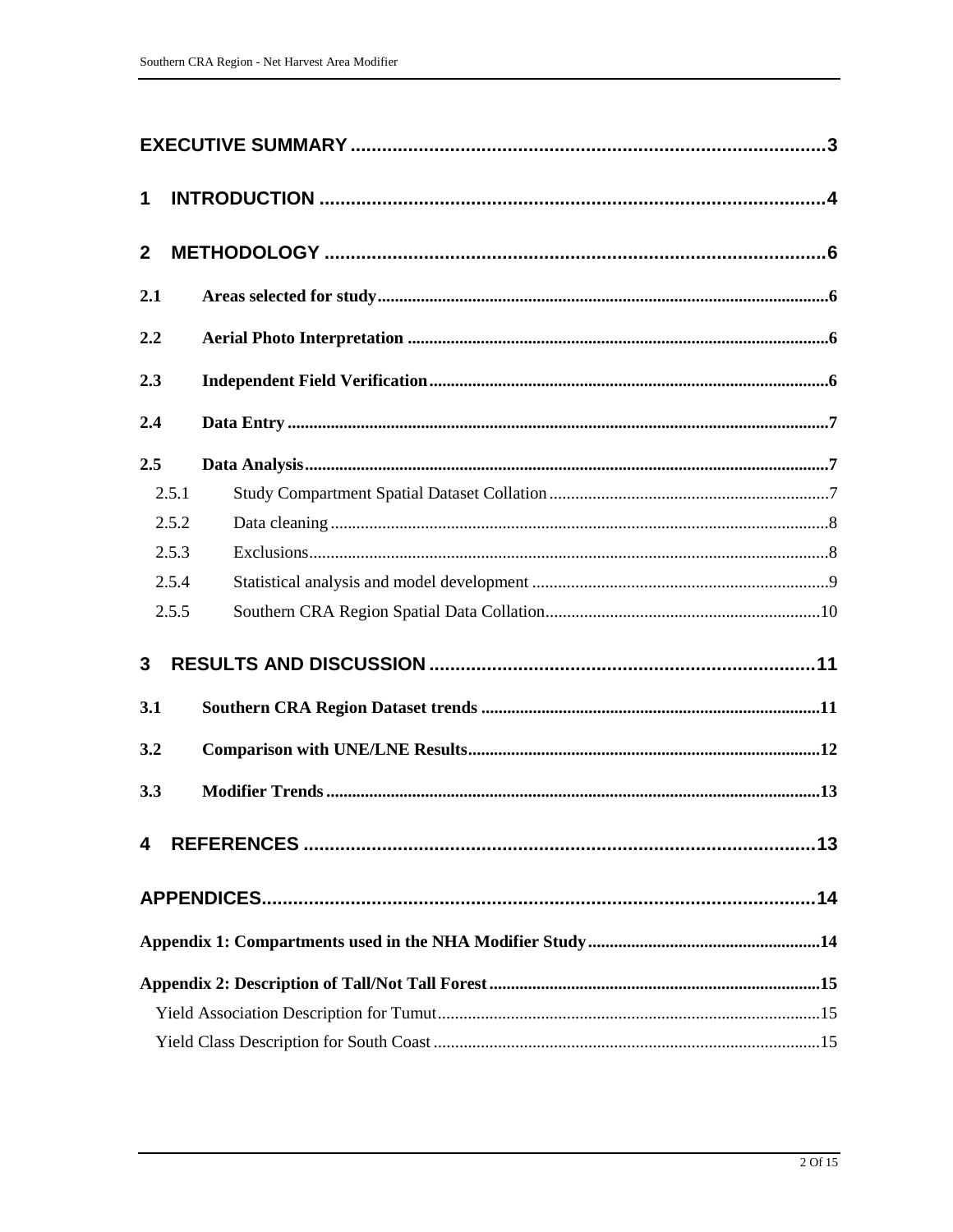EXECUTIVE SUMMARY ..........................................................................................3

1 INTRODUCTION ................................................................................................4

2 METHODOLOGY ...............................................................................................6

2.1 Areas selected for study ........................................................................................................6

2.2 Aerial Photo Interpretation ...................................................................................................6

2.3 Independent Field Verification .............................................................................................6

2.4 Data Entry ................................................................................................................................7

2.5 Data Analysis ...........................................................................................................................7

2.5.1 Study Compartment Spatial Dataset Collation .................................................................7

2.5.2 Data cleaning ....................................................................................................................8

2.5.3 Exclusions .........................................................................................................................8

2.5.4 Statistical analysis and model development .....................................................................9

2.5.5 Southern CRA Region Spatial Data Collation ................................................................10

3 RESULTS AND DISCUSSION .........................................................................11

3.1 Southern CRA Region Dataset trends ...............................................................................11

3.2 Comparison with UNE/LNE Results .................................................................................12

3.3 Modifier Trends ....................................................................................................................13

4 REFERENCES ..................................................................................................13

APPENDICES .........................................................................................................14

Appendix 1: Compartments used in the NHA Modifier Study ......................................................14

Appendix 2: Description of Tall/Not Tall Forest .............................................................................15

Yield Association Description for Tumut .........................................................................................15

Yield Class Description for South Coast ...........................................................................................15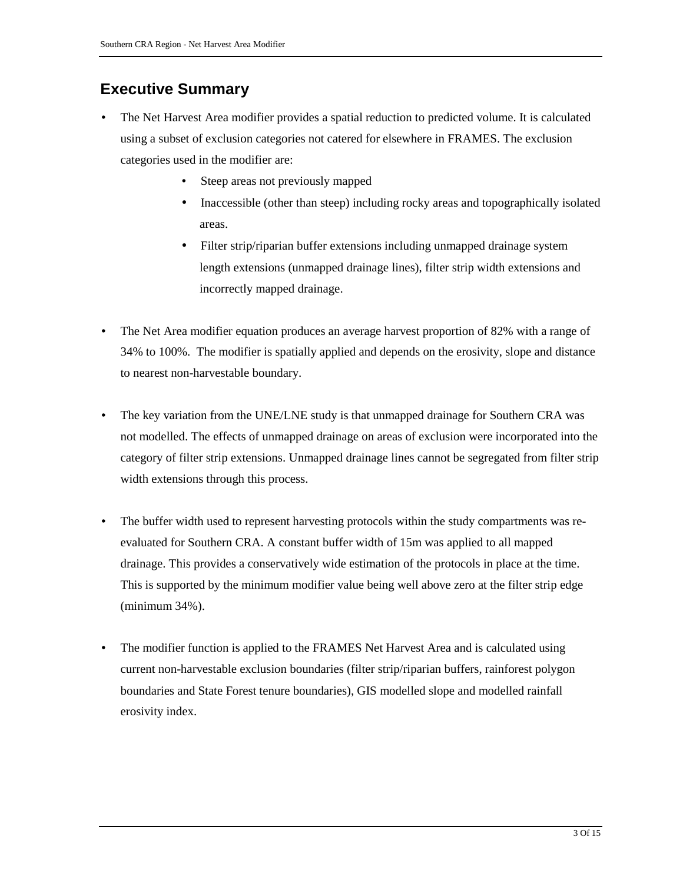## Executive Summary

- The Net Harvest Area modifier provides a spatial reduction to predicted volume. It is calculated using a subset of exclusion categories not catered for elsewhere in FRAMES. The exclusion categories used in the modifier are:
    - Steep areas not previously mapped
    - Inaccessible (other than steep) including rocky areas and topographically isolated areas.
    - Filter strip/riparian buffer extensions including unmapped drainage system length extensions (unmapped drainage lines), filter strip width extensions and incorrectly mapped drainage.

- The Net Area modifier equation produces an average harvest proportion of 82% with a range of 34% to 100%. The modifier is spatially applied and depends on the erosivity, slope and distance to nearest non-harvestable boundary.

- The key variation from the UNE/LNE study is that unmapped drainage for Southern CRA was not modelled. The effects of unmapped drainage on areas of exclusion were incorporated into the category of filter strip extensions. Unmapped drainage lines cannot be segregated from filter strip width extensions through this process.

- The buffer width used to represent harvesting protocols within the study compartments was re-evaluated for Southern CRA. A constant buffer width of 15m was applied to all mapped drainage. This provides a conservatively wide estimation of the protocols in place at the time. This is supported by the minimum modifier value being well above zero at the filter strip edge (minimum 34%).

- The modifier function is applied to the FRAMES Net Harvest Area and is calculated using current non-harvestable exclusion boundaries (filter strip/riparian buffers, rainforest polygon boundaries and State Forest tenure boundaries), GIS modelled slope and modelled rainfall erosivity index.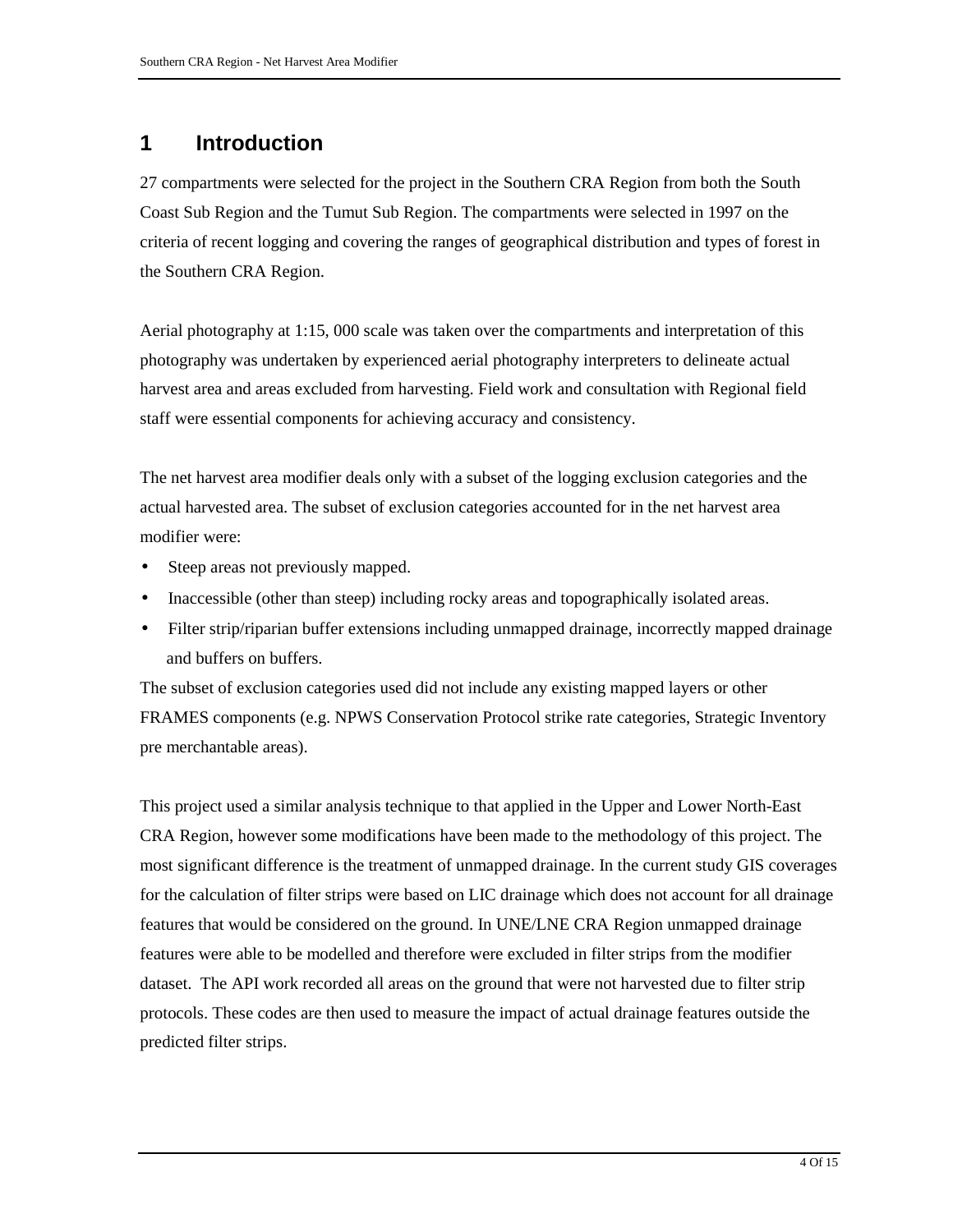# 1 Introduction

27 compartments were selected for the project in the Southern CRA Region from both the South Coast Sub Region and the Tumut Sub Region. The compartments were selected in 1997 on the criteria of recent logging and covering the ranges of geographical distribution and types of forest in the Southern CRA Region.

Aerial photography at 1:15, 000 scale was taken over the compartments and interpretation of this photography was undertaken by experienced aerial photography interpreters to delineate actual harvest area and areas excluded from harvesting. Field work and consultation with Regional field staff were essential components for achieving accuracy and consistency.

The net harvest area modifier deals only with a subset of the logging exclusion categories and the actual harvested area. The subset of exclusion categories accounted for in the net harvest area modifier were:

- Steep areas not previously mapped.
- Inaccessible (other than steep) including rocky areas and topographically isolated areas.
- Filter strip/riparian buffer extensions including unmapped drainage, incorrectly mapped drainage and buffers on buffers.

The subset of exclusion categories used did not include any existing mapped layers or other FRAMES components (e.g. NPWS Conservation Protocol strike rate categories, Strategic Inventory pre merchantable areas).

This project used a similar analysis technique to that applied in the Upper and Lower North-East CRA Region, however some modifications have been made to the methodology of this project. The most significant difference is the treatment of unmapped drainage. In the current study GIS coverages for the calculation of filter strips were based on LIC drainage which does not account for all drainage features that would be considered on the ground. In UNE/LNE CRA Region unmapped drainage features were able to be modelled and therefore were excluded in filter strips from the modifier dataset. The API work recorded all areas on the ground that were not harvested due to filter strip protocols. These codes are then used to measure the impact of actual drainage features outside the predicted filter strips.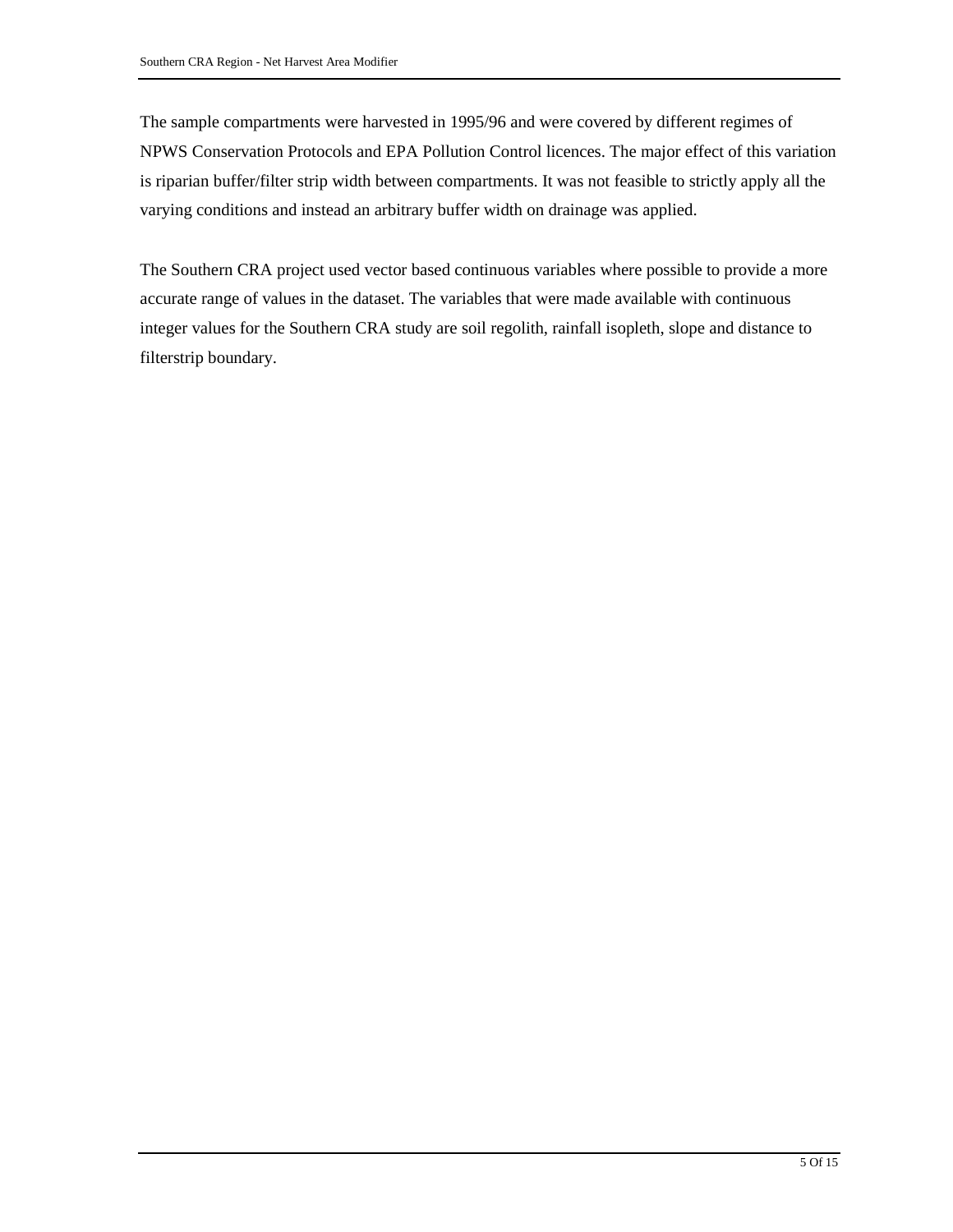The sample compartments were harvested in 1995/96 and were covered by different regimes of NPWS Conservation Protocols and EPA Pollution Control licences. The major effect of this variation is riparian buffer/filter strip width between compartments. It was not feasible to strictly apply all the varying conditions and instead an arbitrary buffer width on drainage was applied.

The Southern CRA project used vector based continuous variables where possible to provide a more accurate range of values in the dataset. The variables that were made available with continuous integer values for the Southern CRA study are soil regolith, rainfall isopleth, slope and distance to filterstrip boundary.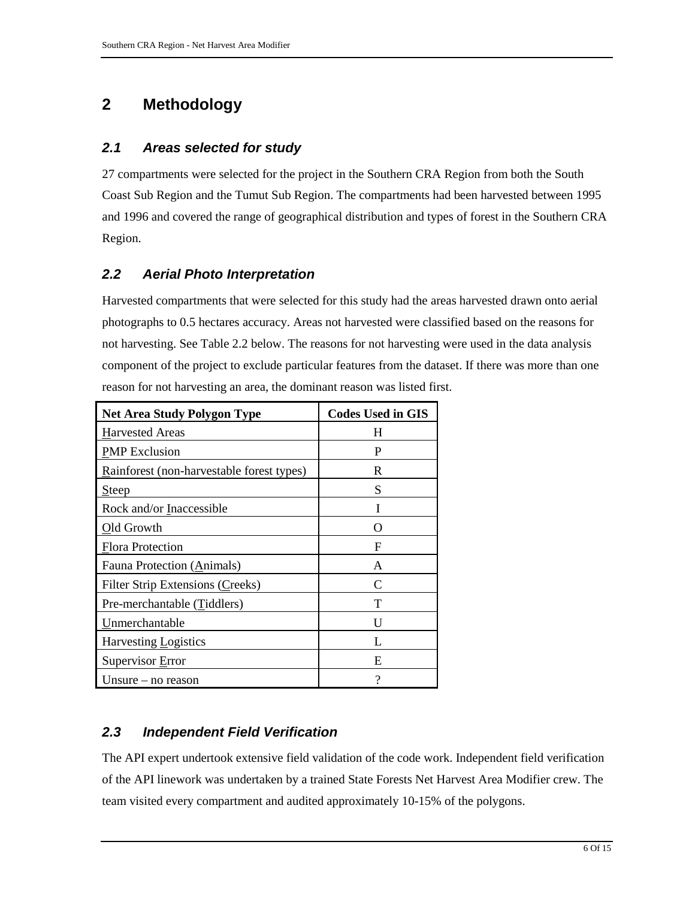# 2 Methodology

## 2.1 Areas selected for study

27 compartments were selected for the project in the Southern CRA Region from both the South Coast Sub Region and the Tumut Sub Region. The compartments had been harvested between 1995 and 1996 and covered the range of geographical distribution and types of forest in the Southern CRA Region.

## 2.2 Aerial Photo Interpretation

Harvested compartments that were selected for this study had the areas harvested drawn onto aerial photographs to 0.5 hectares accuracy. Areas not harvested were classified based on the reasons for not harvesting. See Table 2.2 below. The reasons for not harvesting were used in the data analysis component of the project to exclude particular features from the dataset. If there was more than one reason for not harvesting an area, the dominant reason was listed first.

| Net Area Study Polygon Type | Codes Used in GIS |
|---|---|
| Harvested Areas | H |
| PMP Exclusion | P |
| Rainforest (non-harvestable forest types) | R |
| Steep | S |
| Rock and/or Inaccessible | I |
| Old Growth | O |
| Flora Protection | F |
| Fauna Protection (Animals) | A |
| Filter Strip Extensions (Creeks) | C |
| Pre-merchantable (Tiddlers) | T |
| Unmerchantable | U |
| Harvesting Logistics | L |
| Supervisor Error | E |
| Unsure – no reason | ? |

## 2.3 Independent Field Verification

The API expert undertook extensive field validation of the code work. Independent field verification of the API linework was undertaken by a trained State Forests Net Harvest Area Modifier crew. The team visited every compartment and audited approximately 10-15% of the polygons.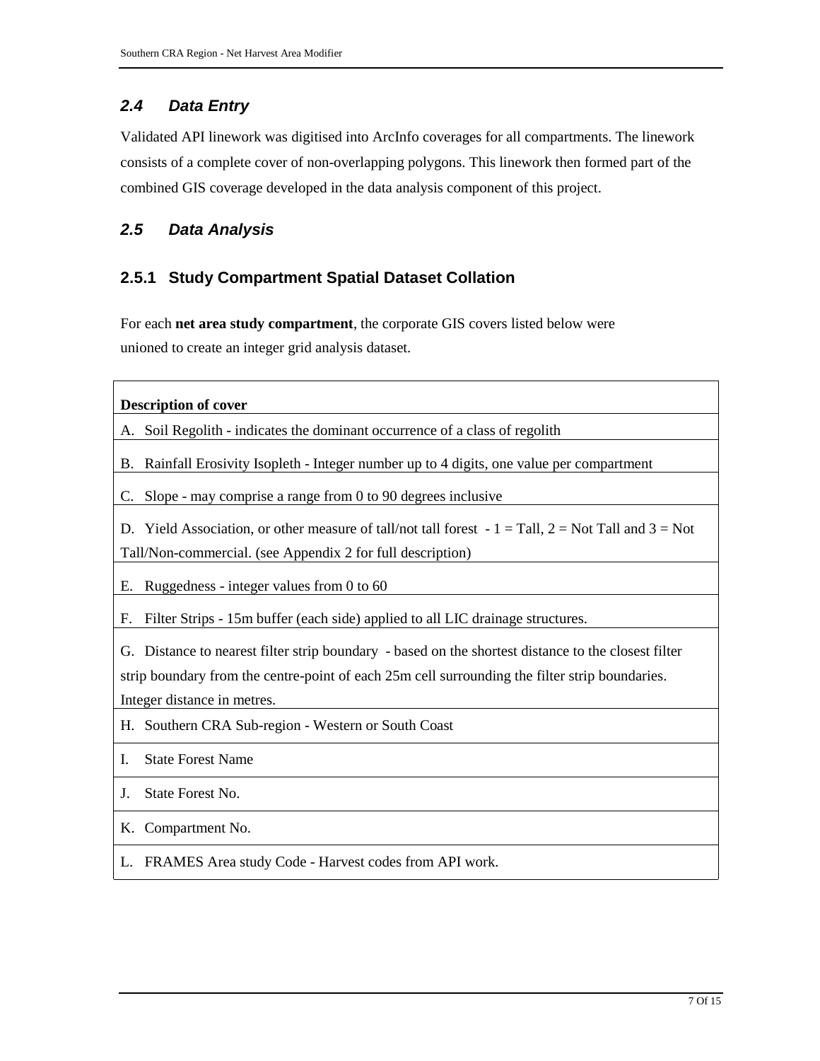## 2.4 Data Entry

Validated API linework was digitised into ArcInfo coverages for all compartments. The linework consists of a complete cover of non-overlapping polygons. This linework then formed part of the combined GIS coverage developed in the data analysis component of this project.

## 2.5 Data Analysis

### 2.5.1 Study Compartment Spatial Dataset Collation

For each **net area study compartment**, the corporate GIS covers listed below were unioned to create an integer grid analysis dataset.

| **Description of cover** |
|---|
| A. Soil Regolith - indicates the dominant occurrence of a class of regolith |
| B. Rainfall Erosivity Isopleth - Integer number up to 4 digits, one value per compartment |
| C. Slope - may comprise a range from 0 to 90 degrees inclusive |
| D. Yield Association, or other measure of tall/not tall forest - 1 = Tall, 2 = Not Tall and 3 = Not Tall/Non-commercial. (see Appendix 2 for full description) |
| E. Ruggedness - integer values from 0 to 60 |
| F. Filter Strips - 15m buffer (each side) applied to all LIC drainage structures. |
| G. Distance to nearest filter strip boundary - based on the shortest distance to the closest filter strip boundary from the centre-point of each 25m cell surrounding the filter strip boundaries. Integer distance in metres. |
| H. Southern CRA Sub-region - Western or South Coast |
| I. State Forest Name |
| J. State Forest No. |
| K. Compartment No. |
| L. FRAMES Area study Code - Harvest codes from API work. |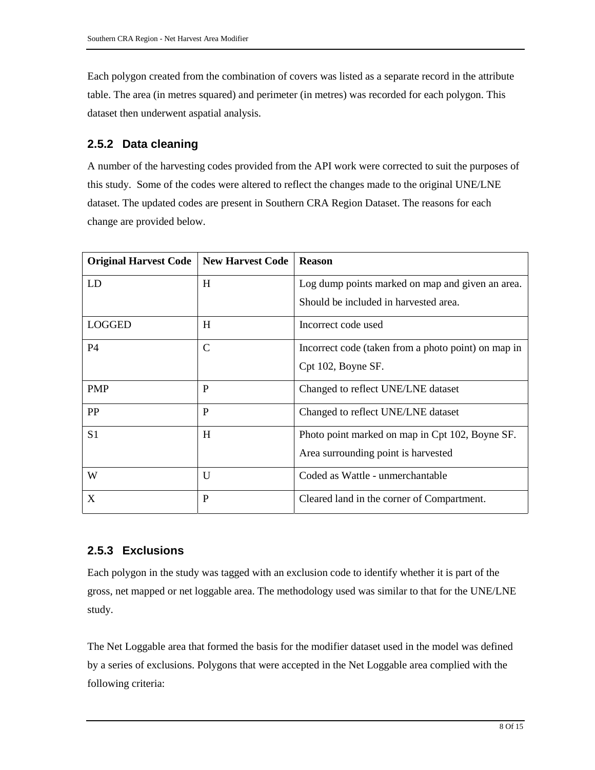Each polygon created from the combination of covers was listed as a separate record in the attribute table. The area (in metres squared) and perimeter (in metres) was recorded for each polygon. This dataset then underwent aspatial analysis.

### 2.5.2 Data cleaning

A number of the harvesting codes provided from the API work were corrected to suit the purposes of this study. Some of the codes were altered to reflect the changes made to the original UNE/LNE dataset. The updated codes are present in Southern CRA Region Dataset. The reasons for each change are provided below.

| Original Harvest Code | New Harvest Code | Reason |
| --- | --- | --- |
| LD | H | Log dump points marked on map and given an area. Should be included in harvested area. |
| LOGGED | H | Incorrect code used |
| P4 | C | Incorrect code (taken from a photo point) on map in Cpt 102, Boyne SF. |
| PMP | P | Changed to reflect UNE/LNE dataset |
| PP | P | Changed to reflect UNE/LNE dataset |
| S1 | H | Photo point marked on map in Cpt 102, Boyne SF. Area surrounding point is harvested |
| W | U | Coded as Wattle - unmerchantable |
| X | P | Cleared land in the corner of Compartment. |

### 2.5.3 Exclusions

Each polygon in the study was tagged with an exclusion code to identify whether it is part of the gross, net mapped or net loggable area. The methodology used was similar to that for the UNE/LNE study.

The Net Loggable area that formed the basis for the modifier dataset used in the model was defined by a series of exclusions. Polygons that were accepted in the Net Loggable area complied with the following criteria: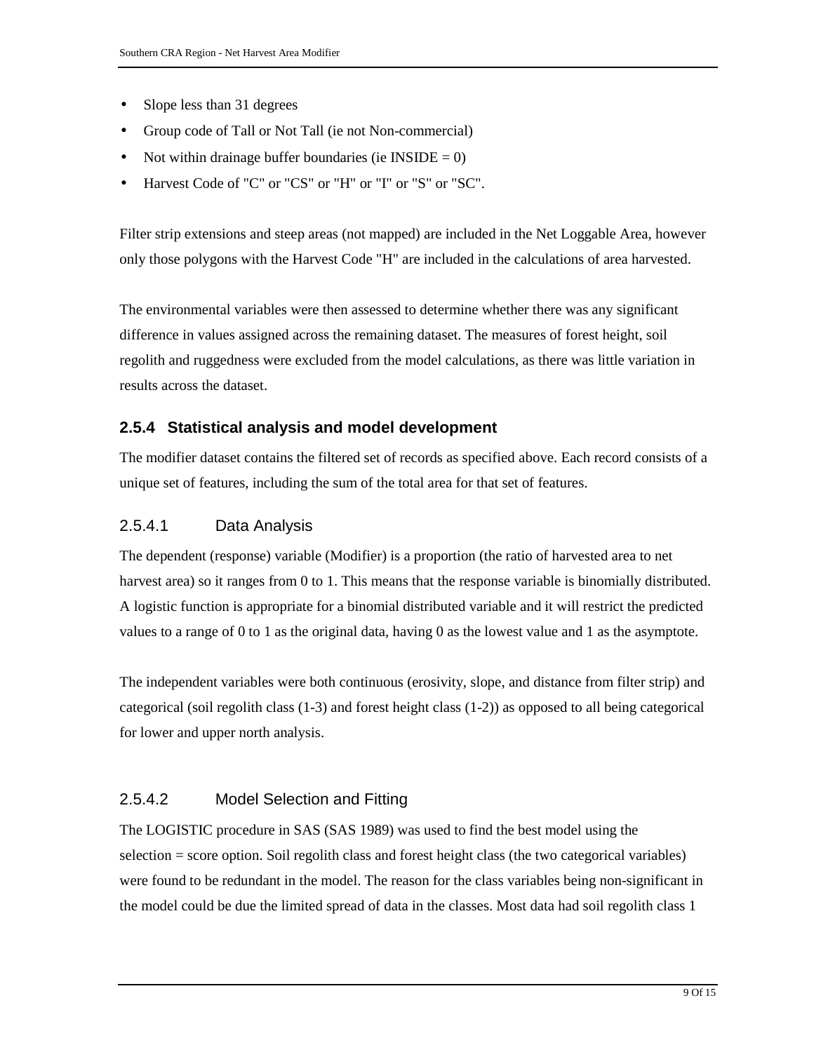- Slope less than 31 degrees
- Group code of Tall or Not Tall (ie not Non-commercial)
- Not within drainage buffer boundaries (ie INSIDE = 0)
- Harvest Code of "C" or "CS" or "H" or "I" or "S" or "SC".

Filter strip extensions and steep areas (not mapped) are included in the Net Loggable Area, however only those polygons with the Harvest Code "H" are included in the calculations of area harvested.

The environmental variables were then assessed to determine whether there was any significant difference in values assigned across the remaining dataset. The measures of forest height, soil regolith and ruggedness were excluded from the model calculations, as there was little variation in results across the dataset.

### 2.5.4 Statistical analysis and model development

The modifier dataset contains the filtered set of records as specified above. Each record consists of a unique set of features, including the sum of the total area for that set of features.

#### 2.5.4.1 Data Analysis

The dependent (response) variable (Modifier) is a proportion (the ratio of harvested area to net harvest area) so it ranges from 0 to 1. This means that the response variable is binomially distributed. A logistic function is appropriate for a binomial distributed variable and it will restrict the predicted values to a range of 0 to 1 as the original data, having 0 as the lowest value and 1 as the asymptote.

The independent variables were both continuous (erosivity, slope, and distance from filter strip) and categorical (soil regolith class (1-3) and forest height class (1-2)) as opposed to all being categorical for lower and upper north analysis.

#### 2.5.4.2 Model Selection and Fitting

The LOGISTIC procedure in SAS (SAS 1989) was used to find the best model using the selection = score option. Soil regolith class and forest height class (the two categorical variables) were found to be redundant in the model. The reason for the class variables being non-significant in the model could be due the limited spread of data in the classes. Most data had soil regolith class 1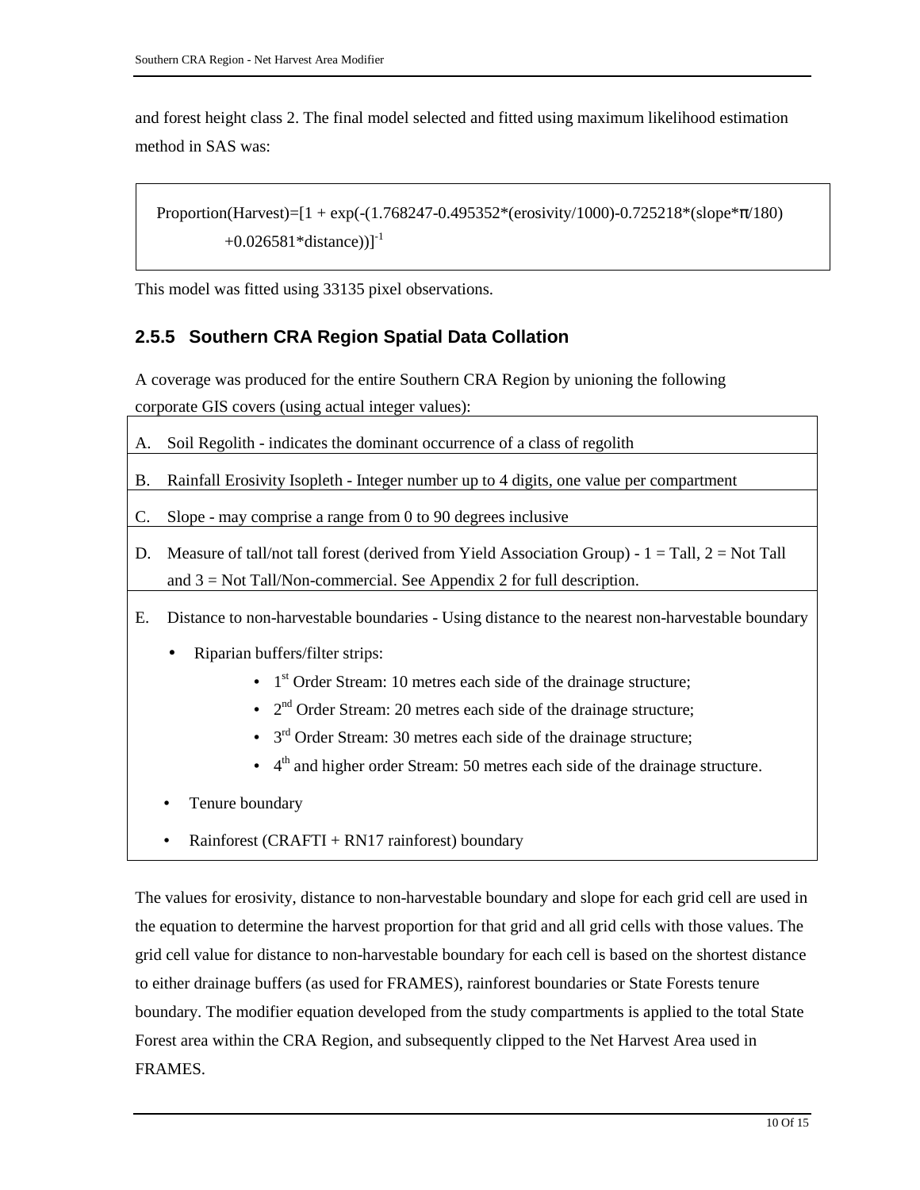and forest height class 2. The final model selected and fitted using maximum likelihood estimation method in SAS was:

$$\text{Proportion(Harvest)}=[1 + \exp(-(1.768247-0.495352*(\text{erosivity}/1000)-0.725218*(\text{slope}*\pi/180)+0.026581*\text{distance}))]^{-1}$$

This model was fitted using 33135 pixel observations.

### 2.5.5 Southern CRA Region Spatial Data Collation

A coverage was produced for the entire Southern CRA Region by unioning the following corporate GIS covers (using actual integer values):

A. Soil Regolith - indicates the dominant occurrence of a class of regolith

B. Rainfall Erosivity Isopleth - Integer number up to 4 digits, one value per compartment

C. Slope - may comprise a range from 0 to 90 degrees inclusive

D. Measure of tall/not tall forest (derived from Yield Association Group) - 1 = Tall, 2 = Not Tall and 3 = Not Tall/Non-commercial. See Appendix 2 for full description.

E. Distance to non-harvestable boundaries - Using distance to the nearest non-harvestable boundary

- Riparian buffers/filter strips:
  - 1st Order Stream: 10 metres each side of the drainage structure;
  - 2nd Order Stream: 20 metres each side of the drainage structure;
  - 3rd Order Stream: 30 metres each side of the drainage structure;
  - 4th and higher order Stream: 50 metres each side of the drainage structure.
- Tenure boundary
- Rainforest (CRAFTI + RN17 rainforest) boundary

The values for erosivity, distance to non-harvestable boundary and slope for each grid cell are used in the equation to determine the harvest proportion for that grid and all grid cells with those values. The grid cell value for distance to non-harvestable boundary for each cell is based on the shortest distance to either drainage buffers (as used for FRAMES), rainforest boundaries or State Forests tenure boundary. The modifier equation developed from the study compartments is applied to the total State Forest area within the CRA Region, and subsequently clipped to the Net Harvest Area used in FRAMES.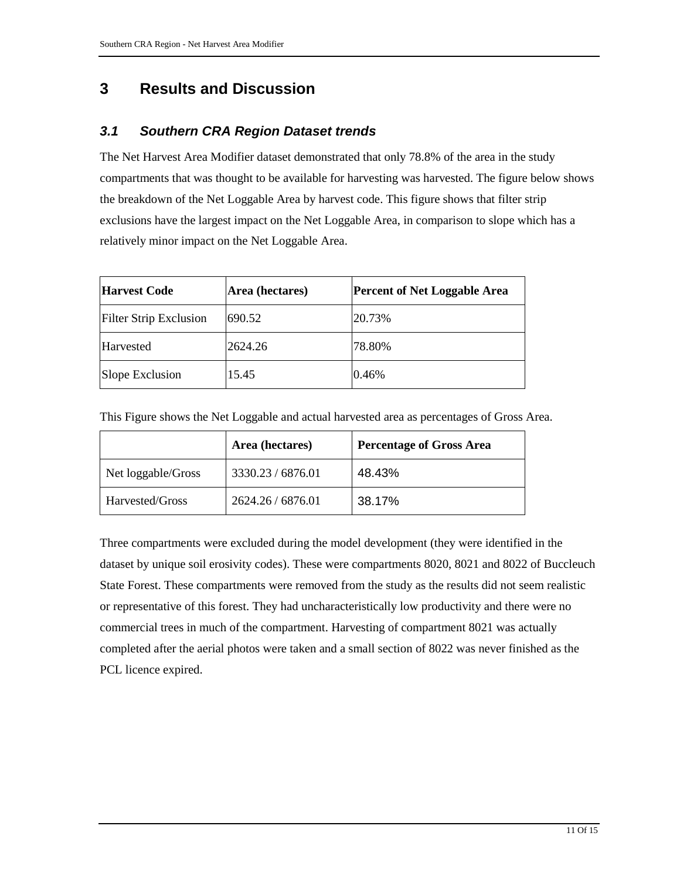# 3 Results and Discussion

## *3.1 Southern CRA Region Dataset trends*

The Net Harvest Area Modifier dataset demonstrated that only 78.8% of the area in the study compartments that was thought to be available for harvesting was harvested. The figure below shows the breakdown of the Net Loggable Area by harvest code. This figure shows that filter strip exclusions have the largest impact on the Net Loggable Area, in comparison to slope which has a relatively minor impact on the Net Loggable Area.

| Harvest Code | Area (hectares) | Percent of Net Loggable Area |
|---|---|---|
| Filter Strip Exclusion | 690.52 | 20.73% |
| Harvested | 2624.26 | 78.80% |
| Slope Exclusion | 15.45 | 0.46% |

This Figure shows the Net Loggable and actual harvested area as percentages of Gross Area.

| | Area (hectares) | Percentage of Gross Area |
|---|---|---|
| Net loggable/Gross | 3330.23 / 6876.01 | 48.43% |
| Harvested/Gross | 2624.26 / 6876.01 | 38.17% |

Three compartments were excluded during the model development (they were identified in the dataset by unique soil erosivity codes). These were compartments 8020, 8021 and 8022 of Buccleuch State Forest. These compartments were removed from the study as the results did not seem realistic or representative of this forest. They had uncharacteristically low productivity and there were no commercial trees in much of the compartment. Harvesting of compartment 8021 was actually completed after the aerial photos were taken and a small section of 8022 was never finished as the PCL licence expired.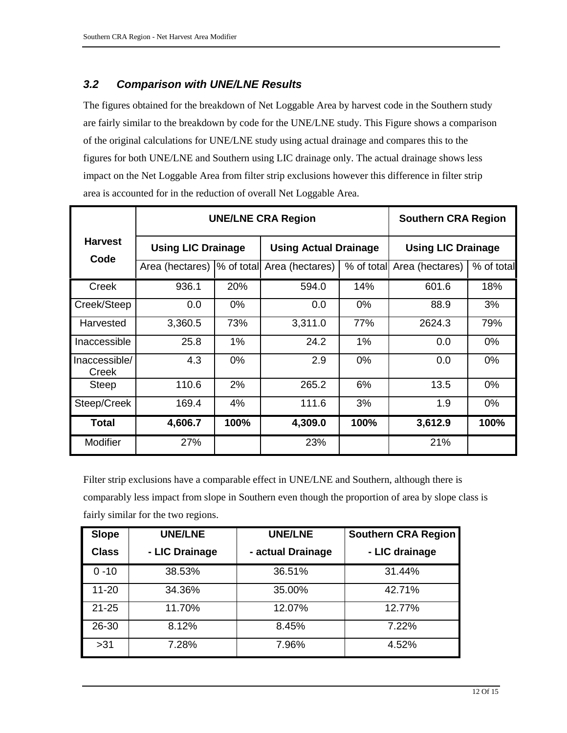### *3.2 Comparison with UNE/LNE Results*

The figures obtained for the breakdown of Net Loggable Area by harvest code in the Southern study are fairly similar to the breakdown by code for the UNE/LNE study. This Figure shows a comparison of the original calculations for UNE/LNE study using actual drainage and compares this to the figures for both UNE/LNE and Southern using LIC drainage only. The actual drainage shows less impact on the Net Loggable Area from filter strip exclusions however this difference in filter strip area is accounted for in the reduction of overall Net Loggable Area.

| Harvest Code | UNE/LNE CRA Region | | | | Southern CRA Region | |
|---|---|---|---|---|---|---|
| | Using LIC Drainage | | Using Actual Drainage | | Using LIC Drainage | |
| | Area (hectares) | % of total | Area (hectares) | % of total | Area (hectares) | % of total |
| Creek | 936.1 | 20% | 594.0 | 14% | 601.6 | 18% |
| Creek/Steep | 0.0 | 0% | 0.0 | 0% | 88.9 | 3% |
| Harvested | 3,360.5 | 73% | 3,311.0 | 77% | 2624.3 | 79% |
| Inaccessible | 25.8 | 1% | 24.2 | 1% | 0.0 | 0% |
| Inaccessible/ Creek | 4.3 | 0% | 2.9 | 0% | 0.0 | 0% |
| Steep | 110.6 | 2% | 265.2 | 6% | 13.5 | 0% |
| Steep/Creek | 169.4 | 4% | 111.6 | 3% | 1.9 | 0% |
| **Total** | **4,606.7** | **100%** | **4,309.0** | **100%** | **3,612.9** | **100%** |
| Modifier | 27% | | 23% | | 21% | |

Filter strip exclusions have a comparable effect in UNE/LNE and Southern, although there is comparably less impact from slope in Southern even though the proportion of area by slope class is fairly similar for the two regions.

| Slope Class | UNE/LNE - LIC Drainage | UNE/LNE - actual Drainage | Southern CRA Region - LIC drainage |
|---|---|---|---|
| 0 -10 | 38.53% | 36.51% | 31.44% |
| 11-20 | 34.36% | 35.00% | 42.71% |
| 21-25 | 11.70% | 12.07% | 12.77% |
| 26-30 | 8.12% | 8.45% | 7.22% |
| >31 | 7.28% | 7.96% | 4.52% |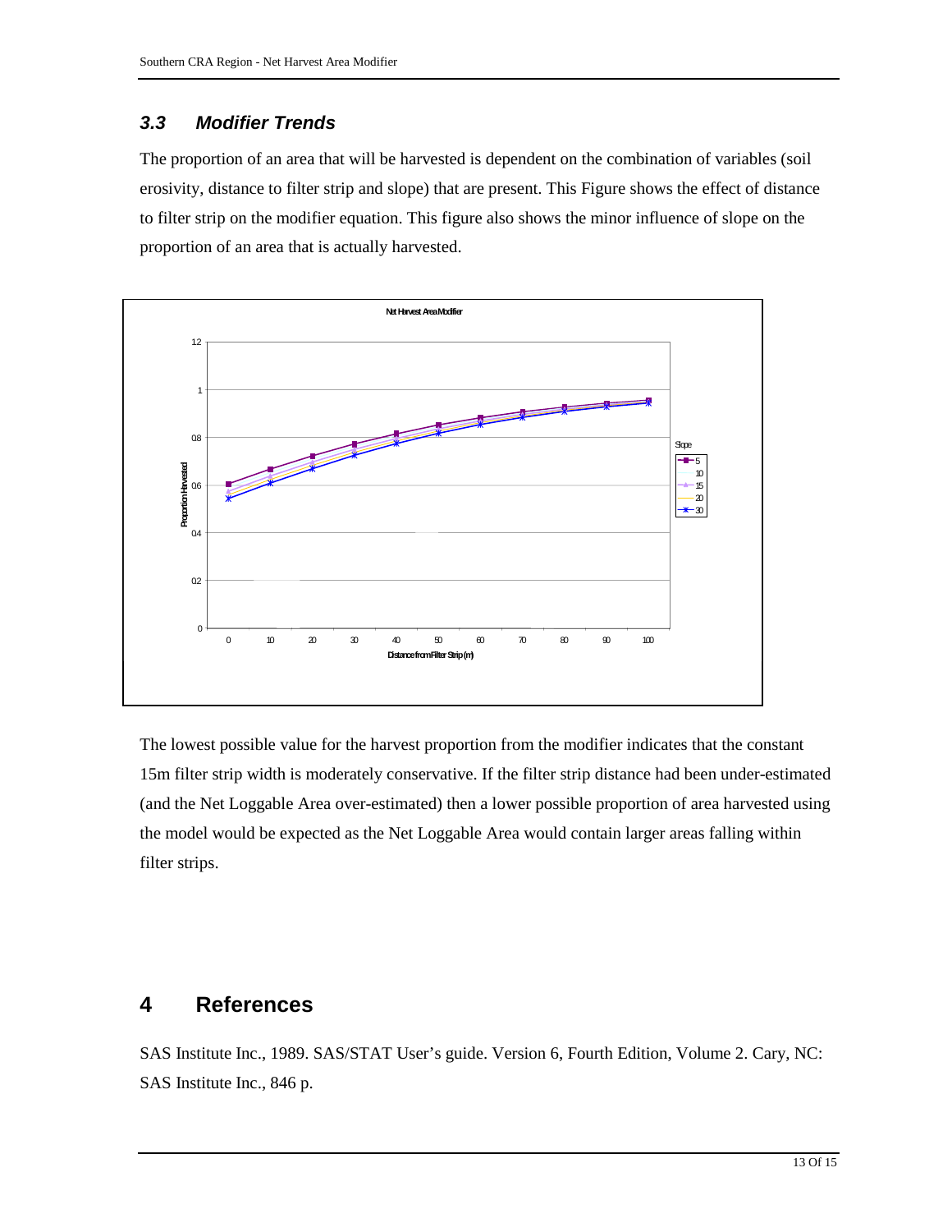### 3.3 Modifier Trends

The proportion of an area that will be harvested is dependent on the combination of variables (soil erosivity, distance to filter strip and slope) that are present. This Figure shows the effect of distance to filter strip on the modifier equation. This figure also shows the minor influence of slope on the proportion of an area that is actually harvested.

The lowest possible value for the harvest proportion from the modifier indicates that the constant 15m filter strip width is moderately conservative. If the filter strip distance had been under-estimated (and the Net Loggable Area over-estimated) then a lower possible proportion of area harvested using the model would be expected as the Net Loggable Area would contain larger areas falling within filter strips.

## 4 References

SAS Institute Inc., 1989. SAS/STAT User's guide. Version 6, Fourth Edition, Volume 2. Cary, NC: SAS Institute Inc., 846 p.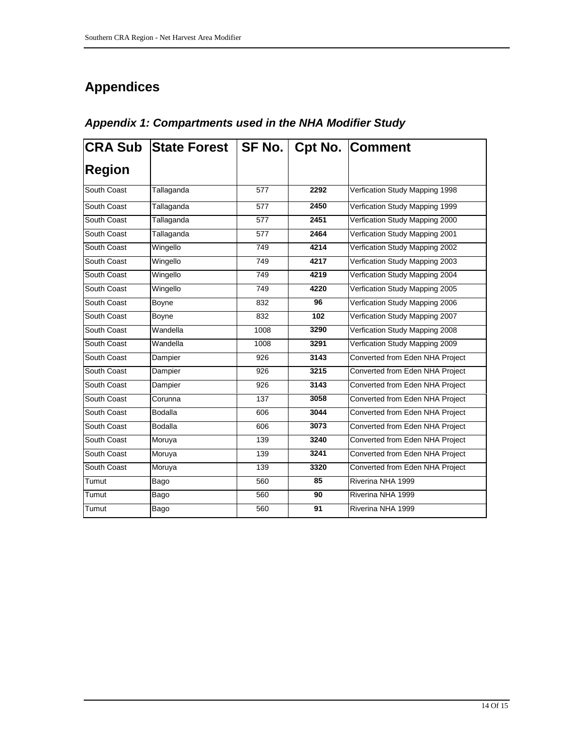# Appendices

## *Appendix 1: Compartments used in the NHA Modifier Study*

| CRA Sub Region | State Forest | SF No. | Cpt No. | Comment |
|---|---|---|---|---|
| South Coast | Tallaganda | 577 | **2292** | Verfication Study Mapping 1998 |
| South Coast | Tallaganda | 577 | **2450** | Verfication Study Mapping 1999 |
| South Coast | Tallaganda | 577 | **2451** | Verfication Study Mapping 2000 |
| South Coast | Tallaganda | 577 | **2464** | Verfication Study Mapping 2001 |
| South Coast | Wingello | 749 | **4214** | Verfication Study Mapping 2002 |
| South Coast | Wingello | 749 | **4217** | Verfication Study Mapping 2003 |
| South Coast | Wingello | 749 | **4219** | Verfication Study Mapping 2004 |
| South Coast | Wingello | 749 | **4220** | Verfication Study Mapping 2005 |
| South Coast | Boyne | 832 | **96** | Verfication Study Mapping 2006 |
| South Coast | Boyne | 832 | **102** | Verfication Study Mapping 2007 |
| South Coast | Wandella | 1008 | **3290** | Verfication Study Mapping 2008 |
| South Coast | Wandella | 1008 | **3291** | Verfication Study Mapping 2009 |
| South Coast | Dampier | 926 | **3143** | Converted from Eden NHA Project |
| South Coast | Dampier | 926 | **3215** | Converted from Eden NHA Project |
| South Coast | Dampier | 926 | **3143** | Converted from Eden NHA Project |
| South Coast | Corunna | 137 | **3058** | Converted from Eden NHA Project |
| South Coast | Bodalla | 606 | **3044** | Converted from Eden NHA Project |
| South Coast | Bodalla | 606 | **3073** | Converted from Eden NHA Project |
| South Coast | Moruya | 139 | **3240** | Converted from Eden NHA Project |
| South Coast | Moruya | 139 | **3241** | Converted from Eden NHA Project |
| South Coast | Moruya | 139 | **3320** | Converted from Eden NHA Project |
| Tumut | Bago | 560 | **85** | Riverina NHA 1999 |
| Tumut | Bago | 560 | **90** | Riverina NHA 1999 |
| Tumut | Bago | 560 | **91** | Riverina NHA 1999 |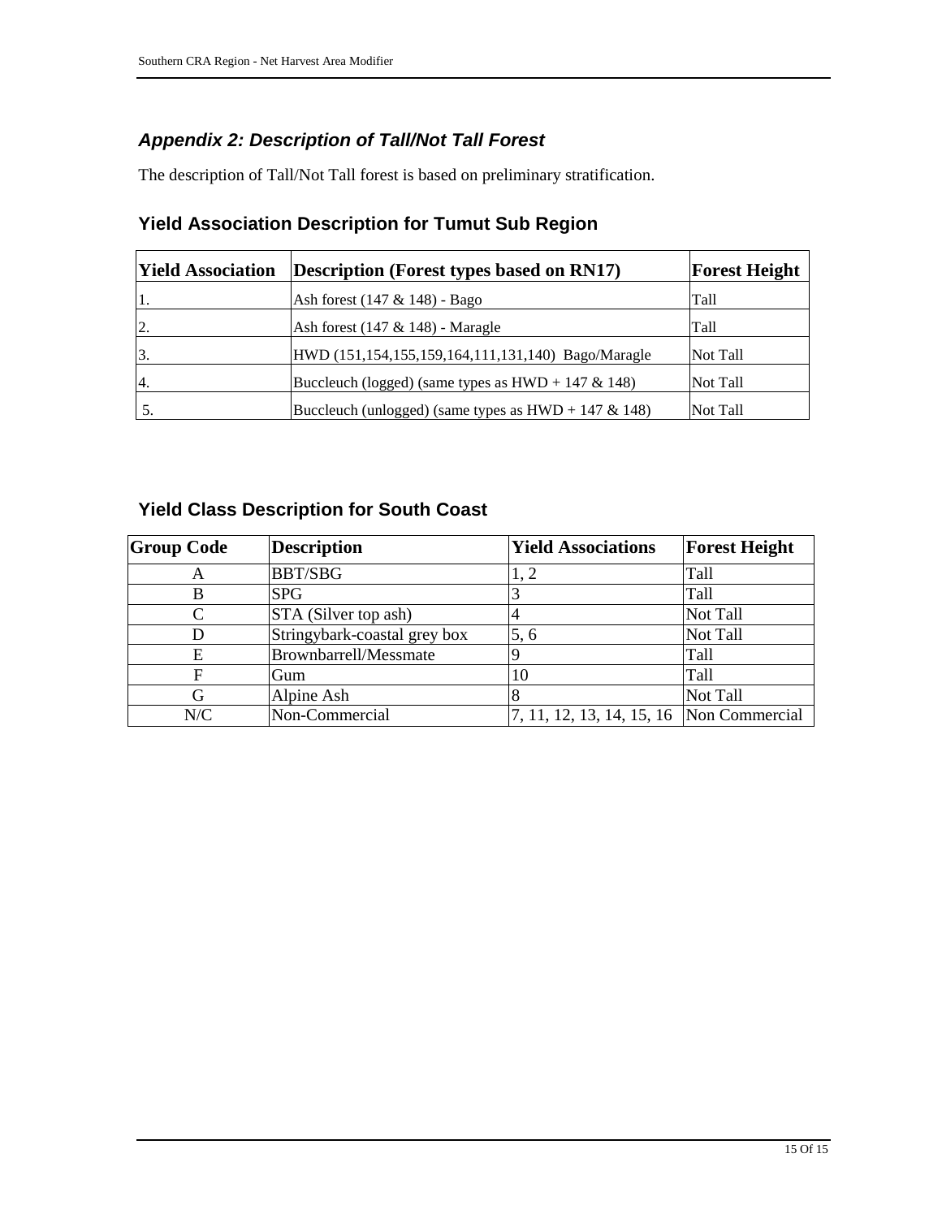## *Appendix 2: Description of Tall/Not Tall Forest*

The description of Tall/Not Tall forest is based on preliminary stratification.

### Yield Association Description for Tumut Sub Region

| Yield Association | Description (Forest types based on RN17) | Forest Height |
|---|---|---|
| 1. | Ash forest (147 & 148) - Bago | Tall |
| 2. | Ash forest (147 & 148) - Maragle | Tall |
| 3. | HWD (151,154,155,159,164,111,131,140) Bago/Maragle | Not Tall |
| 4. | Buccleuch (logged) (same types as HWD + 147 & 148) | Not Tall |
| 5. | Buccleuch (unlogged) (same types as HWD + 147 & 148) | Not Tall |

### Yield Class Description for South Coast

| Group Code | Description | Yield Associations | Forest Height |
|---|---|---|---|
| A | BBT/SBG | 1, 2 | Tall |
| B | SPG | 3 | Tall |
| C | STA (Silver top ash) | 4 | Not Tall |
| D | Stringybark-coastal grey box | 5, 6 | Not Tall |
| E | Brownbarrell/Messmate | 9 | Tall |
| F | Gum | 10 | Tall |
| G | Alpine Ash | 8 | Not Tall |
| N/C | Non-Commercial | 7, 11, 12, 13, 14, 15, 16 | Non Commercial |